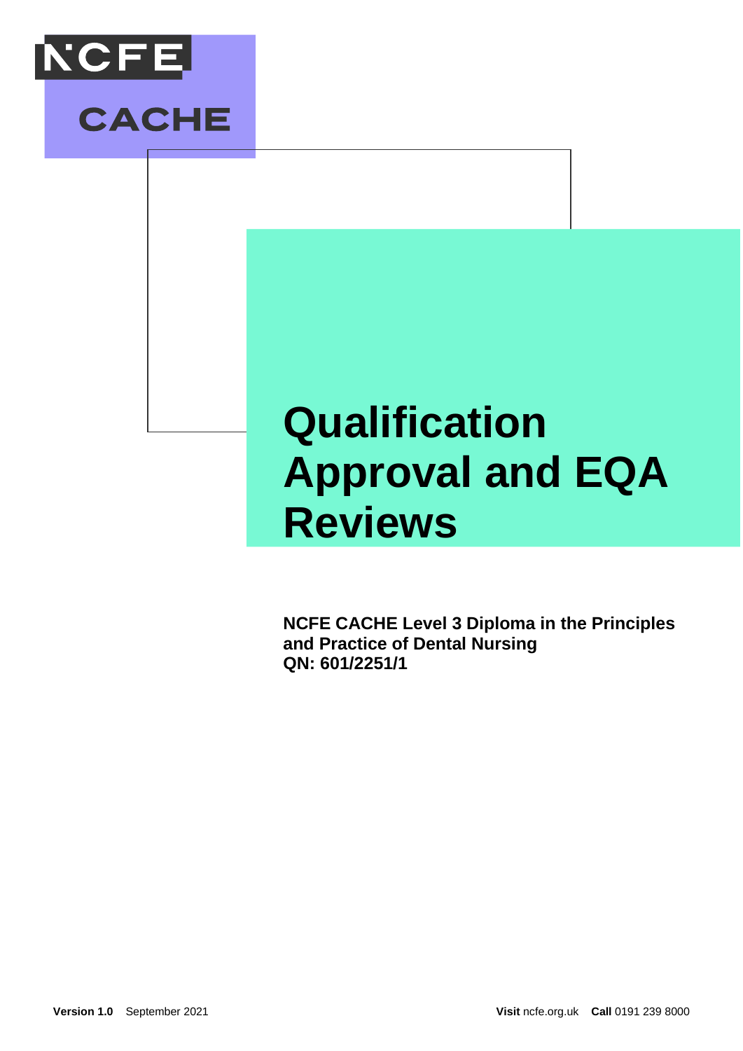NCFE CACHE

# Qualification Approval and EQA Reviews

**NCFE CACHE Level 3 Diploma in the Principles and Practice of Dental Nursing**
**QN: 601/2251/1**

**Version 1.0** September 2021

**Visit** ncfe.org.uk **Call** 0191 239 8000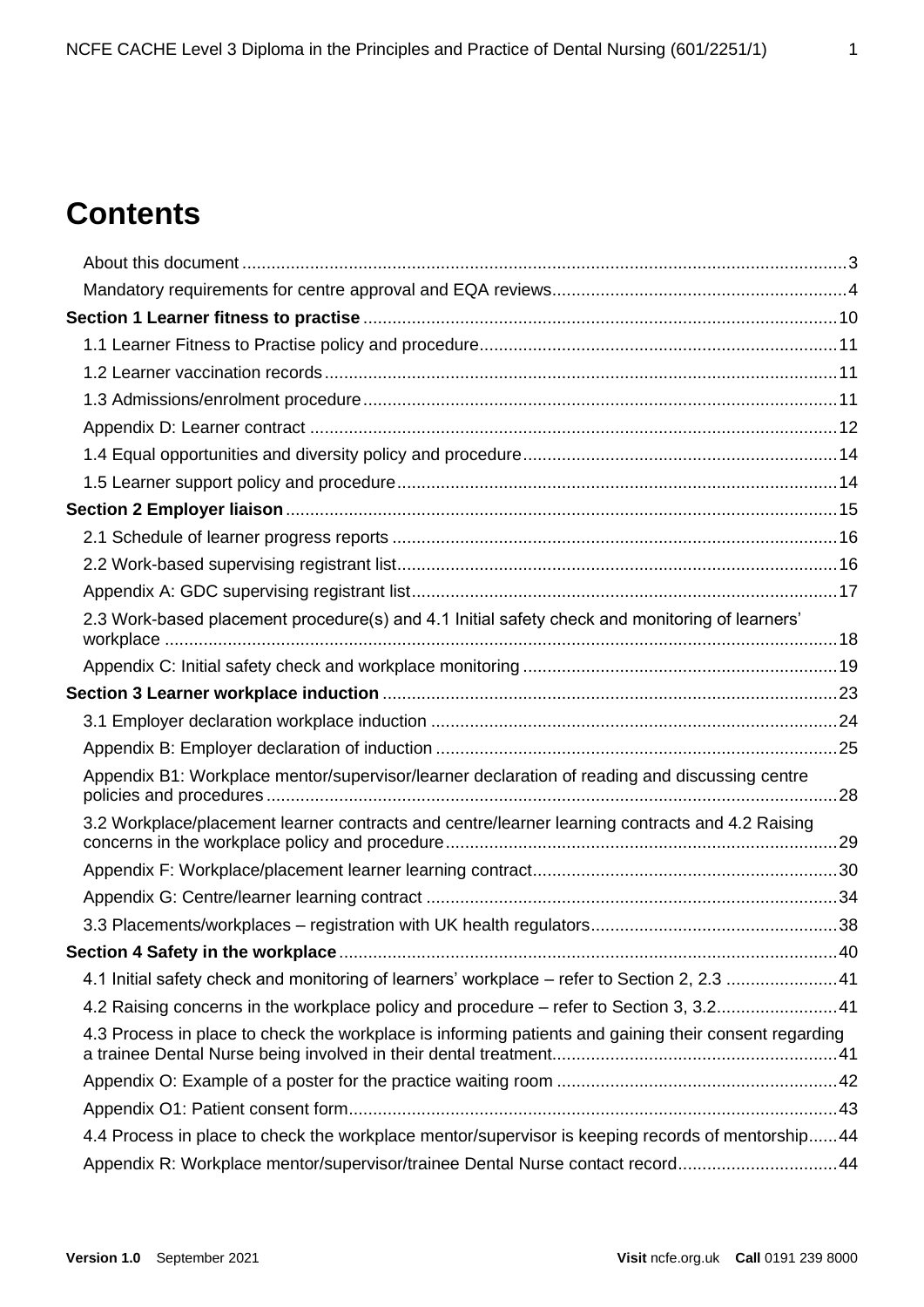# Contents

About this document 3

Mandatory requirements for centre approval and EQA reviews 4

**Section 1 Learner fitness to practise** 10

1.1 Learner Fitness to Practise policy and procedure 11

1.2 Learner vaccination records 11

1.3 Admissions/enrolment procedure 11

Appendix D: Learner contract 12

1.4 Equal opportunities and diversity policy and procedure 14

1.5 Learner support policy and procedure 14

**Section 2 Employer liaison** 15

2.1 Schedule of learner progress reports 16

2.2 Work-based supervising registrant list 16

Appendix A: GDC supervising registrant list 17

2.3 Work-based placement procedure(s) and 4.1 Initial safety check and monitoring of learners' workplace 18

Appendix C: Initial safety check and workplace monitoring 19

**Section 3 Learner workplace induction** 23

3.1 Employer declaration workplace induction 24

Appendix B: Employer declaration of induction 25

Appendix B1: Workplace mentor/supervisor/learner declaration of reading and discussing centre policies and procedures 28

3.2 Workplace/placement learner contracts and centre/learner learning contracts and 4.2 Raising concerns in the workplace policy and procedure 29

Appendix F: Workplace/placement learner learning contract 30

Appendix G: Centre/learner learning contract 34

3.3 Placements/workplaces – registration with UK health regulators 38

**Section 4 Safety in the workplace** 40

4.1 Initial safety check and monitoring of learners' workplace – refer to Section 2, 2.3 41

4.2 Raising concerns in the workplace policy and procedure – refer to Section 3, 3.2 41

4.3 Process in place to check the workplace is informing patients and gaining their consent regarding a trainee Dental Nurse being involved in their dental treatment 41

Appendix O: Example of a poster for the practice waiting room 42

Appendix O1: Patient consent form 43

4.4 Process in place to check the workplace mentor/supervisor is keeping records of mentorship 44

Appendix R: Workplace mentor/supervisor/trainee Dental Nurse contact record 44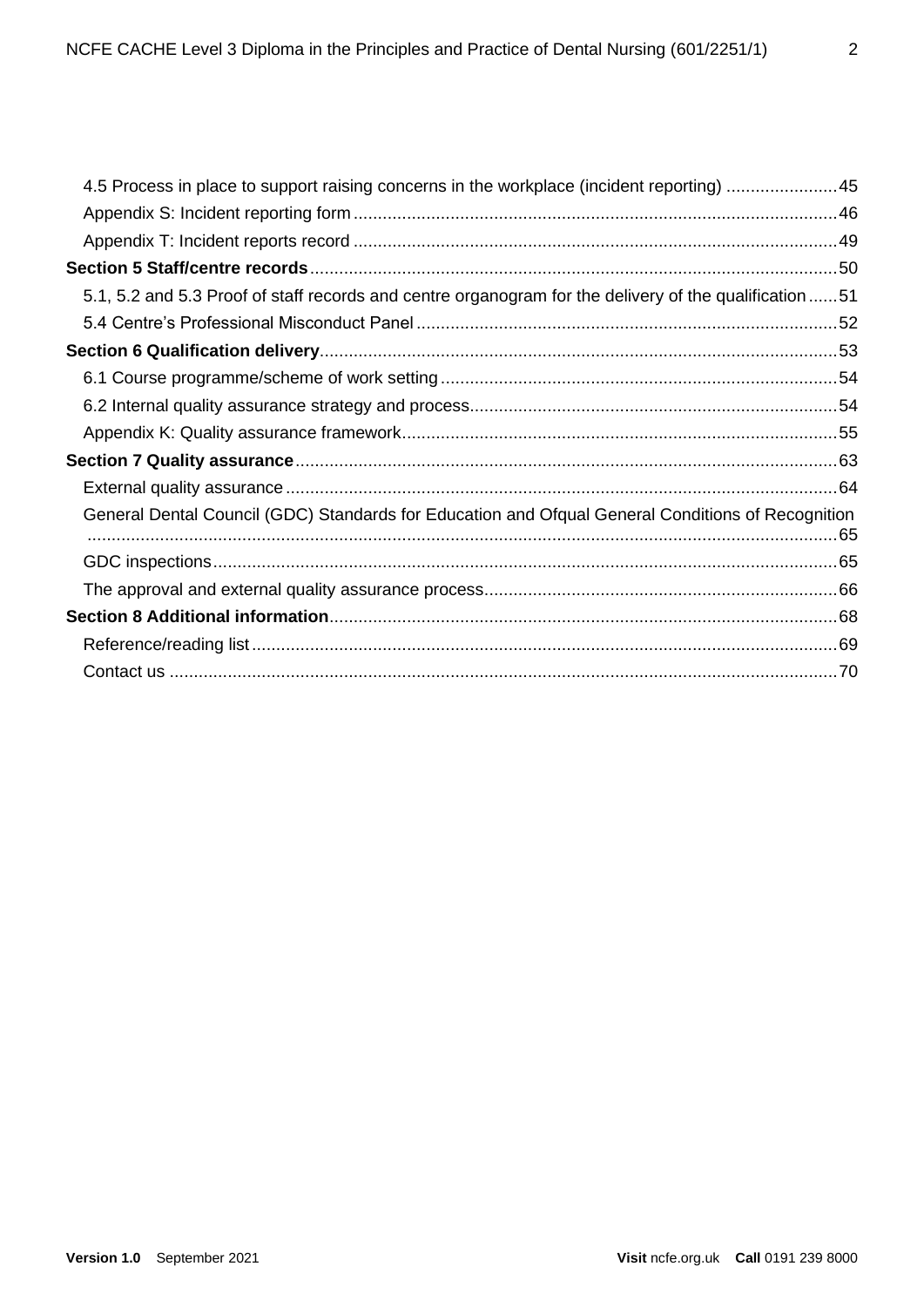4.5 Process in place to support raising concerns in the workplace (incident reporting) ....... 45
Appendix S: Incident reporting form ....... 46
Appendix T: Incident reports record ....... 49
**Section 5 Staff/centre records** ....... 50
5.1, 5.2 and 5.3 Proof of staff records and centre organogram for the delivery of the qualification ....... 51
5.4 Centre's Professional Misconduct Panel ....... 52
**Section 6 Qualification delivery** ....... 53
6.1 Course programme/scheme of work setting ....... 54
6.2 Internal quality assurance strategy and process ....... 54
Appendix K: Quality assurance framework ....... 55
**Section 7 Quality assurance** ....... 63
External quality assurance ....... 64
General Dental Council (GDC) Standards for Education and Ofqual General Conditions of Recognition ....... 65
GDC inspections ....... 65
The approval and external quality assurance process ....... 66
**Section 8 Additional information** ....... 68
Reference/reading list ....... 69
Contact us ....... 70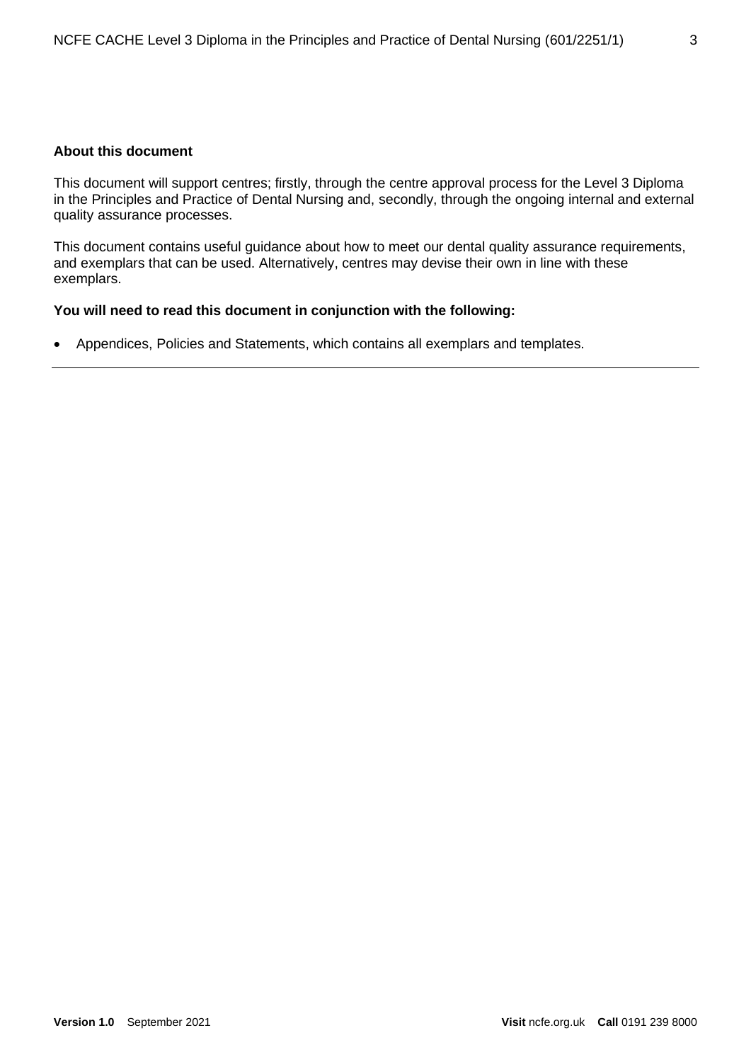**About this document**

This document will support centres; firstly, through the centre approval process for the Level 3 Diploma in the Principles and Practice of Dental Nursing and, secondly, through the ongoing internal and external quality assurance processes.

This document contains useful guidance about how to meet our dental quality assurance requirements, and exemplars that can be used. Alternatively, centres may devise their own in line with these exemplars.

**You will need to read this document in conjunction with the following:**

- Appendices, Policies and Statements, which contains all exemplars and templates.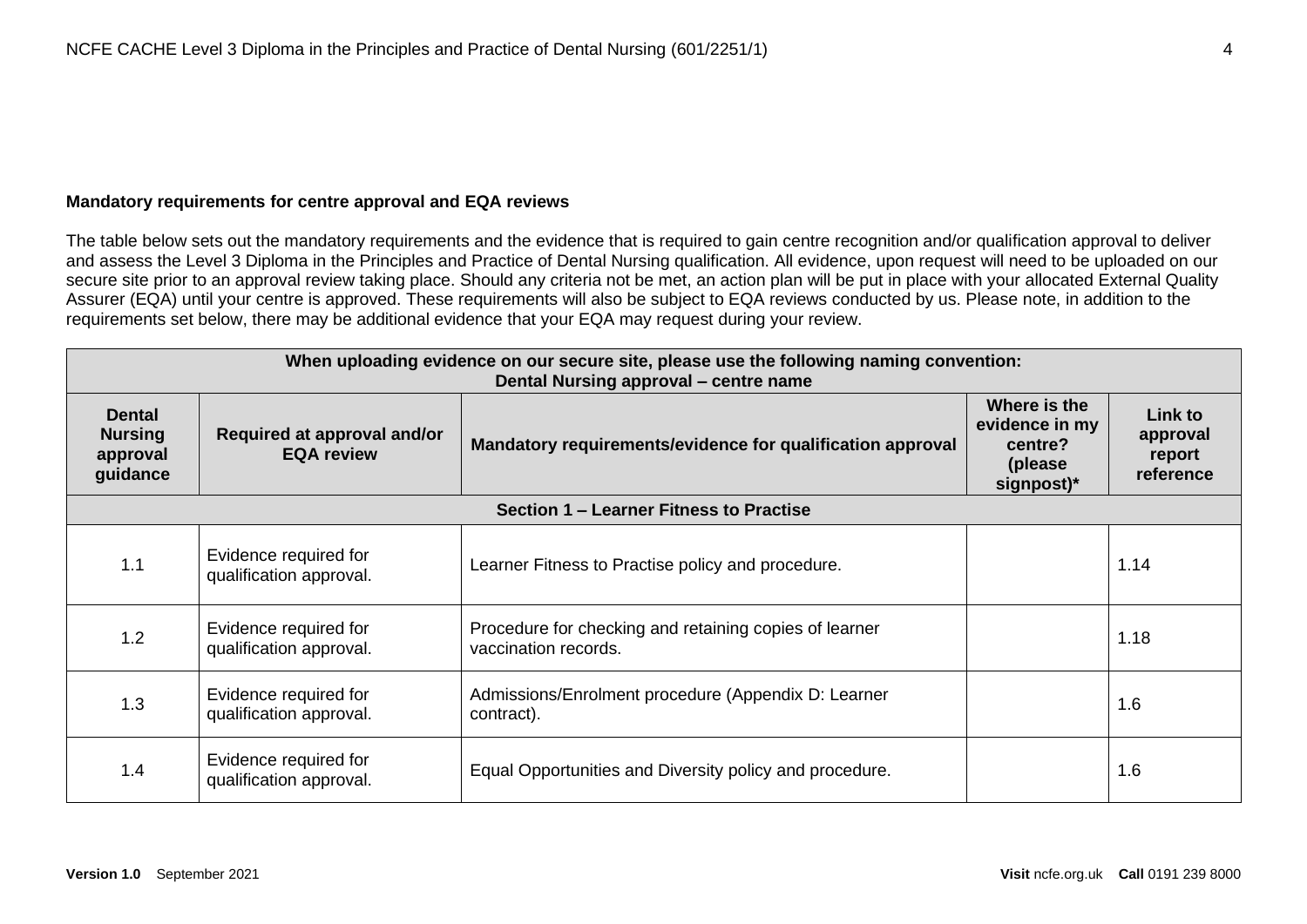**Mandatory requirements for centre approval and EQA reviews**

The table below sets out the mandatory requirements and the evidence that is required to gain centre recognition and/or qualification approval to deliver and assess the Level 3 Diploma in the Principles and Practice of Dental Nursing qualification. All evidence, upon request will need to be uploaded on our secure site prior to an approval review taking place. Should any criteria not be met, an action plan will be put in place with your allocated External Quality Assurer (EQA) until your centre is approved. These requirements will also be subject to EQA reviews conducted by us. Please note, in addition to the requirements set below, there may be additional evidence that your EQA may request during your review.

| When uploading evidence on our secure site, please use the following naming convention: Dental Nursing approval – centre name | | | | |
|---|---|---|---|---|
| **Dental Nursing approval guidance** | **Required at approval and/or EQA review** | **Mandatory requirements/evidence for qualification approval** | **Where is the evidence in my centre? (please signpost)*** | **Link to approval report reference** |
| **Section 1 – Learner Fitness to Practise** | | | | |
| 1.1 | Evidence required for qualification approval. | Learner Fitness to Practise policy and procedure. | | 1.14 |
| 1.2 | Evidence required for qualification approval. | Procedure for checking and retaining copies of learner vaccination records. | | 1.18 |
| 1.3 | Evidence required for qualification approval. | Admissions/Enrolment procedure (Appendix D: Learner contract). | | 1.6 |
| 1.4 | Evidence required for qualification approval. | Equal Opportunities and Diversity policy and procedure. | | 1.6 |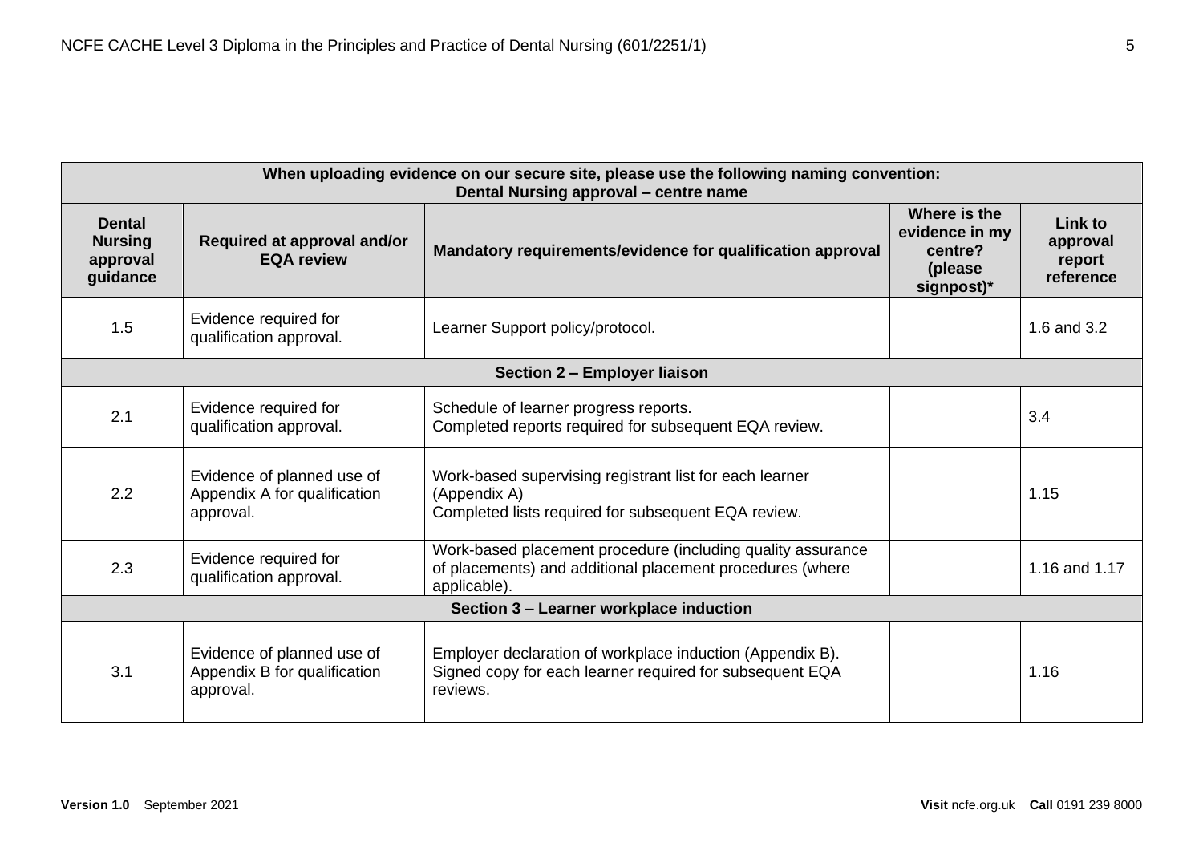| When uploading evidence on our secure site, please use the following naming convention: Dental Nursing approval – centre name | | | | |
|---|---|---|---|---|
| **Dental Nursing approval guidance** | **Required at approval and/or EQA review** | **Mandatory requirements/evidence for qualification approval** | **Where is the evidence in my centre? (please signpost)*** | **Link to approval report reference** |
| 1.5 | Evidence required for qualification approval. | Learner Support policy/protocol. | | 1.6 and 3.2 |
| **Section 2 – Employer liaison** | | | | |
| 2.1 | Evidence required for qualification approval. | Schedule of learner progress reports. Completed reports required for subsequent EQA review. | | 3.4 |
| 2.2 | Evidence of planned use of Appendix A for qualification approval. | Work-based supervising registrant list for each learner (Appendix A) Completed lists required for subsequent EQA review. | | 1.15 |
| 2.3 | Evidence required for qualification approval. | Work-based placement procedure (including quality assurance of placements) and additional placement procedures (where applicable). | | 1.16 and 1.17 |
| **Section 3 – Learner workplace induction** | | | | |
| 3.1 | Evidence of planned use of Appendix B for qualification approval. | Employer declaration of workplace induction (Appendix B). Signed copy for each learner required for subsequent EQA reviews. | | 1.16 |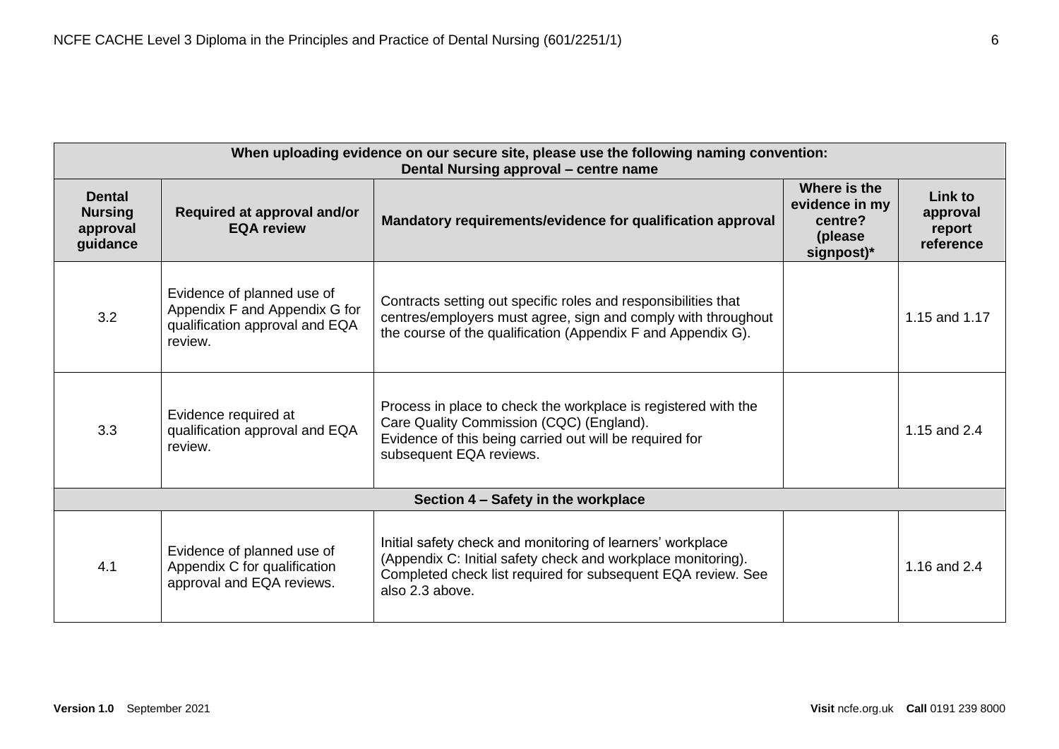| When uploading evidence on our secure site, please use the following naming convention: Dental Nursing approval – centre name | | | | |
|---|---|---|---|---|
| **Dental Nursing approval guidance** | **Required at approval and/or EQA review** | **Mandatory requirements/evidence for qualification approval** | **Where is the evidence in my centre? (please signpost)*** | **Link to approval report reference** |
| 3.2 | Evidence of planned use of Appendix F and Appendix G for qualification approval and EQA review. | Contracts setting out specific roles and responsibilities that centres/employers must agree, sign and comply with throughout the course of the qualification (Appendix F and Appendix G). | | 1.15 and 1.17 |
| 3.3 | Evidence required at qualification approval and EQA review. | Process in place to check the workplace is registered with the Care Quality Commission (CQC) (England). Evidence of this being carried out will be required for subsequent EQA reviews. | | 1.15 and 2.4 |
| **Section 4 – Safety in the workplace** | | | | |
| 4.1 | Evidence of planned use of Appendix C for qualification approval and EQA reviews. | Initial safety check and monitoring of learners' workplace (Appendix C: Initial safety check and workplace monitoring). Completed check list required for subsequent EQA review. See also 2.3 above. | | 1.16 and 2.4 |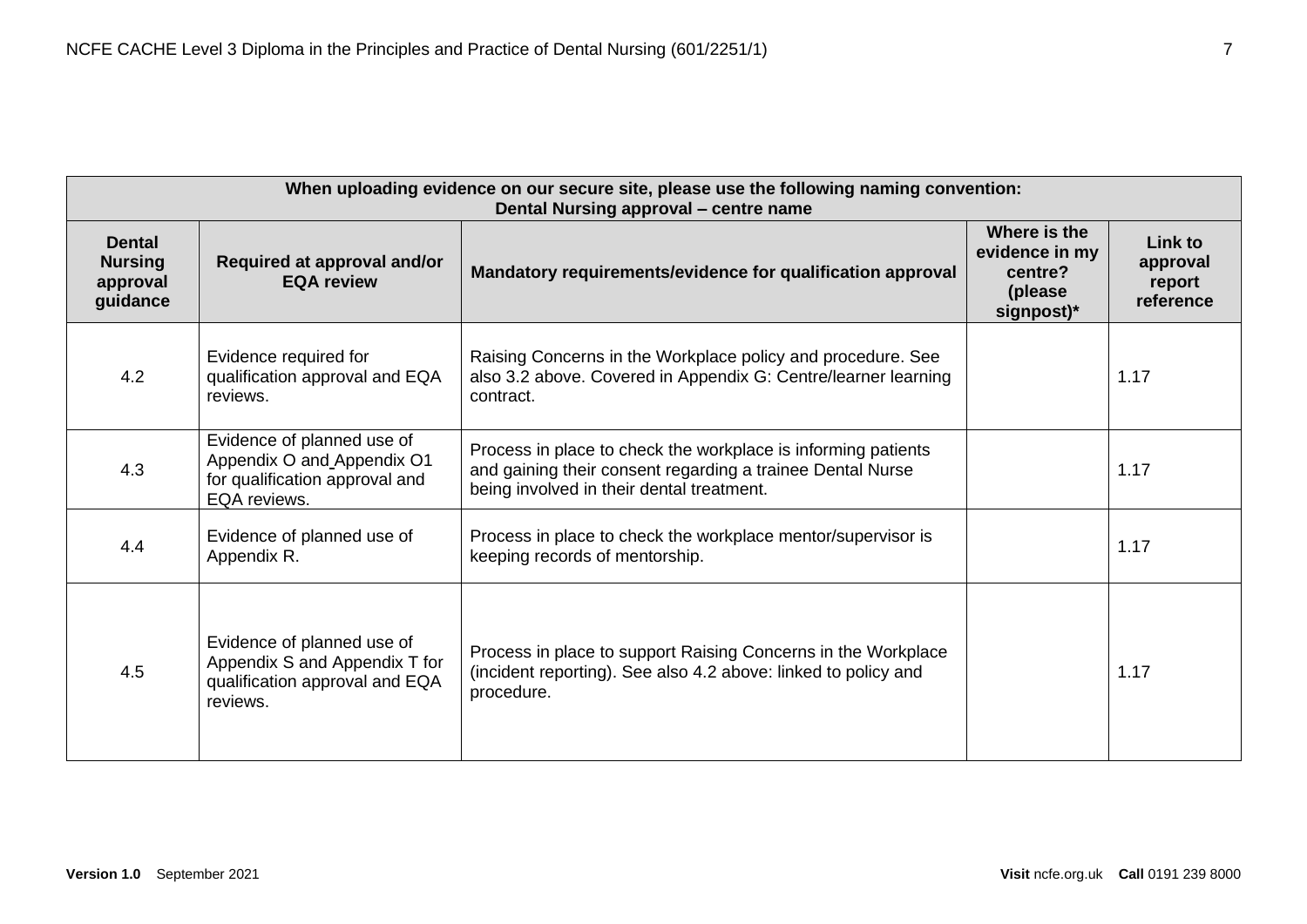| When uploading evidence on our secure site, please use the following naming convention: Dental Nursing approval – centre name | | | | |
|---|---|---|---|---|
| **Dental Nursing approval guidance** | **Required at approval and/or EQA review** | **Mandatory requirements/evidence for qualification approval** | **Where is the evidence in my centre? (please signpost)*** | **Link to approval report reference** |
| 4.2 | Evidence required for qualification approval and EQA reviews. | Raising Concerns in the Workplace policy and procedure. See also 3.2 above. Covered in Appendix G: Centre/learner learning contract. | | 1.17 |
| 4.3 | Evidence of planned use of Appendix O and Appendix O1 for qualification approval and EQA reviews. | Process in place to check the workplace is informing patients and gaining their consent regarding a trainee Dental Nurse being involved in their dental treatment. | | 1.17 |
| 4.4 | Evidence of planned use of Appendix R. | Process in place to check the workplace mentor/supervisor is keeping records of mentorship. | | 1.17 |
| 4.5 | Evidence of planned use of Appendix S and Appendix T for qualification approval and EQA reviews. | Process in place to support Raising Concerns in the Workplace (incident reporting). See also 4.2 above: linked to policy and procedure. | | 1.17 |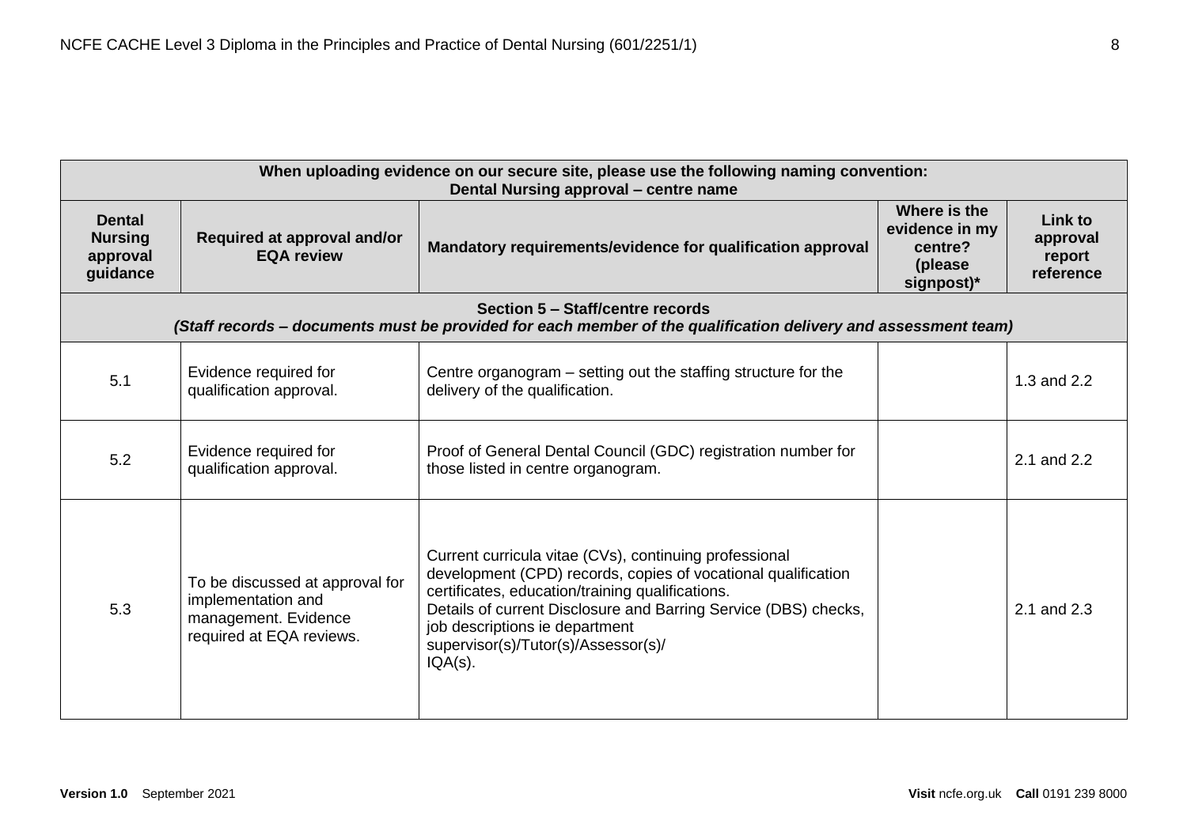| When uploading evidence on our secure site, please use the following naming convention: Dental Nursing approval – centre name | | | | |
|---|---|---|---|---|
| **Dental Nursing approval guidance** | **Required at approval and/or EQA review** | **Mandatory requirements/evidence for qualification approval** | **Where is the evidence in my centre? (please signpost)*** | **Link to approval report reference** |
| **Section 5 – Staff/centre records** *(Staff records – documents must be provided for each member of the qualification delivery and assessment team)* | | | | |
| 5.1 | Evidence required for qualification approval. | Centre organogram – setting out the staffing structure for the delivery of the qualification. | | 1.3 and 2.2 |
| 5.2 | Evidence required for qualification approval. | Proof of General Dental Council (GDC) registration number for those listed in centre organogram. | | 2.1 and 2.2 |
| 5.3 | To be discussed at approval for implementation and management. Evidence required at EQA reviews. | Current curricula vitae (CVs), continuing professional development (CPD) records, copies of vocational qualification certificates, education/training qualifications. Details of current Disclosure and Barring Service (DBS) checks, job descriptions ie department supervisor(s)/Tutor(s)/Assessor(s)/ IQA(s). | | 2.1 and 2.3 |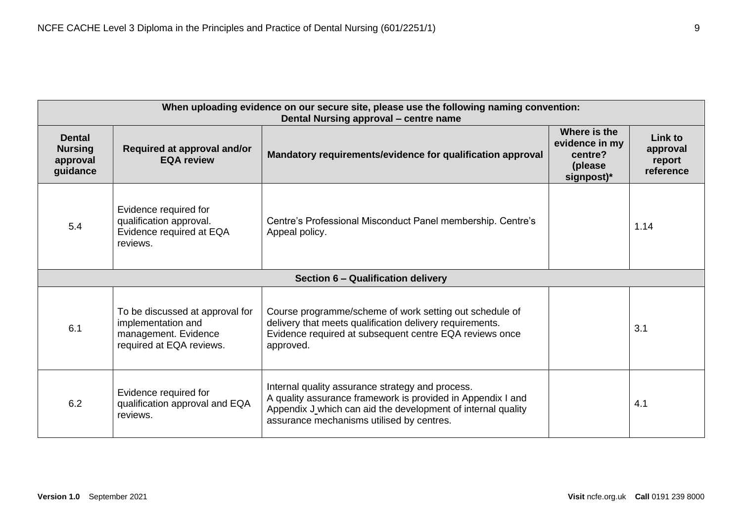| When uploading evidence on our secure site, please use the following naming convention: Dental Nursing approval – centre name | | | | |
|---|---|---|---|---|
| **Dental Nursing approval guidance** | **Required at approval and/or EQA review** | **Mandatory requirements/evidence for qualification approval** | **Where is the evidence in my centre? (please signpost)*** | **Link to approval report reference** |
| 5.4 | Evidence required for qualification approval. Evidence required at EQA reviews. | Centre's Professional Misconduct Panel membership. Centre's Appeal policy. | | 1.14 |
| **Section 6 – Qualification delivery** | | | | |
| 6.1 | To be discussed at approval for implementation and management. Evidence required at EQA reviews. | Course programme/scheme of work setting out schedule of delivery that meets qualification delivery requirements. Evidence required at subsequent centre EQA reviews once approved. | | 3.1 |
| 6.2 | Evidence required for qualification approval and EQA reviews. | Internal quality assurance strategy and process. A quality assurance framework is provided in Appendix I and Appendix J which can aid the development of internal quality assurance mechanisms utilised by centres. | | 4.1 |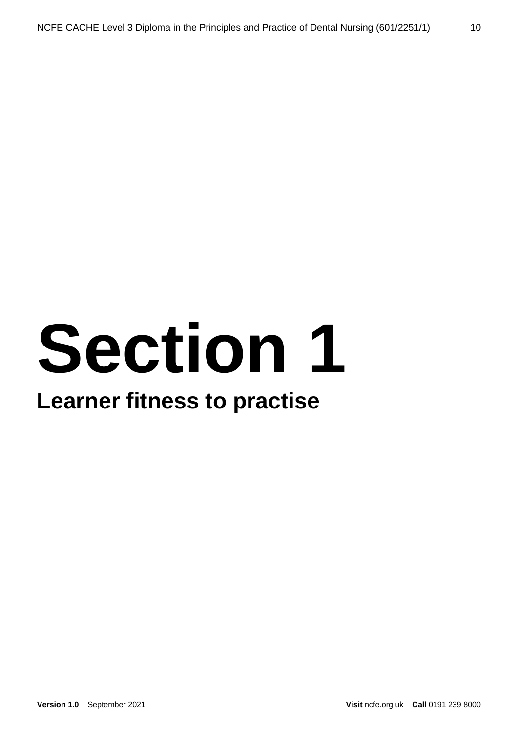# Section 1

## Learner fitness to practise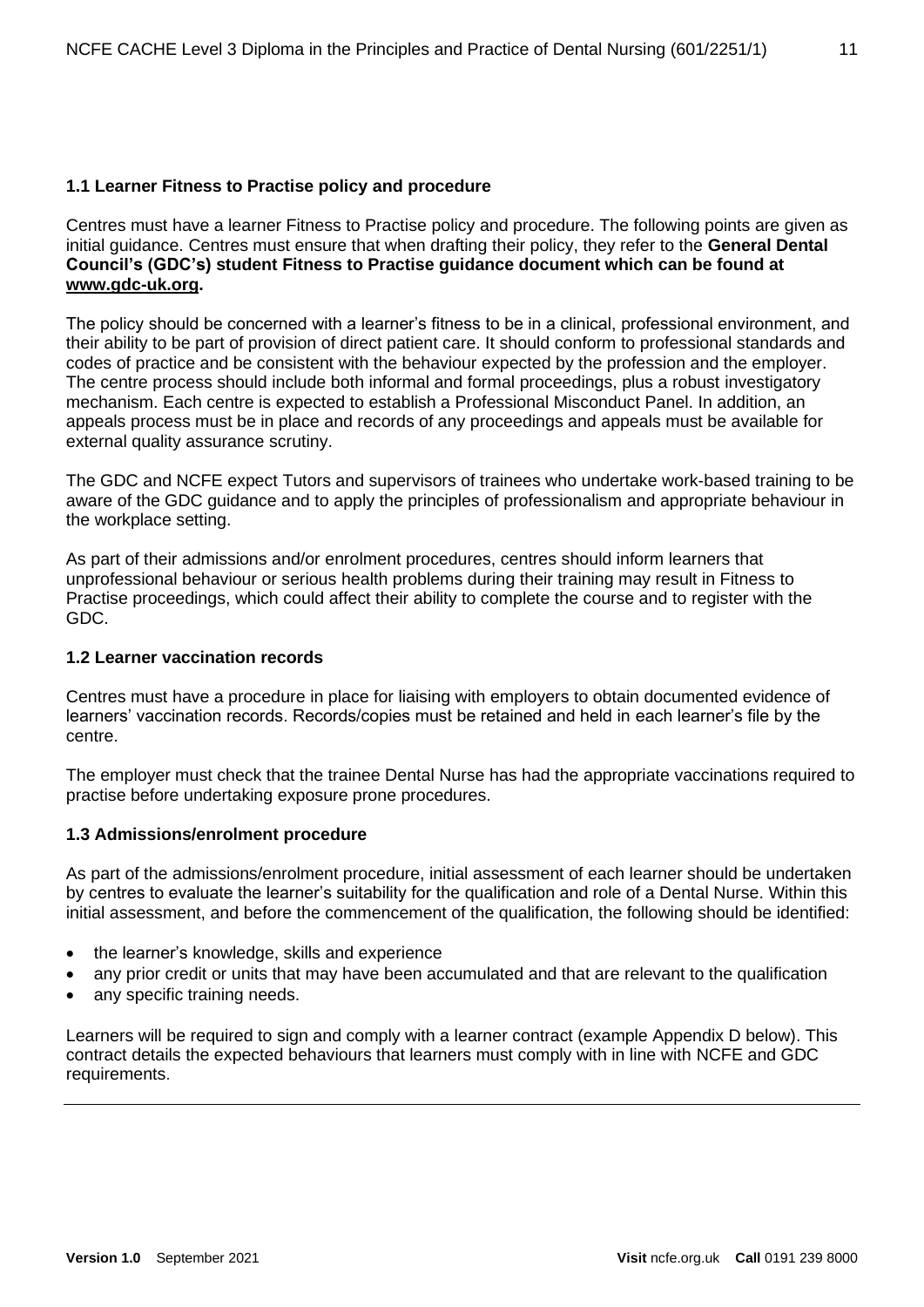### 1.1 Learner Fitness to Practise policy and procedure

Centres must have a learner Fitness to Practise policy and procedure. The following points are given as initial guidance. Centres must ensure that when drafting their policy, they refer to the **General Dental Council's (GDC's) student Fitness to Practise guidance document which can be found at [www.gdc-uk.org](www.gdc-uk.org).**

The policy should be concerned with a learner's fitness to be in a clinical, professional environment, and their ability to be part of provision of direct patient care. It should conform to professional standards and codes of practice and be consistent with the behaviour expected by the profession and the employer. The centre process should include both informal and formal proceedings, plus a robust investigatory mechanism. Each centre is expected to establish a Professional Misconduct Panel. In addition, an appeals process must be in place and records of any proceedings and appeals must be available for external quality assurance scrutiny.

The GDC and NCFE expect Tutors and supervisors of trainees who undertake work-based training to be aware of the GDC guidance and to apply the principles of professionalism and appropriate behaviour in the workplace setting.

As part of their admissions and/or enrolment procedures, centres should inform learners that unprofessional behaviour or serious health problems during their training may result in Fitness to Practise proceedings, which could affect their ability to complete the course and to register with the GDC.

### 1.2 Learner vaccination records

Centres must have a procedure in place for liaising with employers to obtain documented evidence of learners' vaccination records. Records/copies must be retained and held in each learner's file by the centre.

The employer must check that the trainee Dental Nurse has had the appropriate vaccinations required to practise before undertaking exposure prone procedures.

### 1.3 Admissions/enrolment procedure

As part of the admissions/enrolment procedure, initial assessment of each learner should be undertaken by centres to evaluate the learner's suitability for the qualification and role of a Dental Nurse. Within this initial assessment, and before the commencement of the qualification, the following should be identified:

- the learner's knowledge, skills and experience
- any prior credit or units that may have been accumulated and that are relevant to the qualification
- any specific training needs.

Learners will be required to sign and comply with a learner contract (example Appendix D below). This contract details the expected behaviours that learners must comply with in line with NCFE and GDC requirements.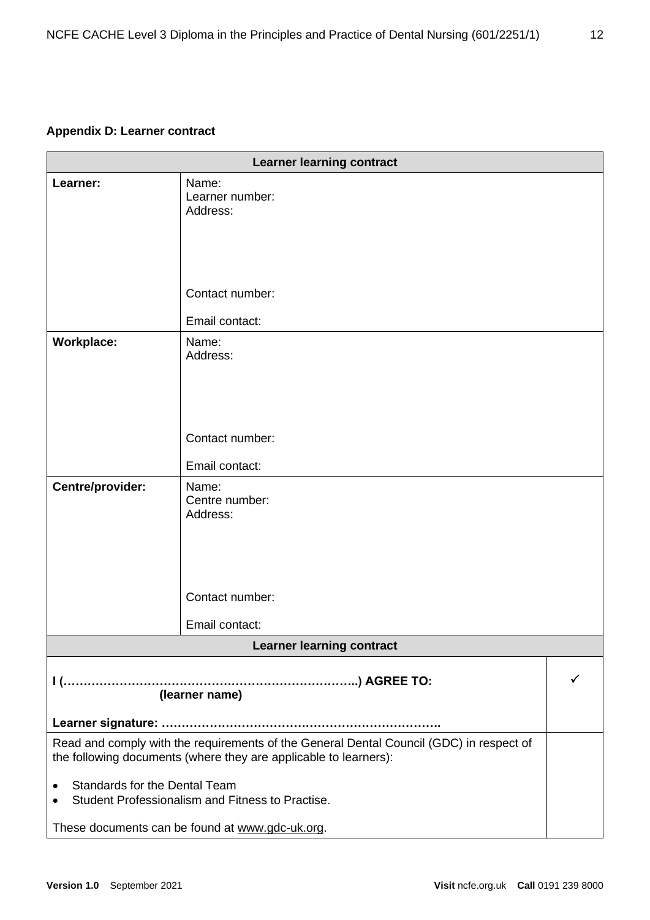### Appendix D: Learner contract

| Learner learning contract | | |
|---|---|---|
| **Learner:** | Name:<br>Learner number:<br>Address:<br><br><br><br>Contact number:<br><br>Email contact: | |
| **Workplace:** | Name:<br>Address:<br><br><br><br>Contact number:<br><br>Email contact: | |
| **Centre/provider:** | Name:<br>Centre number:<br>Address:<br><br><br><br>Contact number:<br><br>Email contact: | |
| **Learner learning contract** | | |
| **I (………………………………………………………………..) AGREE TO:**<br>**(learner name)**<br><br>**Learner signature: …………………………………………………………….** | | ✓ |
| Read and comply with the requirements of the General Dental Council (GDC) in respect of the following documents (where they are applicable to learners):<br><br>• Standards for the Dental Team<br>• Student Professionalism and Fitness to Practise.<br><br>These documents can be found at www.gdc-uk.org. | | |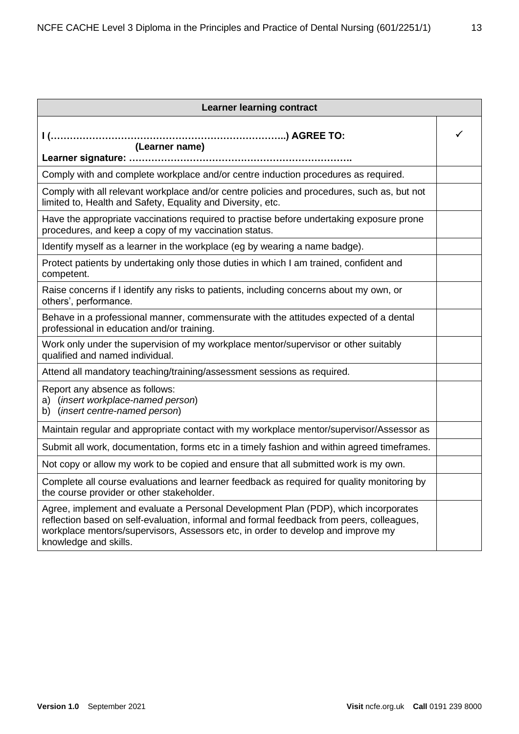| Learner learning contract | |
|---|---|
| **I (……………………………………………………………..) AGREE TO:**<br>**(Learner name)**<br>**Learner signature: ………………………………………………………….** | ✓ |
| Comply with and complete workplace and/or centre induction procedures as required. | |
| Comply with all relevant workplace and/or centre policies and procedures, such as, but not limited to, Health and Safety, Equality and Diversity, etc. | |
| Have the appropriate vaccinations required to practise before undertaking exposure prone procedures, and keep a copy of my vaccination status. | |
| Identify myself as a learner in the workplace (eg by wearing a name badge). | |
| Protect patients by undertaking only those duties in which I am trained, confident and competent. | |
| Raise concerns if I identify any risks to patients, including concerns about my own, or others', performance. | |
| Behave in a professional manner, commensurate with the attitudes expected of a dental professional in education and/or training. | |
| Work only under the supervision of my workplace mentor/supervisor or other suitably qualified and named individual. | |
| Attend all mandatory teaching/training/assessment sessions as required. | |
| Report any absence as follows:<br>a) (*insert workplace-named person*)<br>b) (*insert centre-named person*) | |
| Maintain regular and appropriate contact with my workplace mentor/supervisor/Assessor as | |
| Submit all work, documentation, forms etc in a timely fashion and within agreed timeframes. | |
| Not copy or allow my work to be copied and ensure that all submitted work is my own. | |
| Complete all course evaluations and learner feedback as required for quality monitoring by the course provider or other stakeholder. | |
| Agree, implement and evaluate a Personal Development Plan (PDP), which incorporates reflection based on self-evaluation, informal and formal feedback from peers, colleagues, workplace mentors/supervisors, Assessors etc, in order to develop and improve my knowledge and skills. | |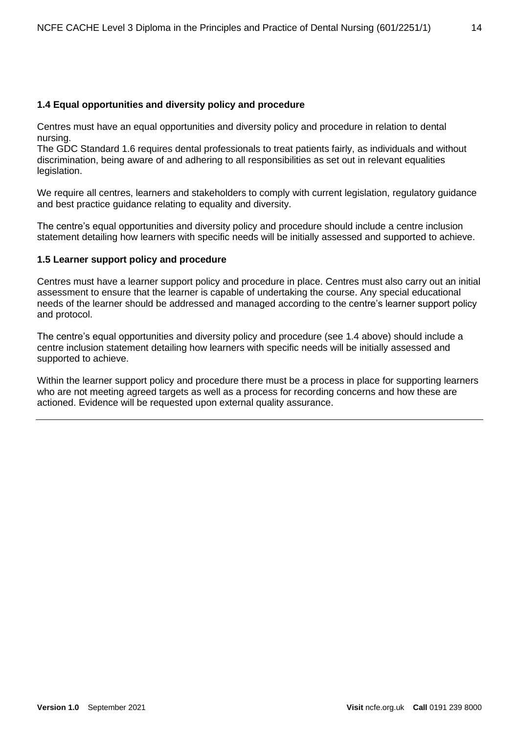### 1.4 Equal opportunities and diversity policy and procedure

Centres must have an equal opportunities and diversity policy and procedure in relation to dental nursing.
The GDC Standard 1.6 requires dental professionals to treat patients fairly, as individuals and without discrimination, being aware of and adhering to all responsibilities as set out in relevant equalities legislation.

We require all centres, learners and stakeholders to comply with current legislation, regulatory guidance and best practice guidance relating to equality and diversity.

The centre's equal opportunities and diversity policy and procedure should include a centre inclusion statement detailing how learners with specific needs will be initially assessed and supported to achieve.

### 1.5 Learner support policy and procedure

Centres must have a learner support policy and procedure in place. Centres must also carry out an initial assessment to ensure that the learner is capable of undertaking the course. Any special educational needs of the learner should be addressed and managed according to the centre's learner support policy and protocol.

The centre's equal opportunities and diversity policy and procedure (see 1.4 above) should include a centre inclusion statement detailing how learners with specific needs will be initially assessed and supported to achieve.

Within the learner support policy and procedure there must be a process in place for supporting learners who are not meeting agreed targets as well as a process for recording concerns and how these are actioned. Evidence will be requested upon external quality assurance.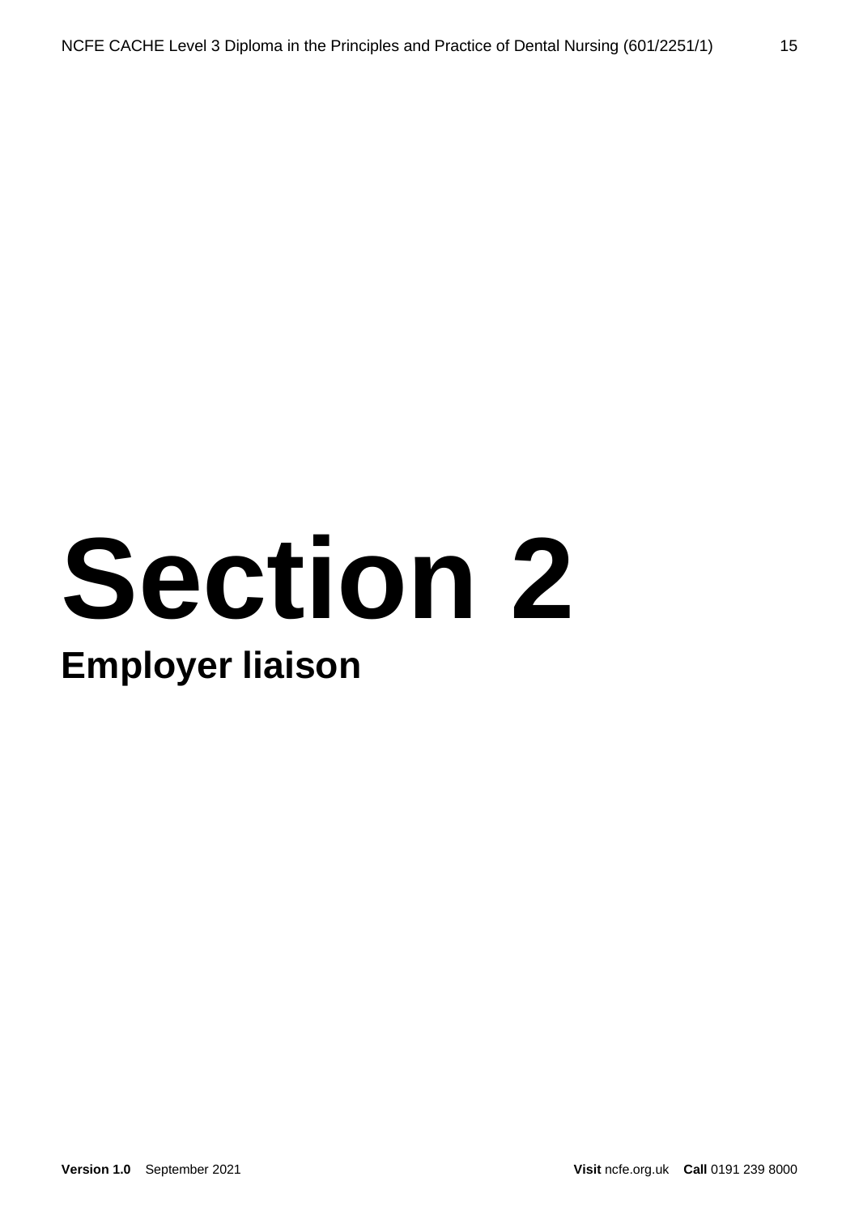# Section 2

## Employer liaison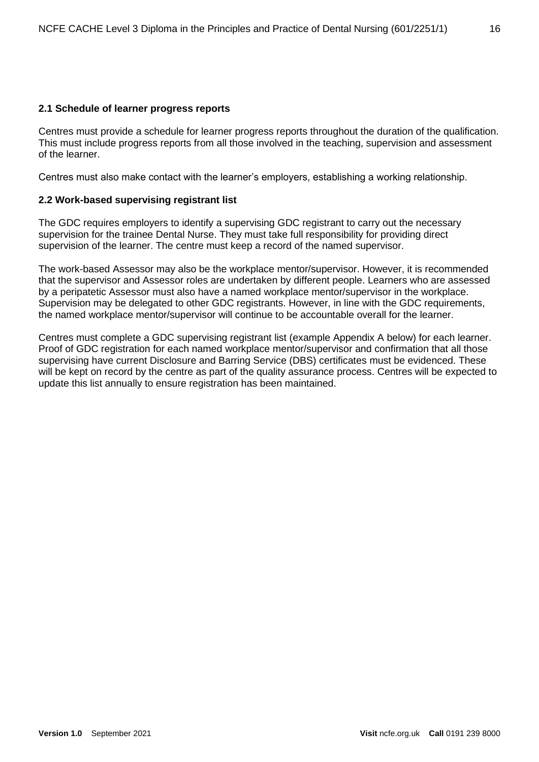### 2.1 Schedule of learner progress reports

Centres must provide a schedule for learner progress reports throughout the duration of the qualification. This must include progress reports from all those involved in the teaching, supervision and assessment of the learner.

Centres must also make contact with the learner's employers, establishing a working relationship.

### 2.2 Work-based supervising registrant list

The GDC requires employers to identify a supervising GDC registrant to carry out the necessary supervision for the trainee Dental Nurse. They must take full responsibility for providing direct supervision of the learner. The centre must keep a record of the named supervisor.

The work-based Assessor may also be the workplace mentor/supervisor. However, it is recommended that the supervisor and Assessor roles are undertaken by different people. Learners who are assessed by a peripatetic Assessor must also have a named workplace mentor/supervisor in the workplace. Supervision may be delegated to other GDC registrants. However, in line with the GDC requirements, the named workplace mentor/supervisor will continue to be accountable overall for the learner.

Centres must complete a GDC supervising registrant list (example Appendix A below) for each learner. Proof of GDC registration for each named workplace mentor/supervisor and confirmation that all those supervising have current Disclosure and Barring Service (DBS) certificates must be evidenced. These will be kept on record by the centre as part of the quality assurance process. Centres will be expected to update this list annually to ensure registration has been maintained.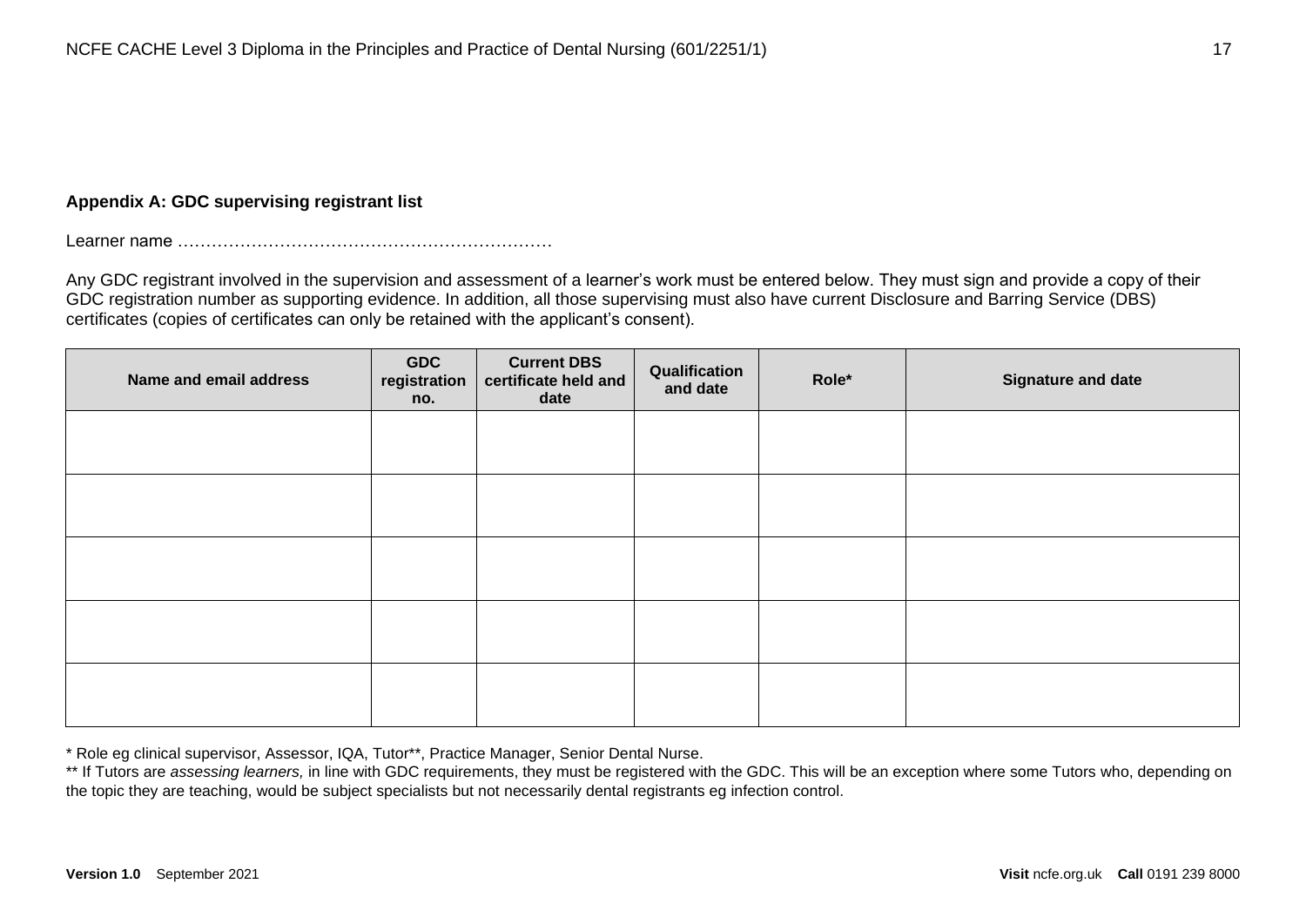**Appendix A: GDC supervising registrant list**

Learner name …………………………………………………………

Any GDC registrant involved in the supervision and assessment of a learner's work must be entered below. They must sign and provide a copy of their GDC registration number as supporting evidence. In addition, all those supervising must also have current Disclosure and Barring Service (DBS) certificates (copies of certificates can only be retained with the applicant's consent).

| Name and email address | GDC registration no. | Current DBS certificate held and date | Qualification and date | Role* | Signature and date |
|---|---|---|---|---|---|
| | | | | | |
| | | | | | |
| | | | | | |
| | | | | | |
| | | | | | |

* Role eg clinical supervisor, Assessor, IQA, Tutor**, Practice Manager, Senior Dental Nurse.

** If Tutors are *assessing learners,* in line with GDC requirements, they must be registered with the GDC. This will be an exception where some Tutors who, depending on the topic they are teaching, would be subject specialists but not necessarily dental registrants eg infection control.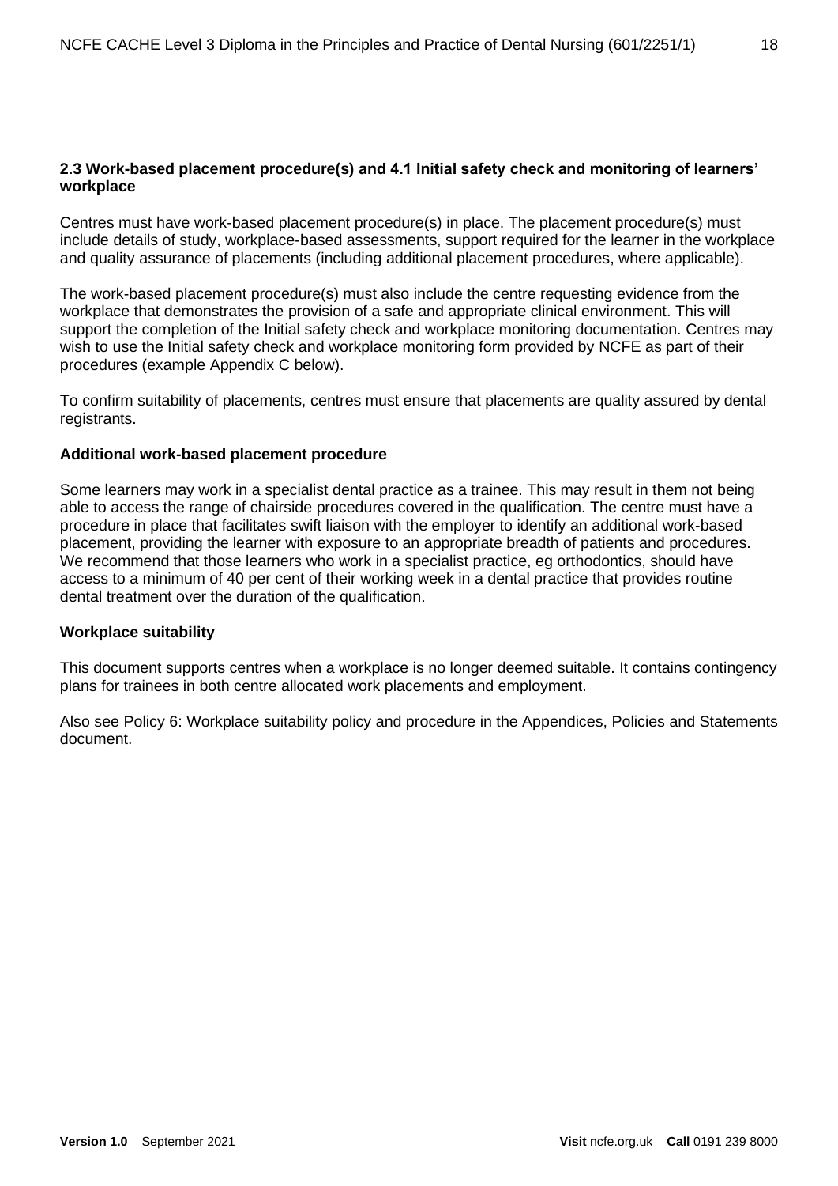### 2.3 Work-based placement procedure(s) and 4.1 Initial safety check and monitoring of learners' workplace

Centres must have work-based placement procedure(s) in place. The placement procedure(s) must include details of study, workplace-based assessments, support required for the learner in the workplace and quality assurance of placements (including additional placement procedures, where applicable).

The work-based placement procedure(s) must also include the centre requesting evidence from the workplace that demonstrates the provision of a safe and appropriate clinical environment. This will support the completion of the Initial safety check and workplace monitoring documentation. Centres may wish to use the Initial safety check and workplace monitoring form provided by NCFE as part of their procedures (example Appendix C below).

To confirm suitability of placements, centres must ensure that placements are quality assured by dental registrants.

#### Additional work-based placement procedure

Some learners may work in a specialist dental practice as a trainee. This may result in them not being able to access the range of chairside procedures covered in the qualification. The centre must have a procedure in place that facilitates swift liaison with the employer to identify an additional work-based placement, providing the learner with exposure to an appropriate breadth of patients and procedures. We recommend that those learners who work in a specialist practice, eg orthodontics, should have access to a minimum of 40 per cent of their working week in a dental practice that provides routine dental treatment over the duration of the qualification.

#### Workplace suitability

This document supports centres when a workplace is no longer deemed suitable. It contains contingency plans for trainees in both centre allocated work placements and employment.

Also see Policy 6: Workplace suitability policy and procedure in the Appendices, Policies and Statements document.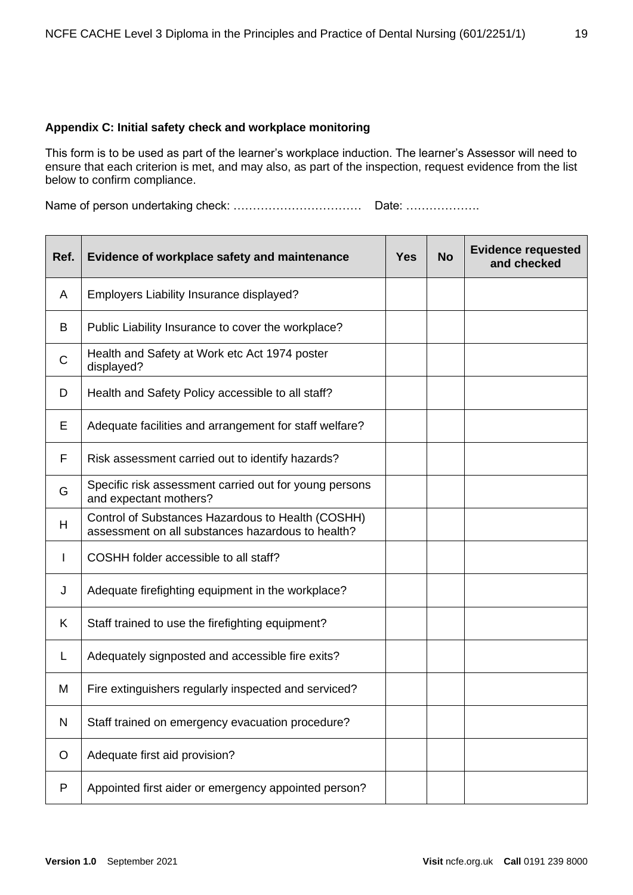**Appendix C: Initial safety check and workplace monitoring**

This form is to be used as part of the learner's workplace induction. The learner's Assessor will need to ensure that each criterion is met, and may also, as part of the inspection, request evidence from the list below to confirm compliance.

Name of person undertaking check: …………………………… Date: ……………….

| Ref. | Evidence of workplace safety and maintenance | Yes | No | Evidence requested and checked |
|---|---|---|---|---|
| A | Employers Liability Insurance displayed? | | | |
| B | Public Liability Insurance to cover the workplace? | | | |
| C | Health and Safety at Work etc Act 1974 poster displayed? | | | |
| D | Health and Safety Policy accessible to all staff? | | | |
| E | Adequate facilities and arrangement for staff welfare? | | | |
| F | Risk assessment carried out to identify hazards? | | | |
| G | Specific risk assessment carried out for young persons and expectant mothers? | | | |
| H | Control of Substances Hazardous to Health (COSHH) assessment on all substances hazardous to health? | | | |
| I | COSHH folder accessible to all staff? | | | |
| J | Adequate firefighting equipment in the workplace? | | | |
| K | Staff trained to use the firefighting equipment? | | | |
| L | Adequately signposted and accessible fire exits? | | | |
| M | Fire extinguishers regularly inspected and serviced? | | | |
| N | Staff trained on emergency evacuation procedure? | | | |
| O | Adequate first aid provision? | | | |
| P | Appointed first aider or emergency appointed person? | | | |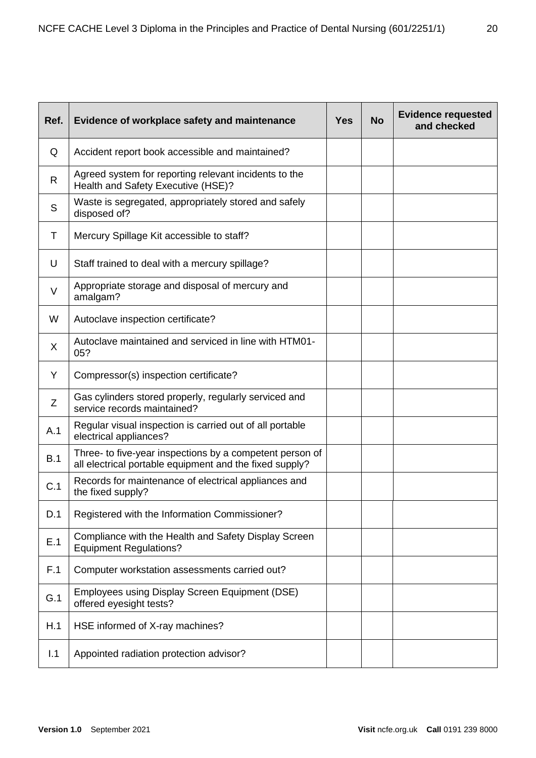| Ref. | Evidence of workplace safety and maintenance | Yes | No | Evidence requested and checked |
|---|---|---|---|---|
| Q | Accident report book accessible and maintained? | | | |
| R | Agreed system for reporting relevant incidents to the Health and Safety Executive (HSE)? | | | |
| S | Waste is segregated, appropriately stored and safely disposed of? | | | |
| T | Mercury Spillage Kit accessible to staff? | | | |
| U | Staff trained to deal with a mercury spillage? | | | |
| V | Appropriate storage and disposal of mercury and amalgam? | | | |
| W | Autoclave inspection certificate? | | | |
| X | Autoclave maintained and serviced in line with HTM01-05? | | | |
| Y | Compressor(s) inspection certificate? | | | |
| Z | Gas cylinders stored properly, regularly serviced and service records maintained? | | | |
| A.1 | Regular visual inspection is carried out of all portable electrical appliances? | | | |
| B.1 | Three- to five-year inspections by a competent person of all electrical portable equipment and the fixed supply? | | | |
| C.1 | Records for maintenance of electrical appliances and the fixed supply? | | | |
| D.1 | Registered with the Information Commissioner? | | | |
| E.1 | Compliance with the Health and Safety Display Screen Equipment Regulations? | | | |
| F.1 | Computer workstation assessments carried out? | | | |
| G.1 | Employees using Display Screen Equipment (DSE) offered eyesight tests? | | | |
| H.1 | HSE informed of X-ray machines? | | | |
| I.1 | Appointed radiation protection advisor? | | | |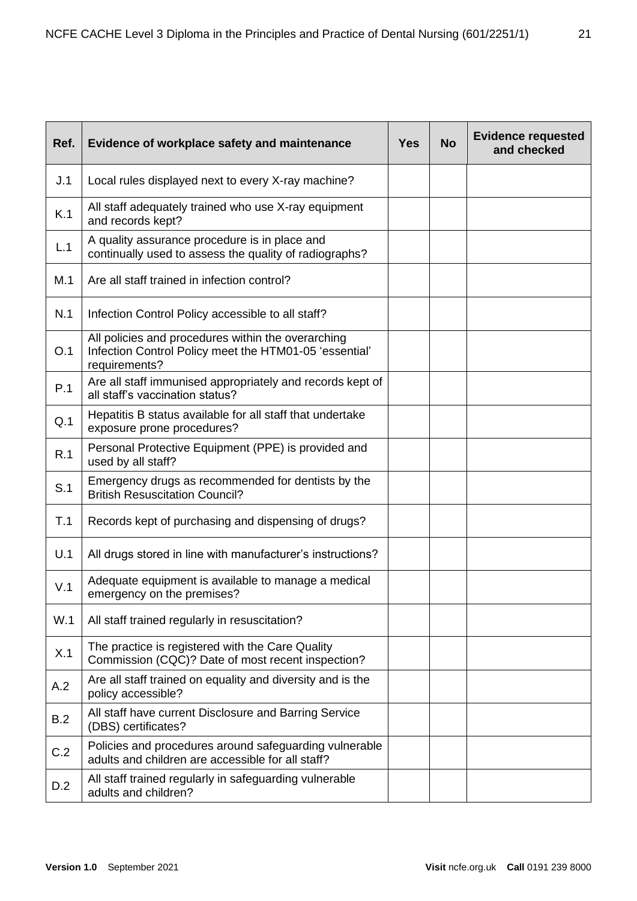| Ref. | Evidence of workplace safety and maintenance | Yes | No | Evidence requested and checked |
|---|---|---|---|---|
| J.1 | Local rules displayed next to every X-ray machine? | | | |
| K.1 | All staff adequately trained who use X-ray equipment and records kept? | | | |
| L.1 | A quality assurance procedure is in place and continually used to assess the quality of radiographs? | | | |
| M.1 | Are all staff trained in infection control? | | | |
| N.1 | Infection Control Policy accessible to all staff? | | | |
| O.1 | All policies and procedures within the overarching Infection Control Policy meet the HTM01-05 'essential' requirements? | | | |
| P.1 | Are all staff immunised appropriately and records kept of all staff's vaccination status? | | | |
| Q.1 | Hepatitis B status available for all staff that undertake exposure prone procedures? | | | |
| R.1 | Personal Protective Equipment (PPE) is provided and used by all staff? | | | |
| S.1 | Emergency drugs as recommended for dentists by the British Resuscitation Council? | | | |
| T.1 | Records kept of purchasing and dispensing of drugs? | | | |
| U.1 | All drugs stored in line with manufacturer's instructions? | | | |
| V.1 | Adequate equipment is available to manage a medical emergency on the premises? | | | |
| W.1 | All staff trained regularly in resuscitation? | | | |
| X.1 | The practice is registered with the Care Quality Commission (CQC)? Date of most recent inspection? | | | |
| A.2 | Are all staff trained on equality and diversity and is the policy accessible? | | | |
| B.2 | All staff have current Disclosure and Barring Service (DBS) certificates? | | | |
| C.2 | Policies and procedures around safeguarding vulnerable adults and children are accessible for all staff? | | | |
| D.2 | All staff trained regularly in safeguarding vulnerable adults and children? | | | |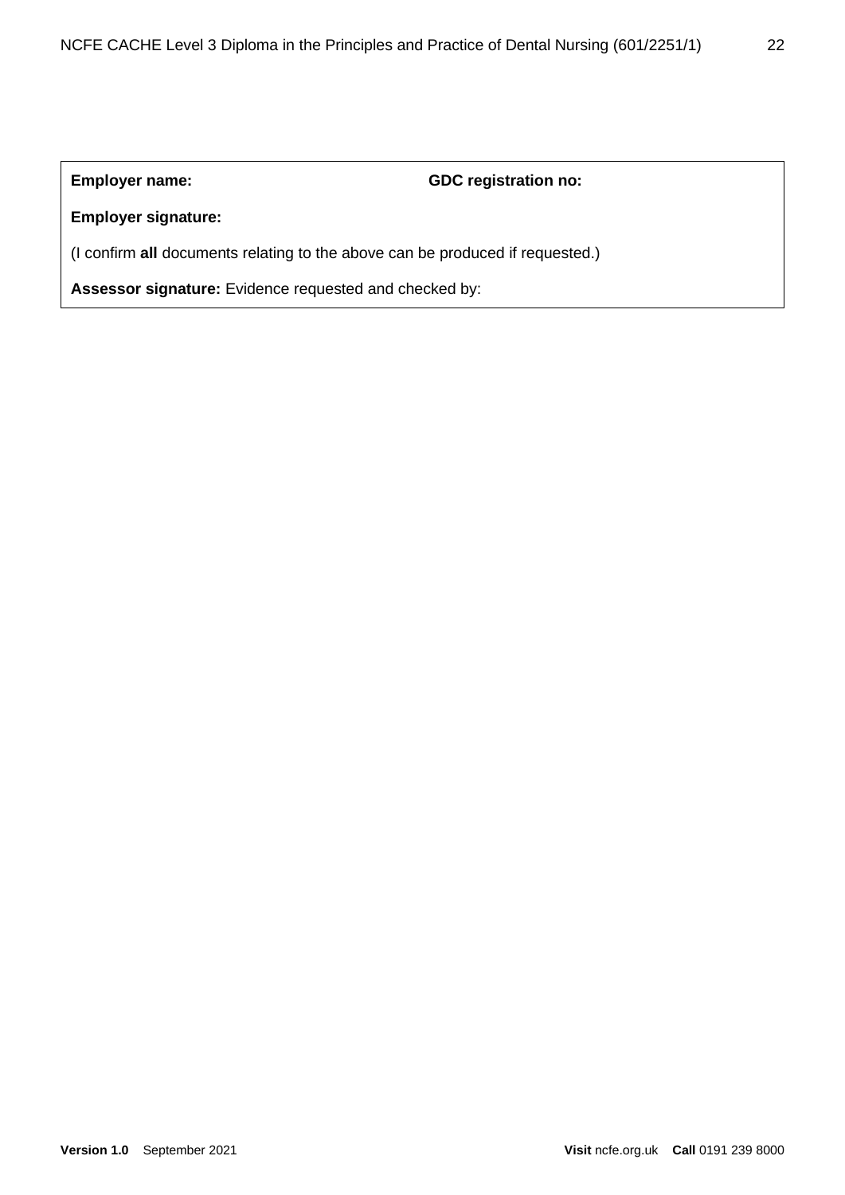| **Employer name:** | **GDC registration no:** |
| --- | --- |
| **Employer signature:** | |
| (I confirm **all** documents relating to the above can be produced if requested.) | |
| **Assessor signature:** Evidence requested and checked by: | |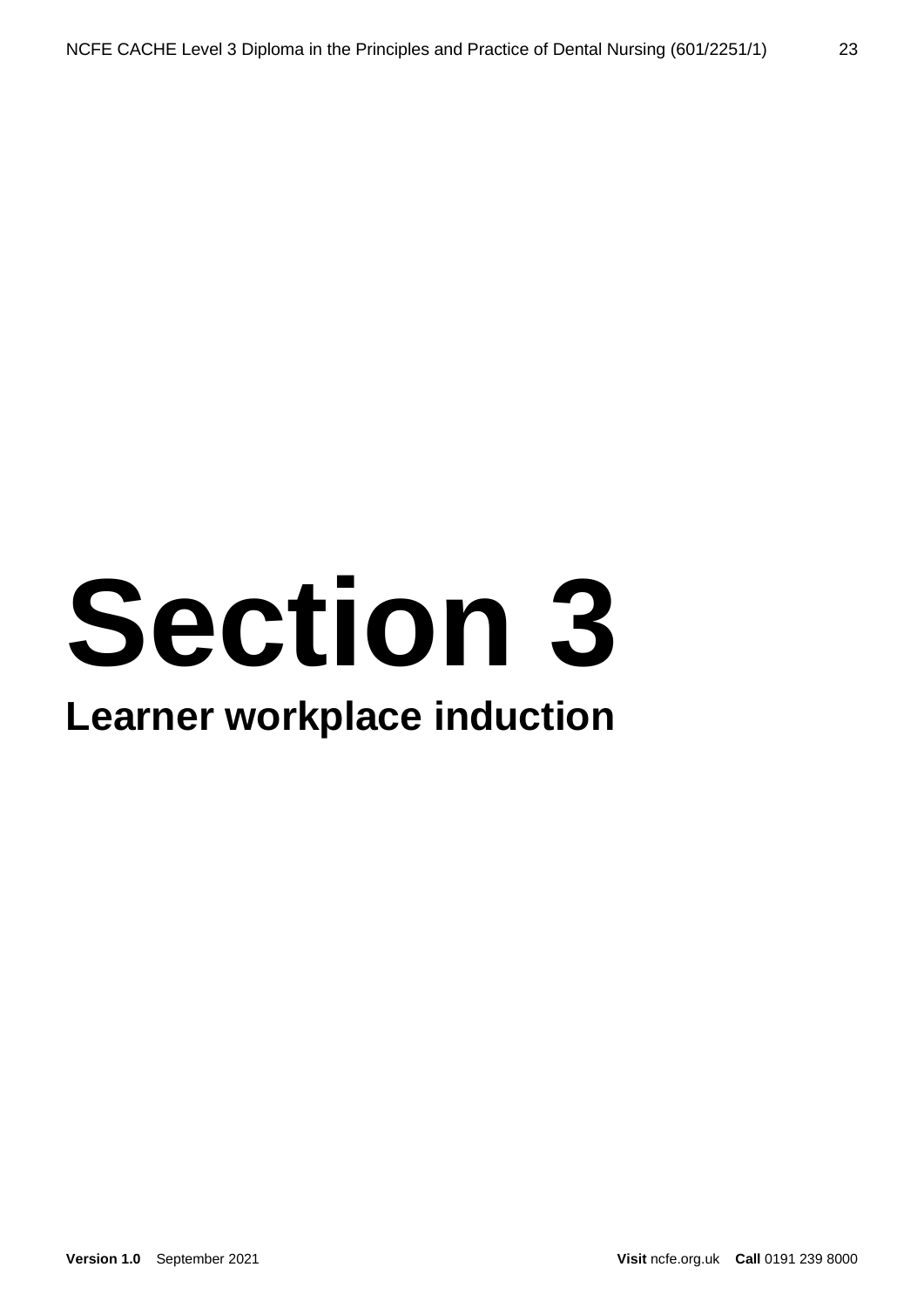# Section 3

## Learner workplace induction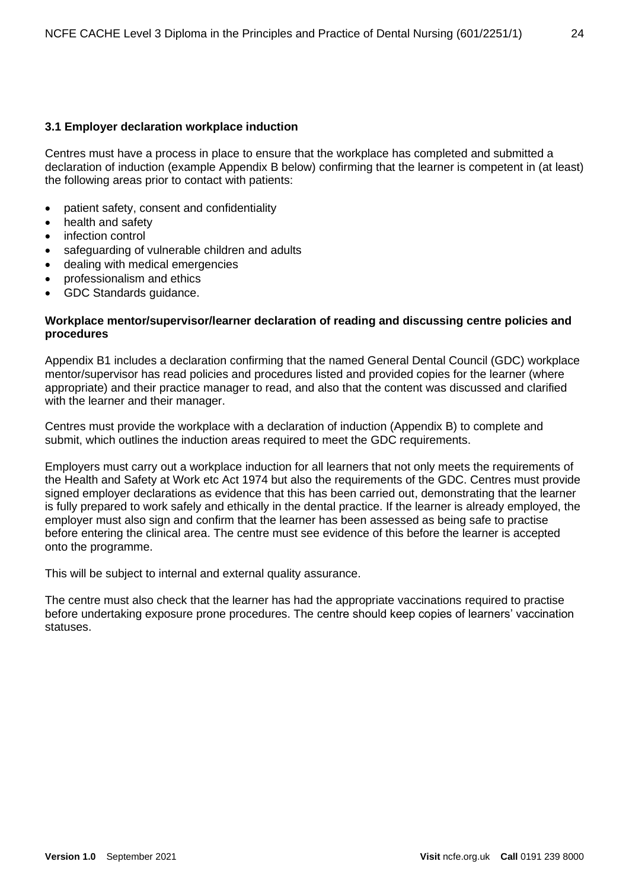### 3.1 Employer declaration workplace induction

Centres must have a process in place to ensure that the workplace has completed and submitted a declaration of induction (example Appendix B below) confirming that the learner is competent in (at least) the following areas prior to contact with patients:

- patient safety, consent and confidentiality
- health and safety
- infection control
- safeguarding of vulnerable children and adults
- dealing with medical emergencies
- professionalism and ethics
- GDC Standards guidance.

**Workplace mentor/supervisor/learner declaration of reading and discussing centre policies and procedures**

Appendix B1 includes a declaration confirming that the named General Dental Council (GDC) workplace mentor/supervisor has read policies and procedures listed and provided copies for the learner (where appropriate) and their practice manager to read, and also that the content was discussed and clarified with the learner and their manager.

Centres must provide the workplace with a declaration of induction (Appendix B) to complete and submit, which outlines the induction areas required to meet the GDC requirements.

Employers must carry out a workplace induction for all learners that not only meets the requirements of the Health and Safety at Work etc Act 1974 but also the requirements of the GDC. Centres must provide signed employer declarations as evidence that this has been carried out, demonstrating that the learner is fully prepared to work safely and ethically in the dental practice. If the learner is already employed, the employer must also sign and confirm that the learner has been assessed as being safe to practise before entering the clinical area. The centre must see evidence of this before the learner is accepted onto the programme.

This will be subject to internal and external quality assurance.

The centre must also check that the learner has had the appropriate vaccinations required to practise before undertaking exposure prone procedures. The centre should keep copies of learners' vaccination statuses.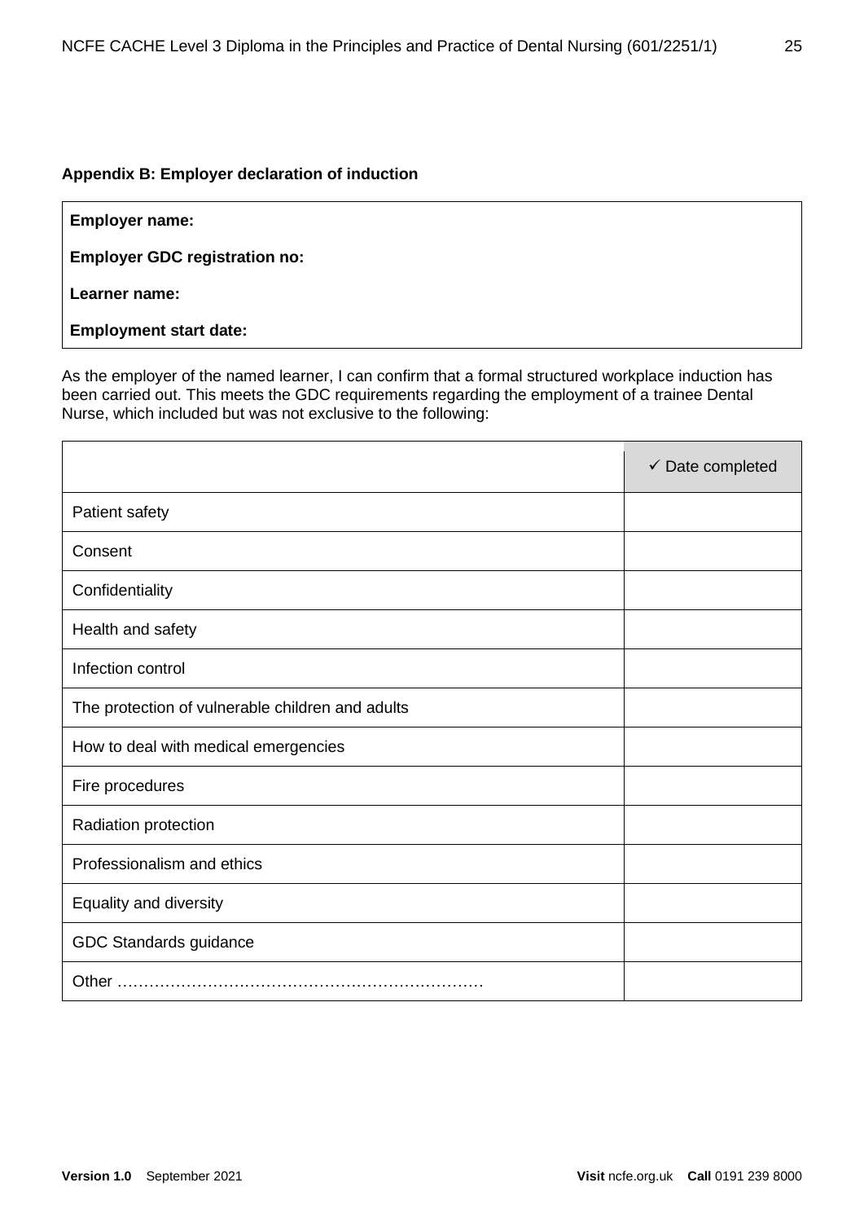**Appendix B: Employer declaration of induction**

**Employer name:**

**Employer GDC registration no:**

**Learner name:**

**Employment start date:**

As the employer of the named learner, I can confirm that a formal structured workplace induction has been carried out. This meets the GDC requirements regarding the employment of a trainee Dental Nurse, which included but was not exclusive to the following:

| | ✓ Date completed |
|---|---|
| Patient safety | |
| Consent | |
| Confidentiality | |
| Health and safety | |
| Infection control | |
| The protection of vulnerable children and adults | |
| How to deal with medical emergencies | |
| Fire procedures | |
| Radiation protection | |
| Professionalism and ethics | |
| Equality and diversity | |
| GDC Standards guidance | |
| Other …………………………………………………………… | |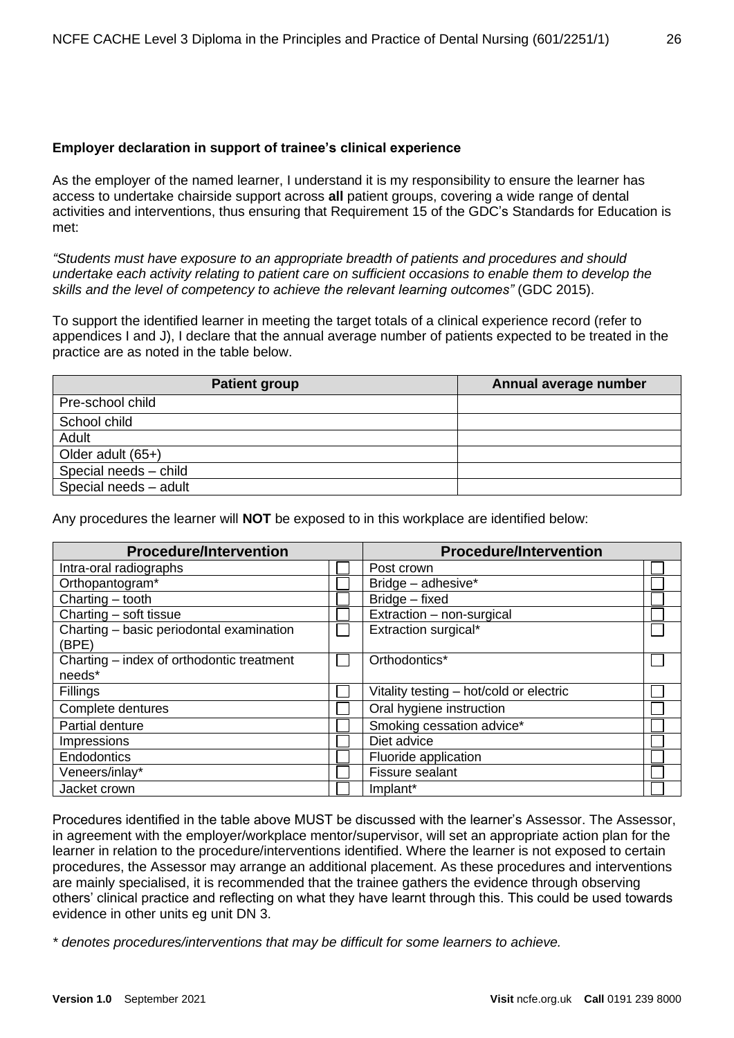**Employer declaration in support of trainee's clinical experience**

As the employer of the named learner, I understand it is my responsibility to ensure the learner has access to undertake chairside support across **all** patient groups, covering a wide range of dental activities and interventions, thus ensuring that Requirement 15 of the GDC's Standards for Education is met:

*"Students must have exposure to an appropriate breadth of patients and procedures and should undertake each activity relating to patient care on sufficient occasions to enable them to develop the skills and the level of competency to achieve the relevant learning outcomes"* (GDC 2015).

To support the identified learner in meeting the target totals of a clinical experience record (refer to appendices I and J), I declare that the annual average number of patients expected to be treated in the practice are as noted in the table below.

| Patient group | Annual average number |
|---|---|
| Pre-school child | |
| School child | |
| Adult | |
| Older adult (65+) | |
| Special needs – child | |
| Special needs – adult | |

Any procedures the learner will **NOT** be exposed to in this workplace are identified below:

| Procedure/Intervention | | Procedure/Intervention | |
|---|---|---|---|
| Intra-oral radiographs | ☐ | Post crown | ☐ |
| Orthopantogram* | ☐ | Bridge – adhesive* | ☐ |
| Charting – tooth | ☐ | Bridge – fixed | ☐ |
| Charting – soft tissue | ☐ | Extraction – non-surgical | ☐ |
| Charting – basic periodontal examination (BPE) | ☐ | Extraction surgical* | ☐ |
| Charting – index of orthodontic treatment needs* | ☐ | Orthodontics* | ☐ |
| Fillings | ☐ | Vitality testing – hot/cold or electric | ☐ |
| Complete dentures | ☐ | Oral hygiene instruction | ☐ |
| Partial denture | ☐ | Smoking cessation advice* | ☐ |
| Impressions | ☐ | Diet advice | ☐ |
| Endodontics | ☐ | Fluoride application | ☐ |
| Veneers/inlay* | ☐ | Fissure sealant | ☐ |
| Jacket crown | ☐ | Implant* | ☐ |

Procedures identified in the table above MUST be discussed with the learner's Assessor. The Assessor, in agreement with the employer/workplace mentor/supervisor, will set an appropriate action plan for the learner in relation to the procedure/interventions identified. Where the learner is not exposed to certain procedures, the Assessor may arrange an additional placement. As these procedures and interventions are mainly specialised, it is recommended that the trainee gathers the evidence through observing others' clinical practice and reflecting on what they have learnt through this. This could be used towards evidence in other units eg unit DN 3.

*\* denotes procedures/interventions that may be difficult for some learners to achieve.*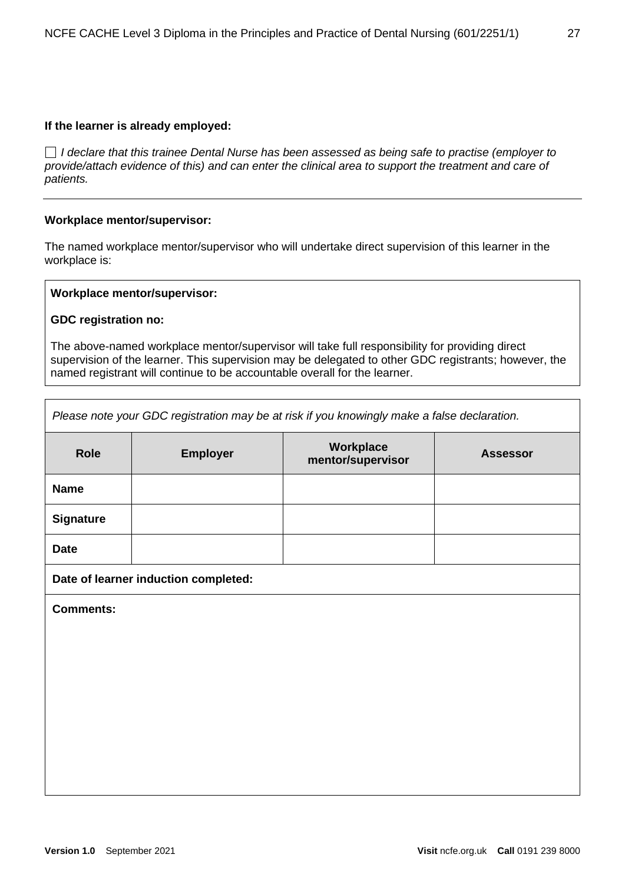**If the learner is already employed:**

☐ *I declare that this trainee Dental Nurse has been assessed as being safe to practise (employer to provide/attach evidence of this) and can enter the clinical area to support the treatment and care of patients.*

---

**Workplace mentor/supervisor:**

The named workplace mentor/supervisor who will undertake direct supervision of this learner in the workplace is:

**Workplace mentor/supervisor:**

**GDC registration no:**

The above-named workplace mentor/supervisor will take full responsibility for providing direct supervision of the learner. This supervision may be delegated to other GDC registrants; however, the named registrant will continue to be accountable overall for the learner.

*Please note your GDC registration may be at risk if you knowingly make a false declaration.*

| Role | Employer | Workplace mentor/supervisor | Assessor |
|---|---|---|---|
| **Name** | | | |
| **Signature** | | | |
| **Date** | | | |
| **Date of learner induction completed:** | | | |
| **Comments:** | | | |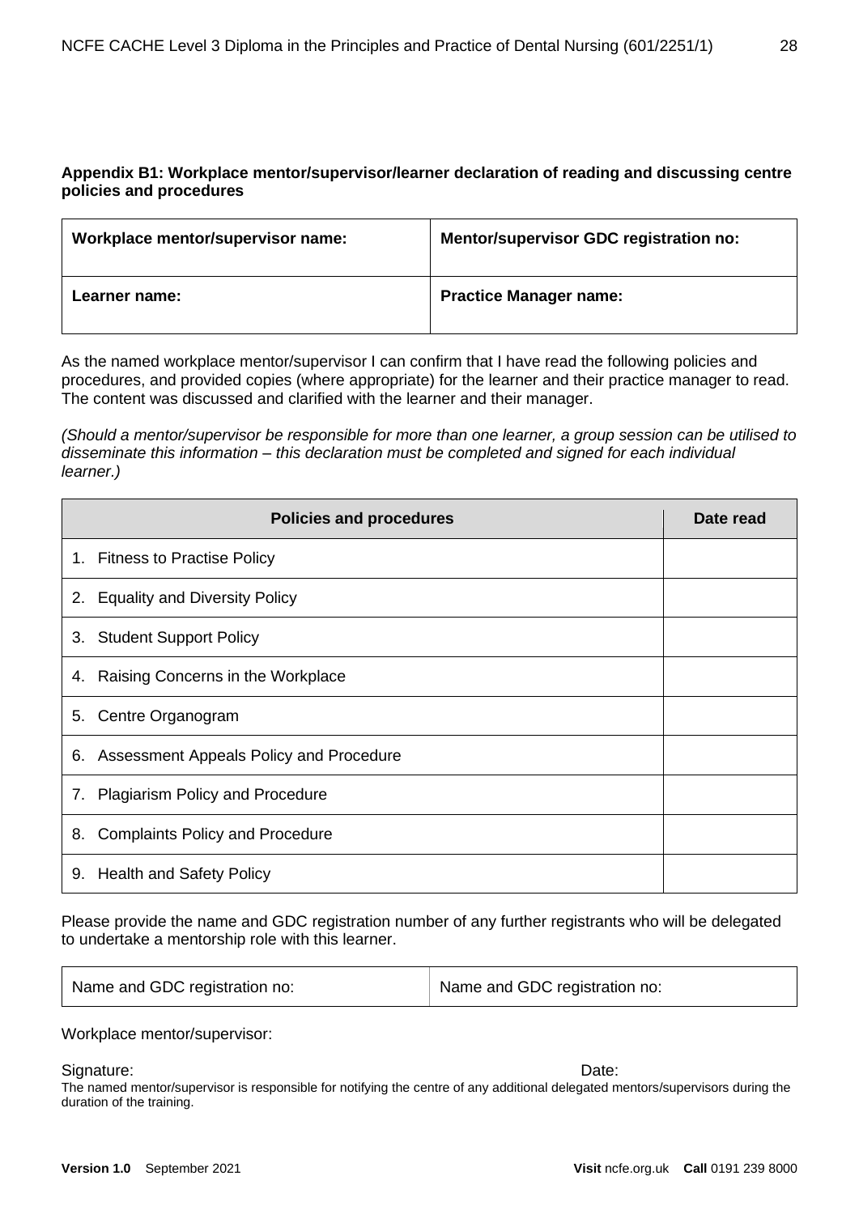**Appendix B1: Workplace mentor/supervisor/learner declaration of reading and discussing centre policies and procedures**

| **Workplace mentor/supervisor name:** | **Mentor/supervisor GDC registration no:** |
|---|---|
| **Learner name:** | **Practice Manager name:** |

As the named workplace mentor/supervisor I can confirm that I have read the following policies and procedures, and provided copies (where appropriate) for the learner and their practice manager to read. The content was discussed and clarified with the learner and their manager.

*(Should a mentor/supervisor be responsible for more than one learner, a group session can be utilised to disseminate this information – this declaration must be completed and signed for each individual learner.)*

| **Policies and procedures** | **Date read** |
|---|---|
| 1. Fitness to Practise Policy | |
| 2. Equality and Diversity Policy | |
| 3. Student Support Policy | |
| 4. Raising Concerns in the Workplace | |
| 5. Centre Organogram | |
| 6. Assessment Appeals Policy and Procedure | |
| 7. Plagiarism Policy and Procedure | |
| 8. Complaints Policy and Procedure | |
| 9. Health and Safety Policy | |

Please provide the name and GDC registration number of any further registrants who will be delegated to undertake a mentorship role with this learner.

| Name and GDC registration no: | Name and GDC registration no: |
|---|---|

Workplace mentor/supervisor:

Signature: Date:

The named mentor/supervisor is responsible for notifying the centre of any additional delegated mentors/supervisors during the duration of the training.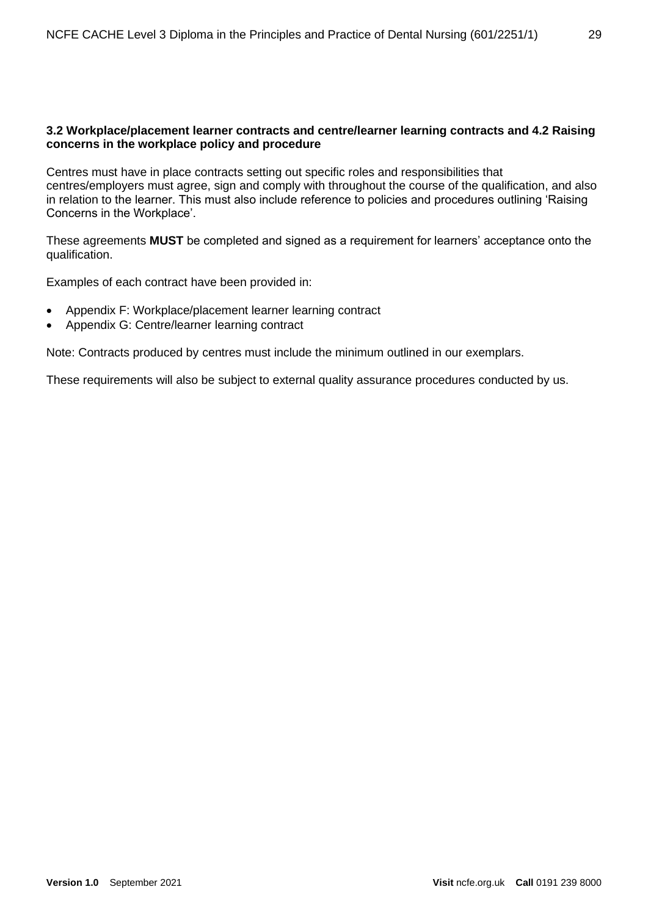**3.2 Workplace/placement learner contracts and centre/learner learning contracts and 4.2 Raising concerns in the workplace policy and procedure**

Centres must have in place contracts setting out specific roles and responsibilities that centres/employers must agree, sign and comply with throughout the course of the qualification, and also in relation to the learner. This must also include reference to policies and procedures outlining 'Raising Concerns in the Workplace'.

These agreements **MUST** be completed and signed as a requirement for learners' acceptance onto the qualification.

Examples of each contract have been provided in:

- Appendix F: Workplace/placement learner learning contract
- Appendix G: Centre/learner learning contract

Note: Contracts produced by centres must include the minimum outlined in our exemplars.

These requirements will also be subject to external quality assurance procedures conducted by us.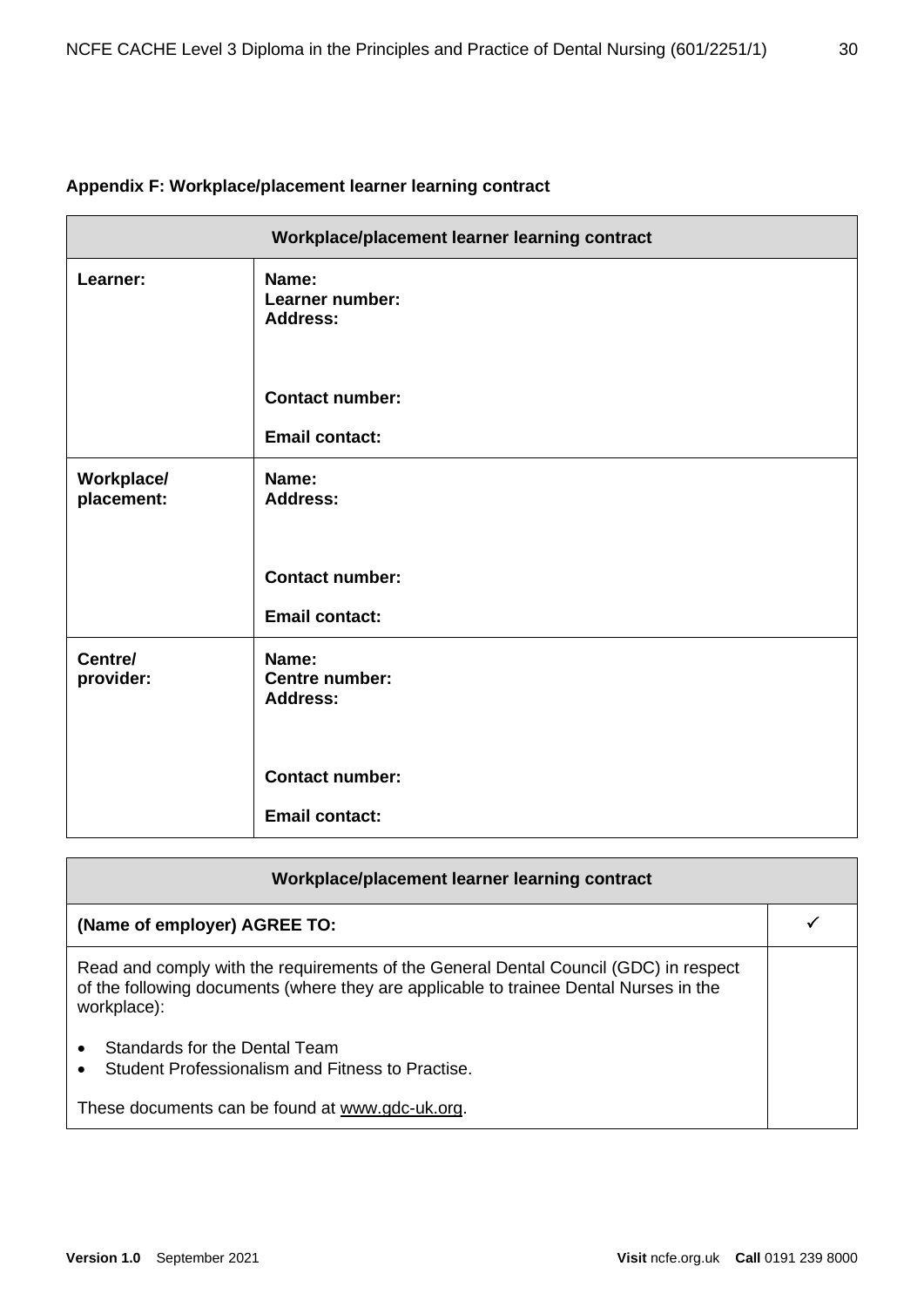**Appendix F: Workplace/placement learner learning contract**

| Workplace/placement learner learning contract | |
|---|---|
| **Learner:** | **Name:**<br>**Learner number:**<br>**Address:**<br><br>**Contact number:**<br><br>**Email contact:** |
| **Workplace/ placement:** | **Name:**<br>**Address:**<br><br>**Contact number:**<br><br>**Email contact:** |
| **Centre/ provider:** | **Name:**<br>**Centre number:**<br>**Address:**<br><br>**Contact number:**<br><br>**Email contact:** |

| Workplace/placement learner learning contract | |
|---|---|
| **(Name of employer) AGREE TO:** | ✓ |
| Read and comply with the requirements of the General Dental Council (GDC) in respect of the following documents (where they are applicable to trainee Dental Nurses in the workplace):<br><br>• Standards for the Dental Team<br>• Student Professionalism and Fitness to Practise.<br><br>These documents can be found at www.gdc-uk.org. | |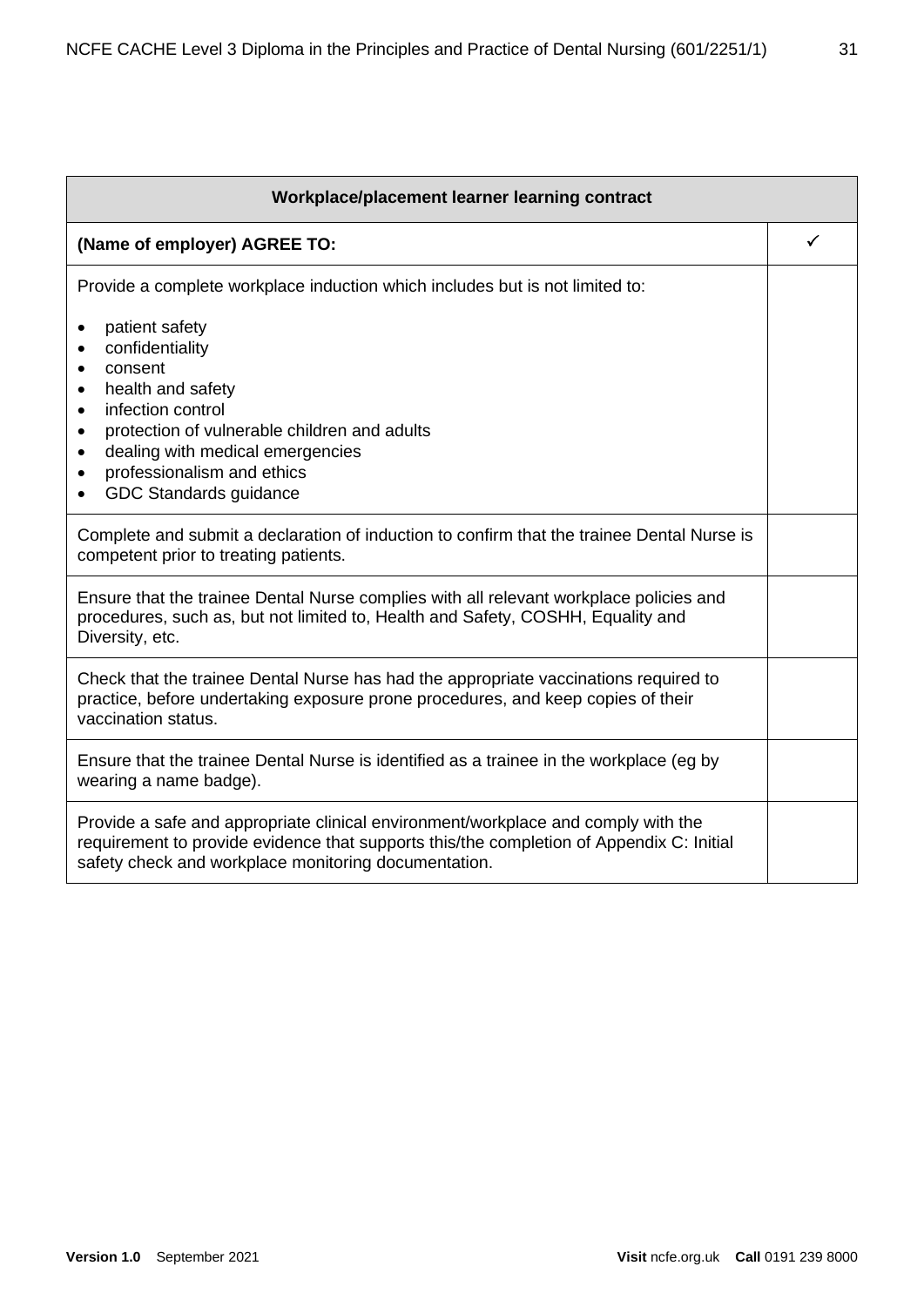| Workplace/placement learner learning contract | |
|---|---|
| **(Name of employer) AGREE TO:** | ✓ |
| Provide a complete workplace induction which includes but is not limited to:<br>• patient safety<br>• confidentiality<br>• consent<br>• health and safety<br>• infection control<br>• protection of vulnerable children and adults<br>• dealing with medical emergencies<br>• professionalism and ethics<br>• GDC Standards guidance | |
| Complete and submit a declaration of induction to confirm that the trainee Dental Nurse is competent prior to treating patients. | |
| Ensure that the trainee Dental Nurse complies with all relevant workplace policies and procedures, such as, but not limited to, Health and Safety, COSHH, Equality and Diversity, etc. | |
| Check that the trainee Dental Nurse has had the appropriate vaccinations required to practice, before undertaking exposure prone procedures, and keep copies of their vaccination status. | |
| Ensure that the trainee Dental Nurse is identified as a trainee in the workplace (eg by wearing a name badge). | |
| Provide a safe and appropriate clinical environment/workplace and comply with the requirement to provide evidence that supports this/the completion of Appendix C: Initial safety check and workplace monitoring documentation. | |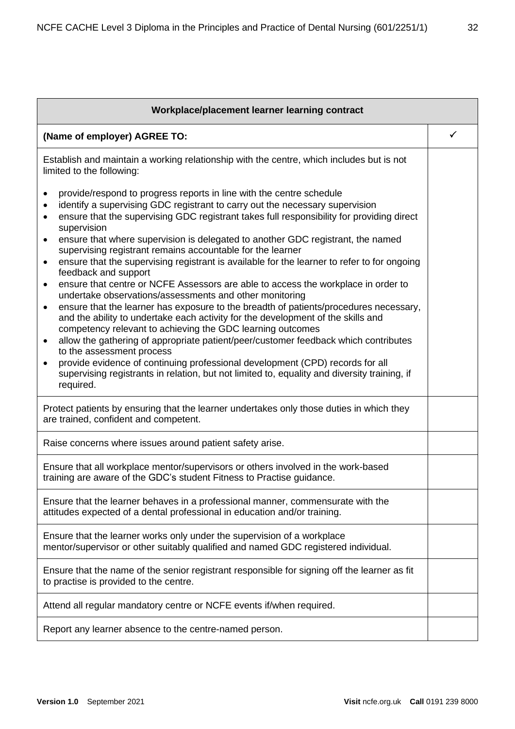| Workplace/placement learner learning contract | |
|---|---|
| **(Name of employer) AGREE TO:** | ✓ |
| Establish and maintain a working relationship with the centre, which includes but is not limited to the following:<br><br>• provide/respond to progress reports in line with the centre schedule<br>• identify a supervising GDC registrant to carry out the necessary supervision<br>• ensure that the supervising GDC registrant takes full responsibility for providing direct supervision<br>• ensure that where supervision is delegated to another GDC registrant, the named supervising registrant remains accountable for the learner<br>• ensure that the supervising registrant is available for the learner to refer to for ongoing feedback and support<br>• ensure that centre or NCFE Assessors are able to access the workplace in order to undertake observations/assessments and other monitoring<br>• ensure that the learner has exposure to the breadth of patients/procedures necessary, and the ability to undertake each activity for the development of the skills and competency relevant to achieving the GDC learning outcomes<br>• allow the gathering of appropriate patient/peer/customer feedback which contributes to the assessment process<br>• provide evidence of continuing professional development (CPD) records for all supervising registrants in relation, but not limited to, equality and diversity training, if required. | |
| Protect patients by ensuring that the learner undertakes only those duties in which they are trained, confident and competent. | |
| Raise concerns where issues around patient safety arise. | |
| Ensure that all workplace mentor/supervisors or others involved in the work-based training are aware of the GDC's student Fitness to Practise guidance. | |
| Ensure that the learner behaves in a professional manner, commensurate with the attitudes expected of a dental professional in education and/or training. | |
| Ensure that the learner works only under the supervision of a workplace mentor/supervisor or other suitably qualified and named GDC registered individual. | |
| Ensure that the name of the senior registrant responsible for signing off the learner as fit to practise is provided to the centre. | |
| Attend all regular mandatory centre or NCFE events if/when required. | |
| Report any learner absence to the centre-named person. | |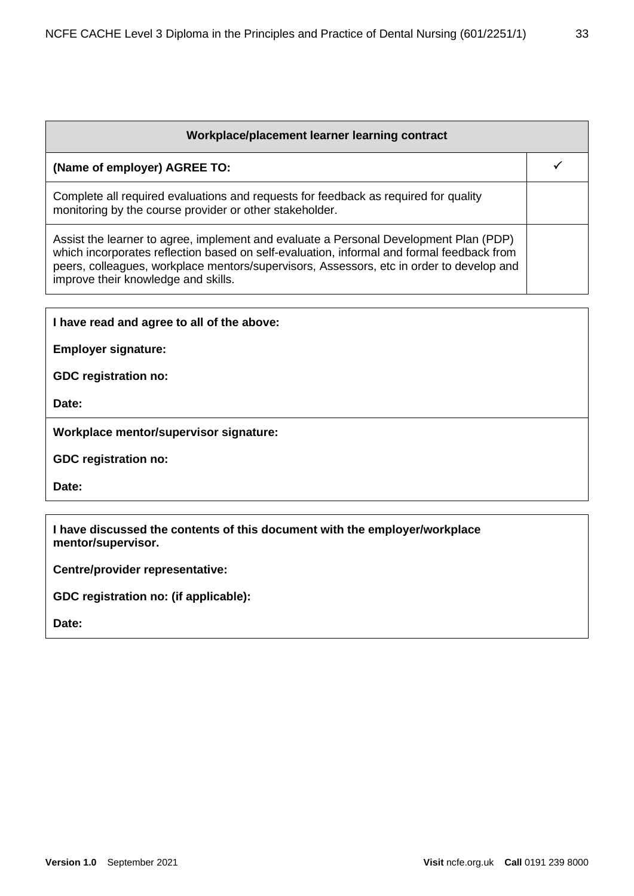| Workplace/placement learner learning contract | |
|---|---|
| **(Name of employer) AGREE TO:** | ✓ |
| Complete all required evaluations and requests for feedback as required for quality monitoring by the course provider or other stakeholder. | |
| Assist the learner to agree, implement and evaluate a Personal Development Plan (PDP) which incorporates reflection based on self-evaluation, informal and formal feedback from peers, colleagues, workplace mentors/supervisors, Assessors, etc in order to develop and improve their knowledge and skills. | |

**I have read and agree to all of the above:**

**Employer signature:**

**GDC registration no:**

**Date:**

**Workplace mentor/supervisor signature:**

**GDC registration no:**

**Date:**

**I have discussed the contents of this document with the employer/workplace mentor/supervisor.**

**Centre/provider representative:**

**GDC registration no: (if applicable):**

**Date:**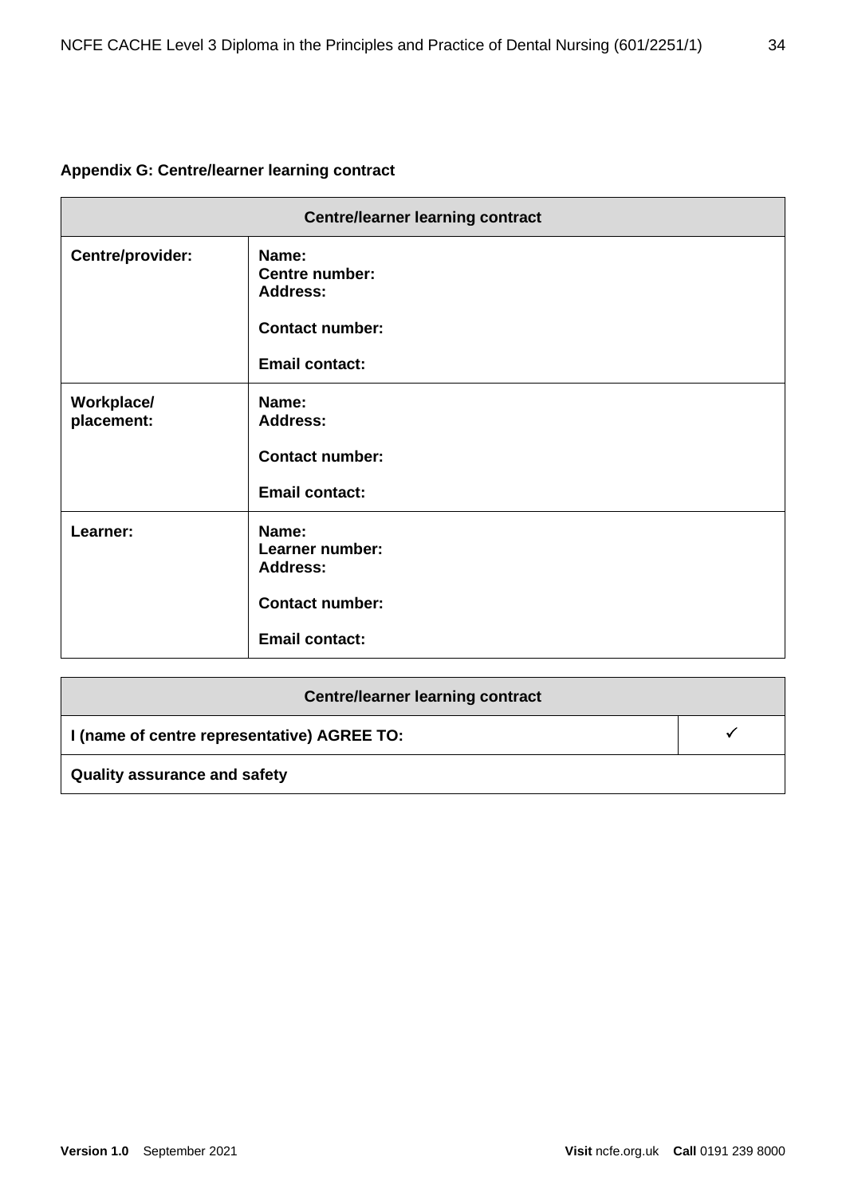**Appendix G: Centre/learner learning contract**

| Centre/learner learning contract | |
|---|---|
| **Centre/provider:** | **Name:**<br>**Centre number:**<br>**Address:**<br><br>**Contact number:**<br><br>**Email contact:** |
| **Workplace/ placement:** | **Name:**<br>**Address:**<br><br>**Contact number:**<br><br>**Email contact:** |
| **Learner:** | **Name:**<br>**Learner number:**<br>**Address:**<br><br>**Contact number:**<br><br>**Email contact:** |

| Centre/learner learning contract | |
|---|---|
| **I (name of centre representative) AGREE TO:** | ✓ |
| **Quality assurance and safety** | |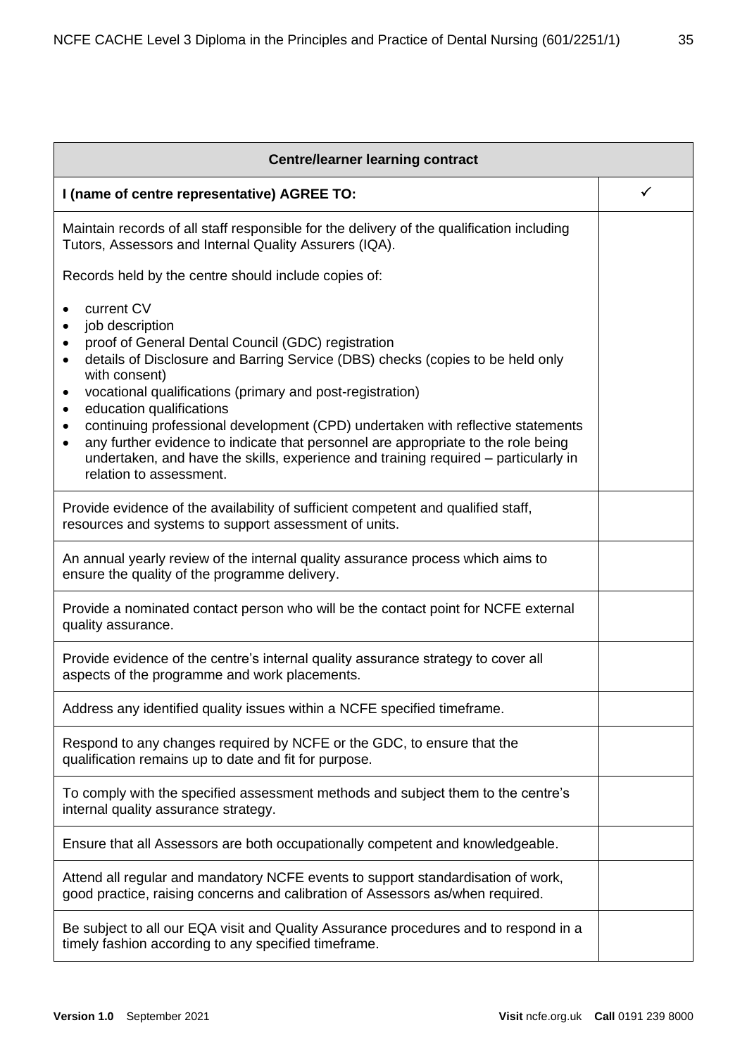| Centre/learner learning contract | |
|---|---|
| **I (name of centre representative) AGREE TO:** | ✓ |
| Maintain records of all staff responsible for the delivery of the qualification including Tutors, Assessors and Internal Quality Assurers (IQA).<br><br>Records held by the centre should include copies of:<br><br>• current CV<br>• job description<br>• proof of General Dental Council (GDC) registration<br>• details of Disclosure and Barring Service (DBS) checks (copies to be held only with consent)<br>• vocational qualifications (primary and post-registration)<br>• education qualifications<br>• continuing professional development (CPD) undertaken with reflective statements<br>• any further evidence to indicate that personnel are appropriate to the role being undertaken, and have the skills, experience and training required – particularly in relation to assessment. | |
| Provide evidence of the availability of sufficient competent and qualified staff, resources and systems to support assessment of units. | |
| An annual yearly review of the internal quality assurance process which aims to ensure the quality of the programme delivery. | |
| Provide a nominated contact person who will be the contact point for NCFE external quality assurance. | |
| Provide evidence of the centre's internal quality assurance strategy to cover all aspects of the programme and work placements. | |
| Address any identified quality issues within a NCFE specified timeframe. | |
| Respond to any changes required by NCFE or the GDC, to ensure that the qualification remains up to date and fit for purpose. | |
| To comply with the specified assessment methods and subject them to the centre's internal quality assurance strategy. | |
| Ensure that all Assessors are both occupationally competent and knowledgeable. | |
| Attend all regular and mandatory NCFE events to support standardisation of work, good practice, raising concerns and calibration of Assessors as/when required. | |
| Be subject to all our EQA visit and Quality Assurance procedures and to respond in a timely fashion according to any specified timeframe. | |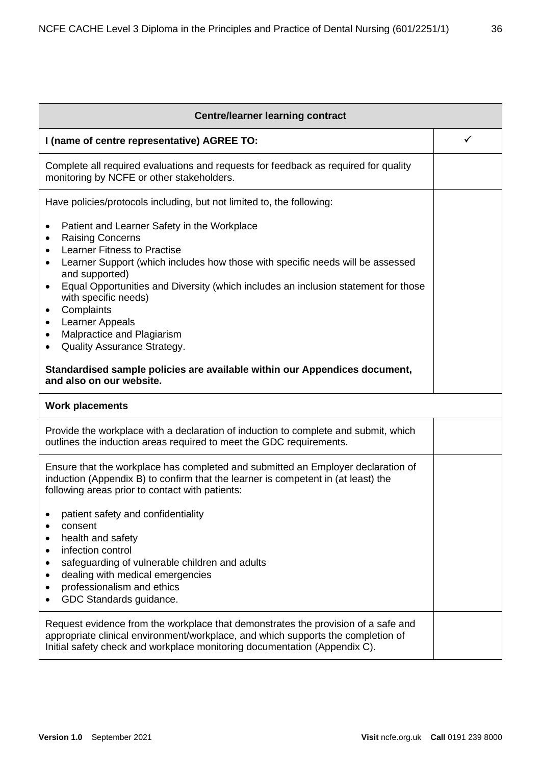| Centre/learner learning contract | |
|---|---|
| **I (name of centre representative) AGREE TO:** | ✓ |
| Complete all required evaluations and requests for feedback as required for quality monitoring by NCFE or other stakeholders. | |
| Have policies/protocols including, but not limited to, the following:<br><br>• Patient and Learner Safety in the Workplace<br>• Raising Concerns<br>• Learner Fitness to Practise<br>• Learner Support (which includes how those with specific needs will be assessed and supported)<br>• Equal Opportunities and Diversity (which includes an inclusion statement for those with specific needs)<br>• Complaints<br>• Learner Appeals<br>• Malpractice and Plagiarism<br>• Quality Assurance Strategy.<br><br>**Standardised sample policies are available within our Appendices document, and also on our website.** | |
| **Work placements** | |
| Provide the workplace with a declaration of induction to complete and submit, which outlines the induction areas required to meet the GDC requirements. | |
| Ensure that the workplace has completed and submitted an Employer declaration of induction (Appendix B) to confirm that the learner is competent in (at least) the following areas prior to contact with patients:<br><br>• patient safety and confidentiality<br>• consent<br>• health and safety<br>• infection control<br>• safeguarding of vulnerable children and adults<br>• dealing with medical emergencies<br>• professionalism and ethics<br>• GDC Standards guidance. | |
| Request evidence from the workplace that demonstrates the provision of a safe and appropriate clinical environment/workplace, and which supports the completion of Initial safety check and workplace monitoring documentation (Appendix C). | |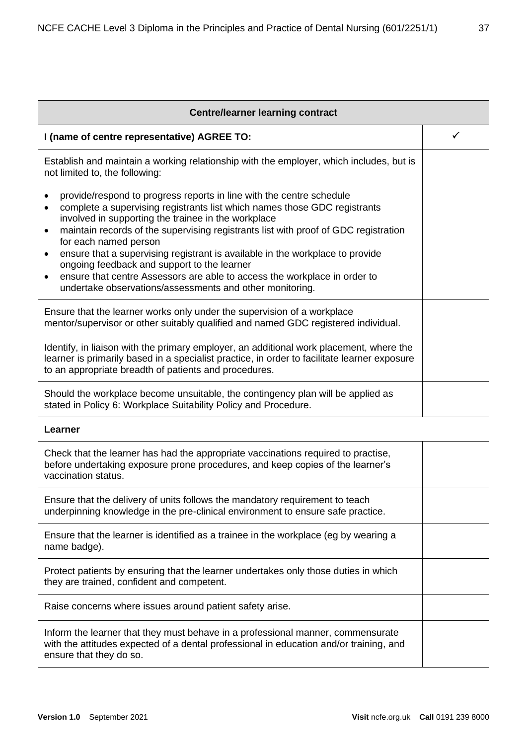| Centre/learner learning contract | |
|---|---|
| **I (name of centre representative) AGREE TO:** | ✓ |
| Establish and maintain a working relationship with the employer, which includes, but is not limited to, the following:<br><br>• provide/respond to progress reports in line with the centre schedule<br>• complete a supervising registrants list which names those GDC registrants involved in supporting the trainee in the workplace<br>• maintain records of the supervising registrants list with proof of GDC registration for each named person<br>• ensure that a supervising registrant is available in the workplace to provide ongoing feedback and support to the learner<br>• ensure that centre Assessors are able to access the workplace in order to undertake observations/assessments and other monitoring. | |
| Ensure that the learner works only under the supervision of a workplace mentor/supervisor or other suitably qualified and named GDC registered individual. | |
| Identify, in liaison with the primary employer, an additional work placement, where the learner is primarily based in a specialist practice, in order to facilitate learner exposure to an appropriate breadth of patients and procedures. | |
| Should the workplace become unsuitable, the contingency plan will be applied as stated in Policy 6: Workplace Suitability Policy and Procedure. | |
| **Learner** | |
| Check that the learner has had the appropriate vaccinations required to practise, before undertaking exposure prone procedures, and keep copies of the learner's vaccination status. | |
| Ensure that the delivery of units follows the mandatory requirement to teach underpinning knowledge in the pre-clinical environment to ensure safe practice. | |
| Ensure that the learner is identified as a trainee in the workplace (eg by wearing a name badge). | |
| Protect patients by ensuring that the learner undertakes only those duties in which they are trained, confident and competent. | |
| Raise concerns where issues around patient safety arise. | |
| Inform the learner that they must behave in a professional manner, commensurate with the attitudes expected of a dental professional in education and/or training, and ensure that they do so. | |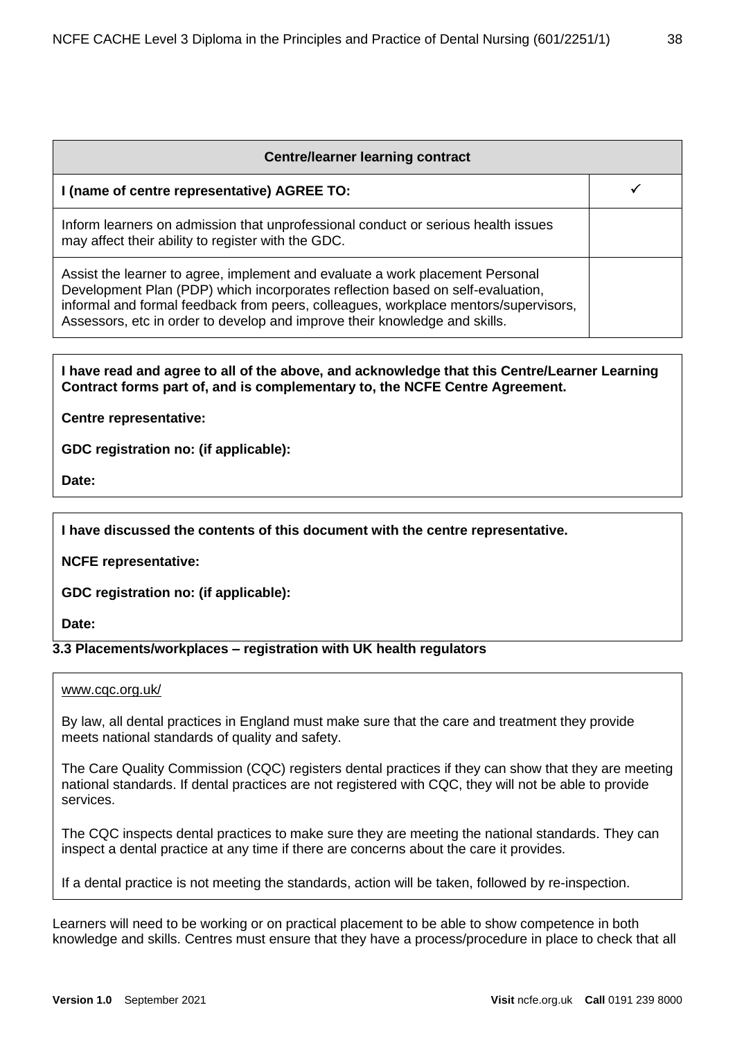| Centre/learner learning contract | |
|---|---|
| **I (name of centre representative) AGREE TO:** | ✓ |
| Inform learners on admission that unprofessional conduct or serious health issues may affect their ability to register with the GDC. | |
| Assist the learner to agree, implement and evaluate a work placement Personal Development Plan (PDP) which incorporates reflection based on self-evaluation, informal and formal feedback from peers, colleagues, workplace mentors/supervisors, Assessors, etc in order to develop and improve their knowledge and skills. | |

**I have read and agree to all of the above, and acknowledge that this Centre/Learner Learning Contract forms part of, and is complementary to, the NCFE Centre Agreement.**

**Centre representative:**

**GDC registration no: (if applicable):**

**Date:**

**I have discussed the contents of this document with the centre representative.**

**NCFE representative:**

**GDC registration no: (if applicable):**

**Date:**

### 3.3 Placements/workplaces – registration with UK health regulators

www.cqc.org.uk/

By law, all dental practices in England must make sure that the care and treatment they provide meets national standards of quality and safety.

The Care Quality Commission (CQC) registers dental practices if they can show that they are meeting national standards. If dental practices are not registered with CQC, they will not be able to provide services.

The CQC inspects dental practices to make sure they are meeting the national standards. They can inspect a dental practice at any time if there are concerns about the care it provides.

If a dental practice is not meeting the standards, action will be taken, followed by re-inspection.

Learners will need to be working or on practical placement to be able to show competence in both knowledge and skills. Centres must ensure that they have a process/procedure in place to check that all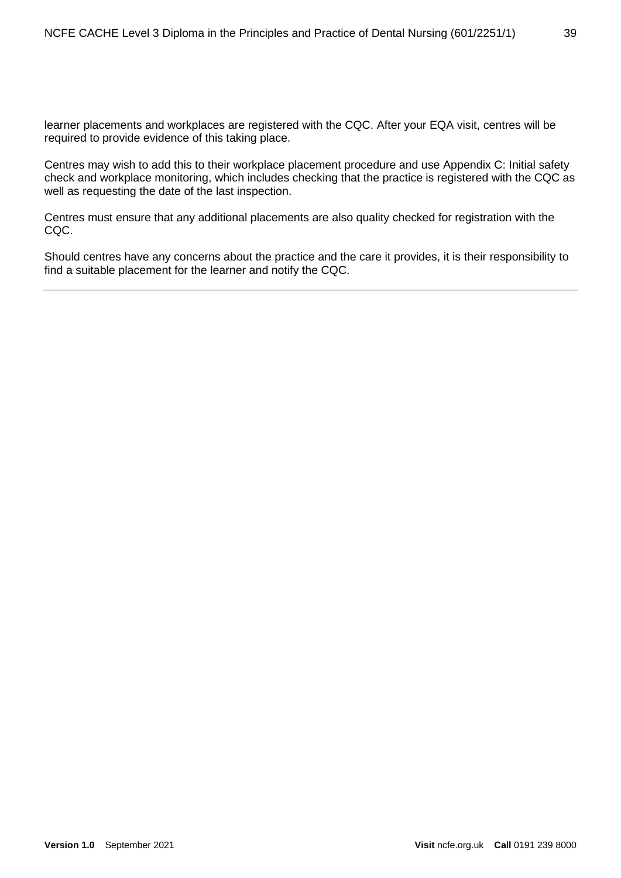learner placements and workplaces are registered with the CQC. After your EQA visit, centres will be required to provide evidence of this taking place.

Centres may wish to add this to their workplace placement procedure and use Appendix C: Initial safety check and workplace monitoring, which includes checking that the practice is registered with the CQC as well as requesting the date of the last inspection.

Centres must ensure that any additional placements are also quality checked for registration with the CQC.

Should centres have any concerns about the practice and the care it provides, it is their responsibility to find a suitable placement for the learner and notify the CQC.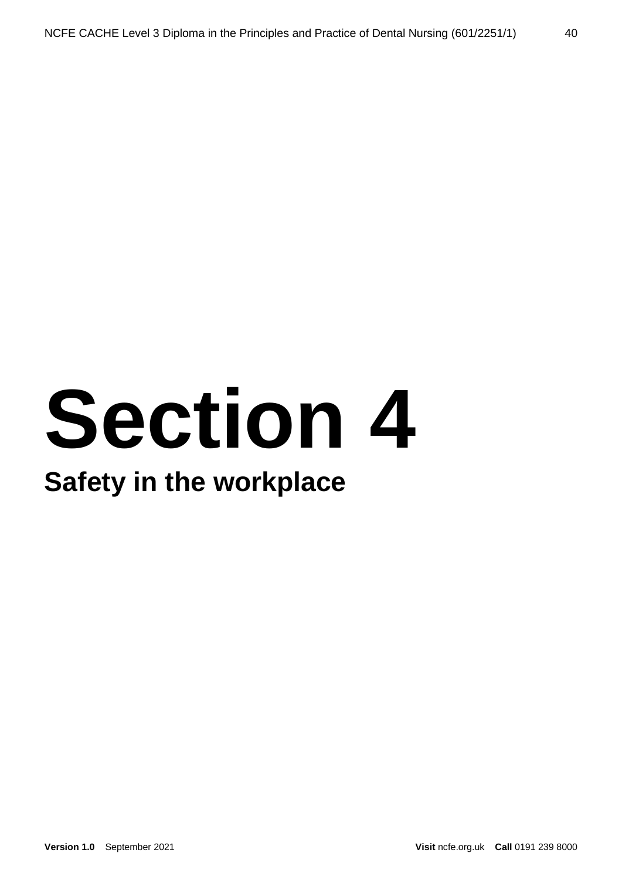# Section 4

## Safety in the workplace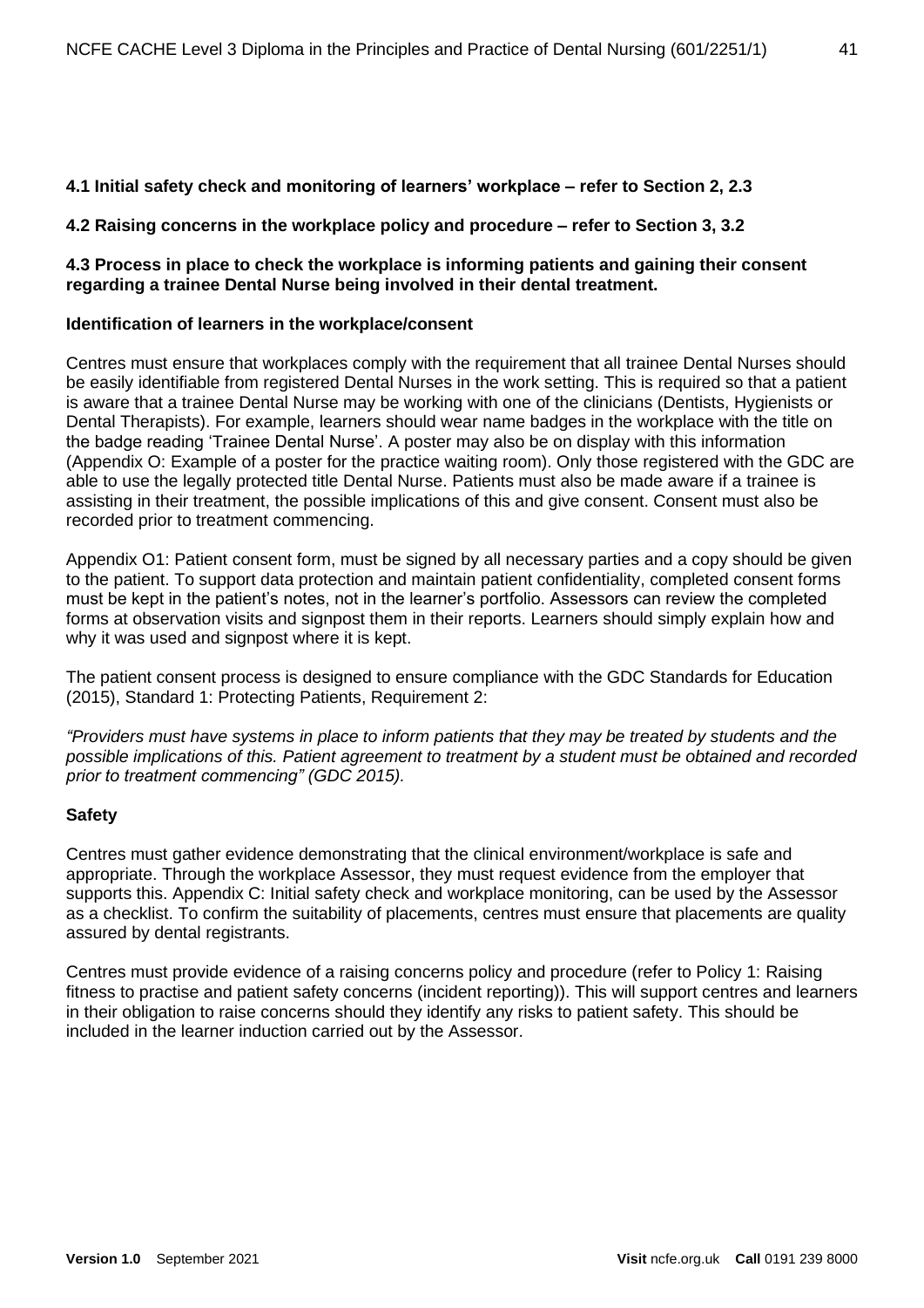**4.1 Initial safety check and monitoring of learners' workplace – refer to Section 2, 2.3**

**4.2 Raising concerns in the workplace policy and procedure – refer to Section 3, 3.2**

**4.3 Process in place to check the workplace is informing patients and gaining their consent regarding a trainee Dental Nurse being involved in their dental treatment.**

**Identification of learners in the workplace/consent**

Centres must ensure that workplaces comply with the requirement that all trainee Dental Nurses should be easily identifiable from registered Dental Nurses in the work setting. This is required so that a patient is aware that a trainee Dental Nurse may be working with one of the clinicians (Dentists, Hygienists or Dental Therapists). For example, learners should wear name badges in the workplace with the title on the badge reading 'Trainee Dental Nurse'. A poster may also be on display with this information (Appendix O: Example of a poster for the practice waiting room). Only those registered with the GDC are able to use the legally protected title Dental Nurse. Patients must also be made aware if a trainee is assisting in their treatment, the possible implications of this and give consent. Consent must also be recorded prior to treatment commencing.

Appendix O1: Patient consent form, must be signed by all necessary parties and a copy should be given to the patient. To support data protection and maintain patient confidentiality, completed consent forms must be kept in the patient's notes, not in the learner's portfolio. Assessors can review the completed forms at observation visits and signpost them in their reports. Learners should simply explain how and why it was used and signpost where it is kept.

The patient consent process is designed to ensure compliance with the GDC Standards for Education (2015), Standard 1: Protecting Patients, Requirement 2:

*"Providers must have systems in place to inform patients that they may be treated by students and the possible implications of this. Patient agreement to treatment by a student must be obtained and recorded prior to treatment commencing" (GDC 2015).*

**Safety**

Centres must gather evidence demonstrating that the clinical environment/workplace is safe and appropriate. Through the workplace Assessor, they must request evidence from the employer that supports this. Appendix C: Initial safety check and workplace monitoring, can be used by the Assessor as a checklist. To confirm the suitability of placements, centres must ensure that placements are quality assured by dental registrants.

Centres must provide evidence of a raising concerns policy and procedure (refer to Policy 1: Raising fitness to practise and patient safety concerns (incident reporting)). This will support centres and learners in their obligation to raise concerns should they identify any risks to patient safety. This should be included in the learner induction carried out by the Assessor.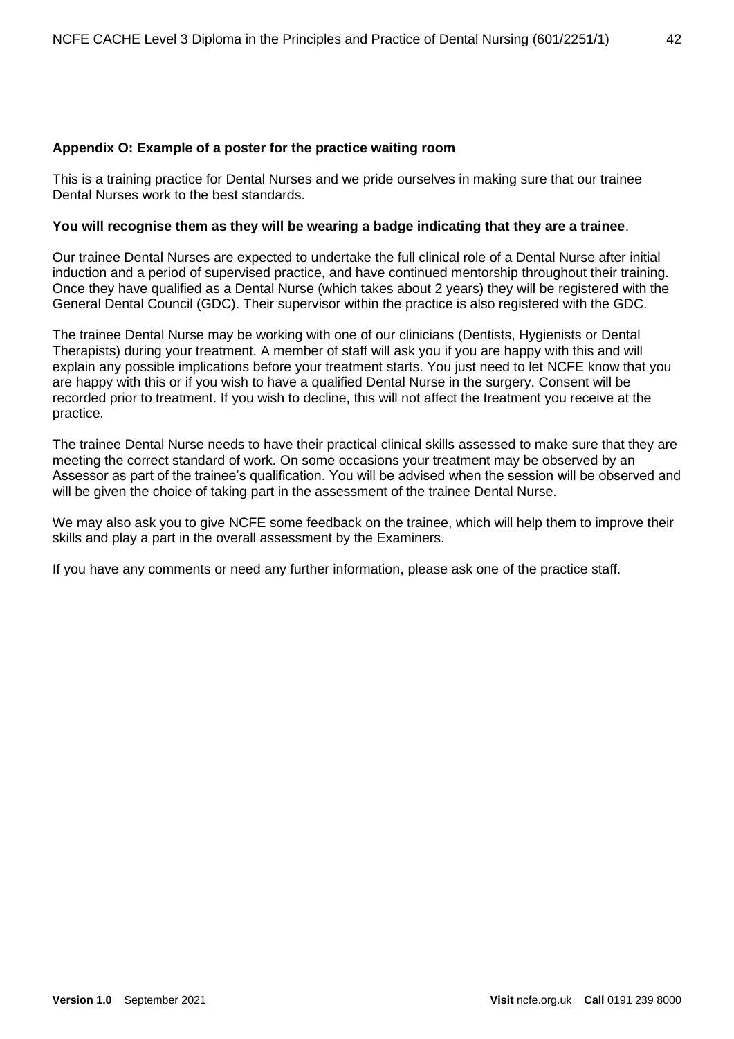**Appendix O: Example of a poster for the practice waiting room**

This is a training practice for Dental Nurses and we pride ourselves in making sure that our trainee Dental Nurses work to the best standards.

**You will recognise them as they will be wearing a badge indicating that they are a trainee**.

Our trainee Dental Nurses are expected to undertake the full clinical role of a Dental Nurse after initial induction and a period of supervised practice, and have continued mentorship throughout their training. Once they have qualified as a Dental Nurse (which takes about 2 years) they will be registered with the General Dental Council (GDC). Their supervisor within the practice is also registered with the GDC.

The trainee Dental Nurse may be working with one of our clinicians (Dentists, Hygienists or Dental Therapists) during your treatment. A member of staff will ask you if you are happy with this and will explain any possible implications before your treatment starts. You just need to let NCFE know that you are happy with this or if you wish to have a qualified Dental Nurse in the surgery. Consent will be recorded prior to treatment. If you wish to decline, this will not affect the treatment you receive at the practice.

The trainee Dental Nurse needs to have their practical clinical skills assessed to make sure that they are meeting the correct standard of work. On some occasions your treatment may be observed by an Assessor as part of the trainee's qualification. You will be advised when the session will be observed and will be given the choice of taking part in the assessment of the trainee Dental Nurse.

We may also ask you to give NCFE some feedback on the trainee, which will help them to improve their skills and play a part in the overall assessment by the Examiners.

If you have any comments or need any further information, please ask one of the practice staff.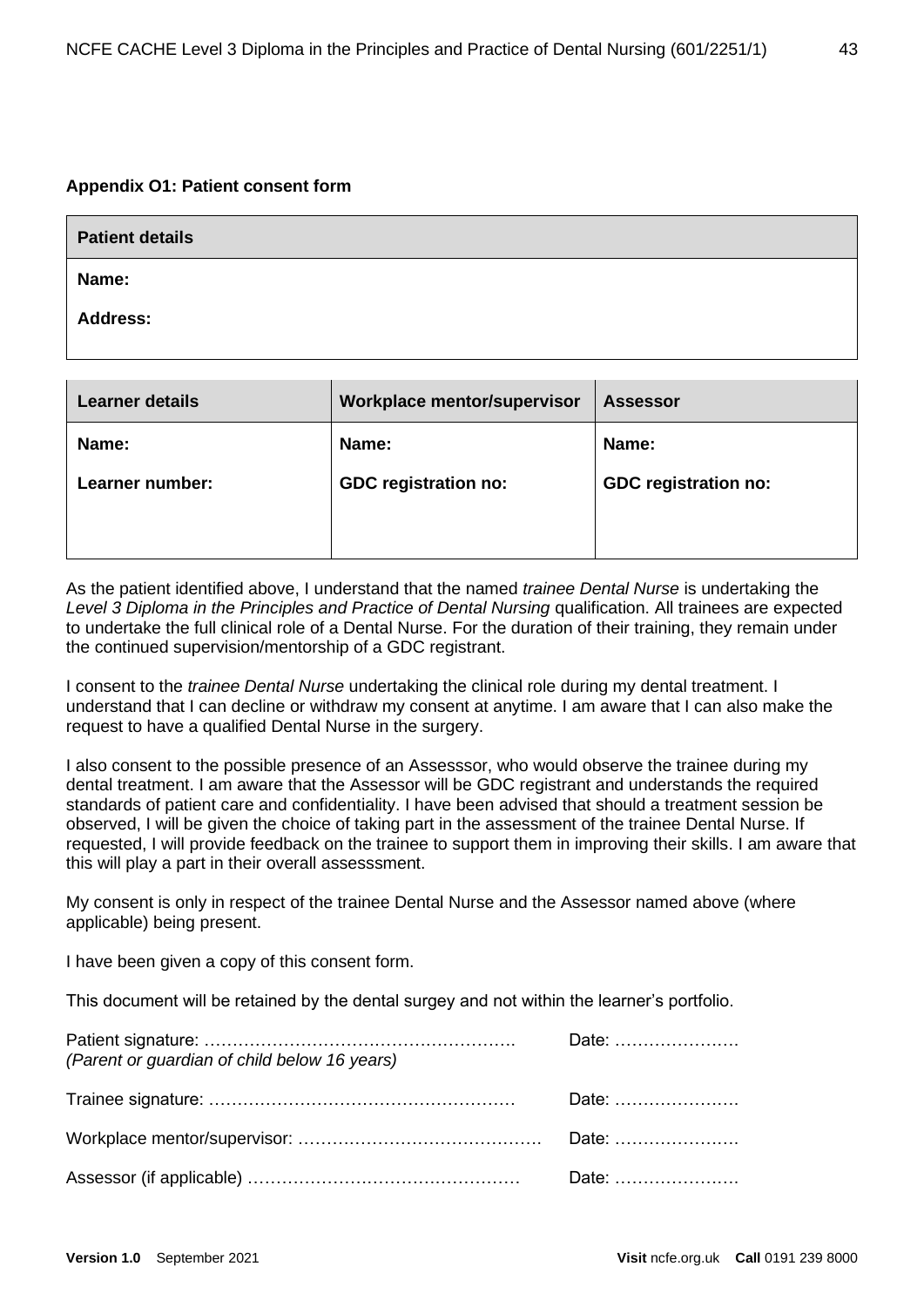**Appendix O1: Patient consent form**

| **Patient details** |
| --- |
| **Name:**<br><br>**Address:** |

| **Learner details** | **Workplace mentor/supervisor** | **Assessor** |
| --- | --- | --- |
| **Name:**<br><br>**Learner number:** | **Name:**<br><br>**GDC registration no:** | **Name:**<br><br>**GDC registration no:** |

As the patient identified above, I understand that the named *trainee Dental Nurse* is undertaking the *Level 3 Diploma in the Principles and Practice of Dental Nursing* qualification. All trainees are expected to undertake the full clinical role of a Dental Nurse. For the duration of their training, they remain under the continued supervision/mentorship of a GDC registrant.

I consent to the *trainee Dental Nurse* undertaking the clinical role during my dental treatment. I understand that I can decline or withdraw my consent at anytime. I am aware that I can also make the request to have a qualified Dental Nurse in the surgery.

I also consent to the possible presence of an Assesssor, who would observe the trainee during my dental treatment. I am aware that the Assessor will be GDC registrant and understands the required standards of patient care and confidentiality. I have been advised that should a treatment session be observed, I will be given the choice of taking part in the assessment of the trainee Dental Nurse. If requested, I will provide feedback on the trainee to support them in improving their skills. I am aware that this will play a part in their overall assesssment.

My consent is only in respect of the trainee Dental Nurse and the Assessor named above (where applicable) being present.

I have been given a copy of this consent form.

This document will be retained by the dental surgey and not within the learner's portfolio.

Patient signature: ……………………………………………… Date: ………………….
*(Parent or guardian of child below 16 years)*

Trainee signature: ……………………………………………… Date: ………………….

Workplace mentor/supervisor: …………………………………… Date: ………………….

Assessor (if applicable) ………………………………………… Date: ………………….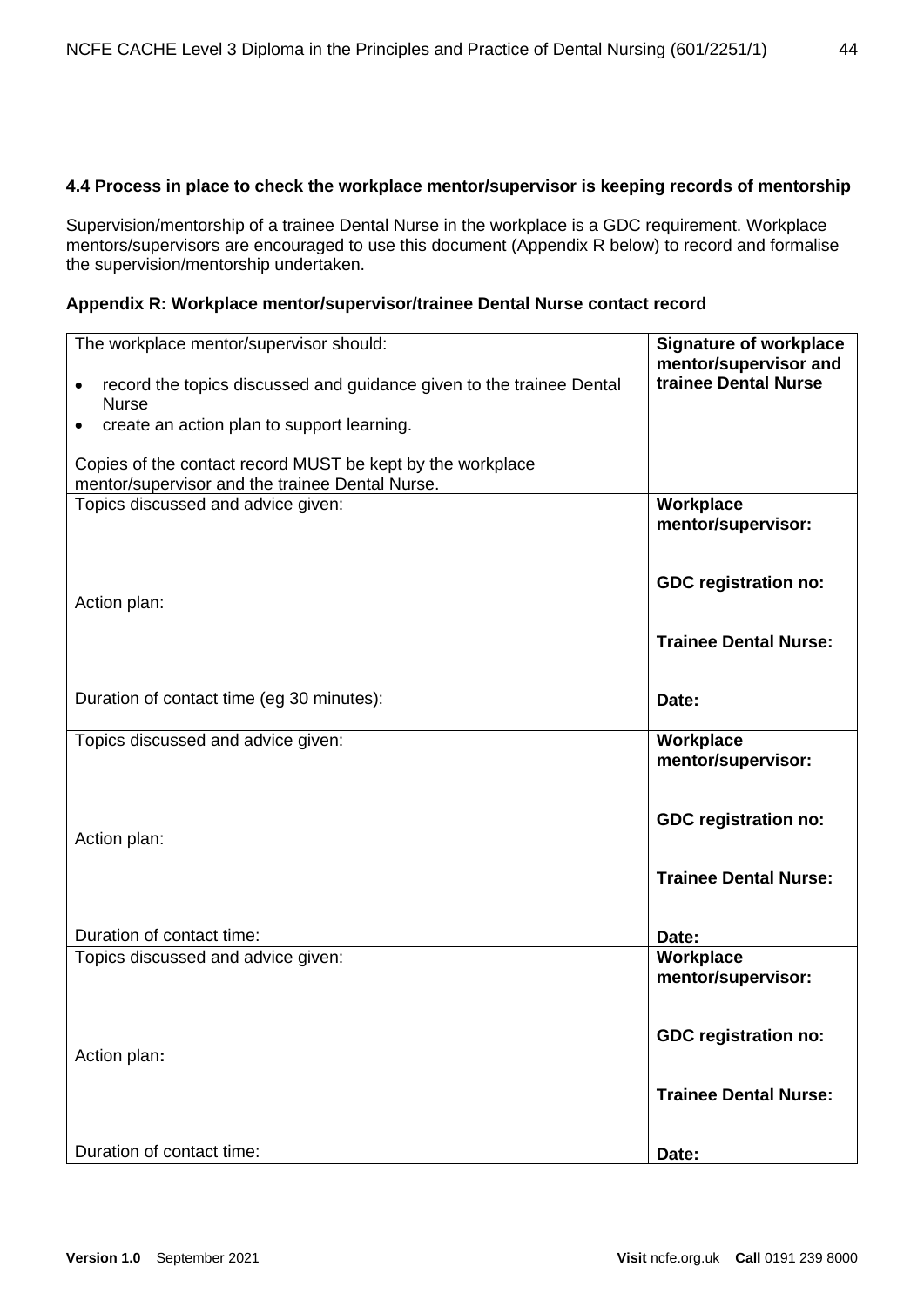#### 4.4 Process in place to check the workplace mentor/supervisor is keeping records of mentorship

Supervision/mentorship of a trainee Dental Nurse in the workplace is a GDC requirement. Workplace mentors/supervisors are encouraged to use this document (Appendix R below) to record and formalise the supervision/mentorship undertaken.

**Appendix R: Workplace mentor/supervisor/trainee Dental Nurse contact record**

| The workplace mentor/supervisor should:<br><br>• record the topics discussed and guidance given to the trainee Dental Nurse<br>• create an action plan to support learning.<br><br>Copies of the contact record MUST be kept by the workplace mentor/supervisor and the trainee Dental Nurse. | **Signature of workplace mentor/supervisor and trainee Dental Nurse** |
|---|---|
| Topics discussed and advice given:<br><br><br>Action plan:<br><br><br>Duration of contact time (eg 30 minutes): | **Workplace mentor/supervisor:**<br><br>**GDC registration no:**<br><br>**Trainee Dental Nurse:**<br><br>**Date:** |
| Topics discussed and advice given:<br><br><br>Action plan:<br><br><br>Duration of contact time: | **Workplace mentor/supervisor:**<br><br>**GDC registration no:**<br><br>**Trainee Dental Nurse:**<br><br>**Date:** |
| Topics discussed and advice given:<br><br><br>Action plan**:**<br><br><br>Duration of contact time: | **Workplace mentor/supervisor:**<br><br>**GDC registration no:**<br><br>**Trainee Dental Nurse:**<br><br>**Date:** |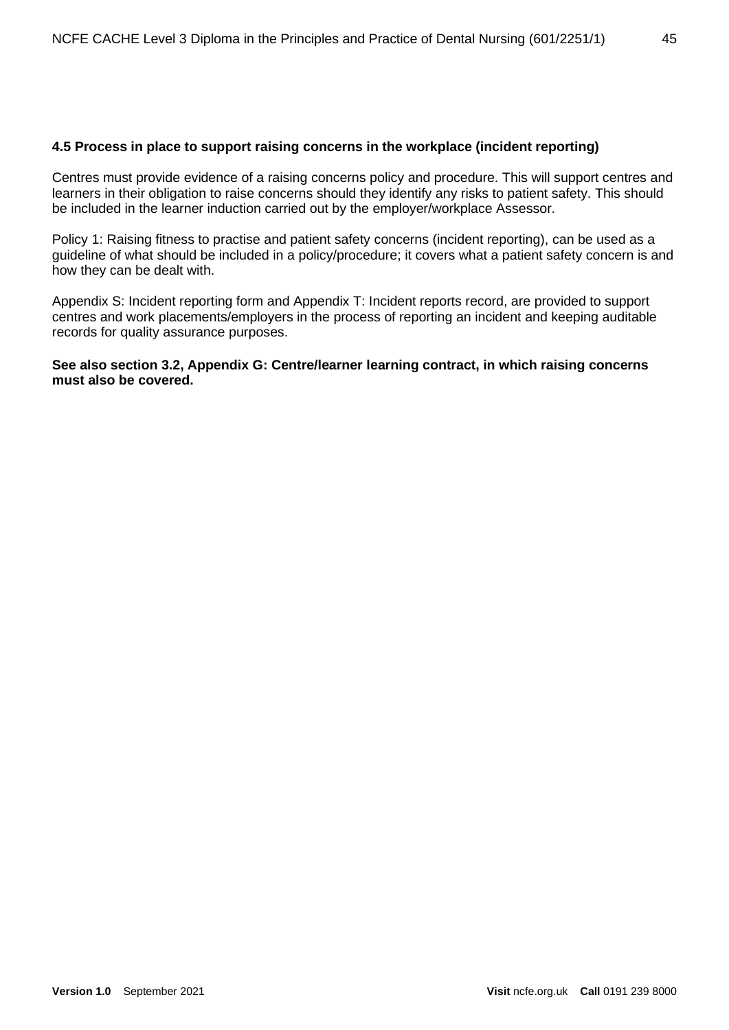### 4.5 Process in place to support raising concerns in the workplace (incident reporting)

Centres must provide evidence of a raising concerns policy and procedure. This will support centres and learners in their obligation to raise concerns should they identify any risks to patient safety. This should be included in the learner induction carried out by the employer/workplace Assessor.

Policy 1: Raising fitness to practise and patient safety concerns (incident reporting), can be used as a guideline of what should be included in a policy/procedure; it covers what a patient safety concern is and how they can be dealt with.

Appendix S: Incident reporting form and Appendix T: Incident reports record, are provided to support centres and work placements/employers in the process of reporting an incident and keeping auditable records for quality assurance purposes.

**See also section 3.2, Appendix G: Centre/learner learning contract, in which raising concerns must also be covered.**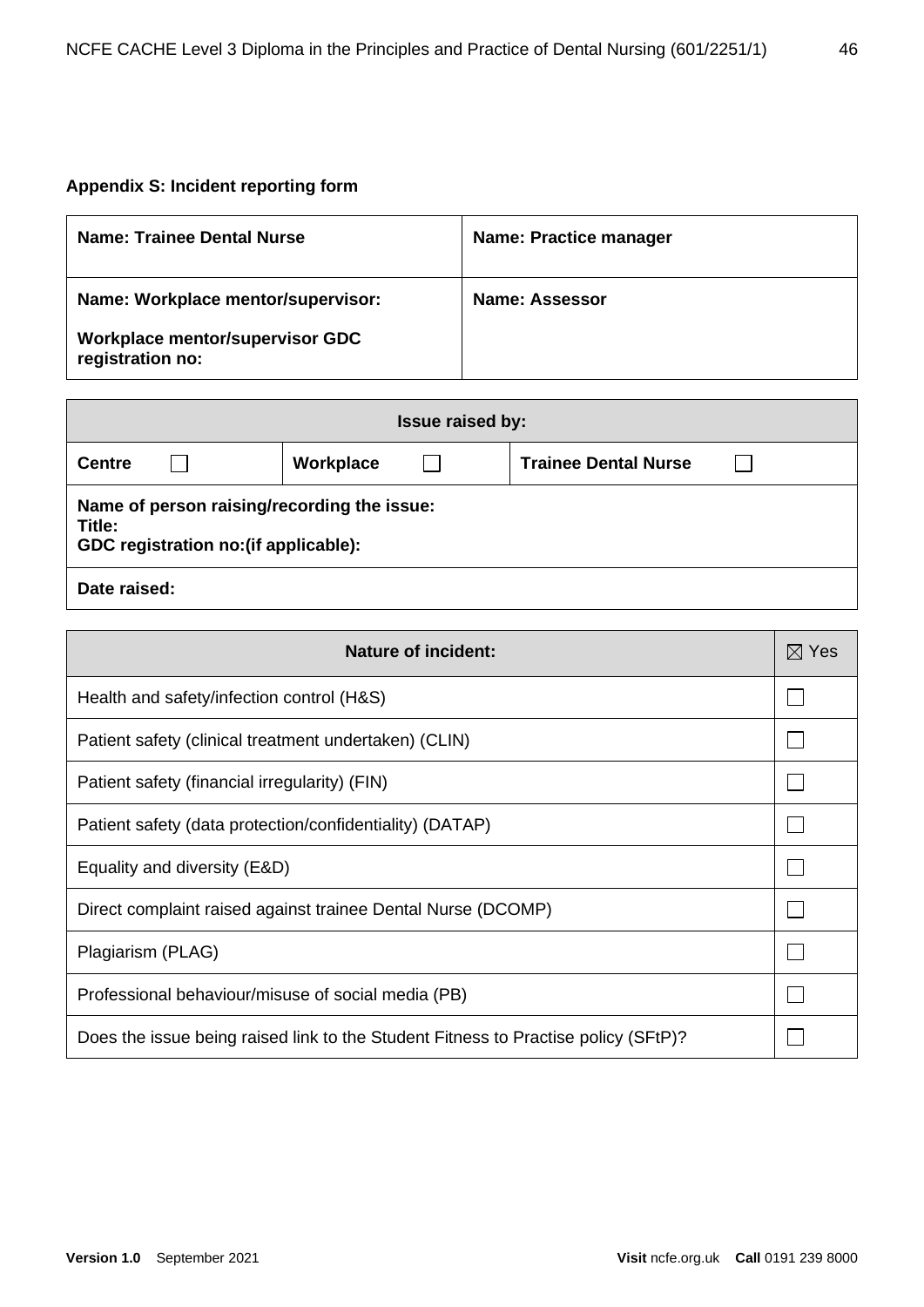**Appendix S: Incident reporting form**

| **Name: Trainee Dental Nurse** | **Name: Practice manager** |
|---|---|
| **Name: Workplace mentor/supervisor:**<br><br>**Workplace mentor/supervisor GDC registration no:** | **Name: Assessor** |

| **Issue raised by:** | | |
|---|---|---|
| **Centre** ☐ | **Workplace** ☐ | **Trainee Dental Nurse** ☐ |
| **Name of person raising/recording the issue:**<br>**Title:**<br>**GDC registration no:(if applicable):** | | |
| **Date raised:** | | |

| **Nature of incident:** | ☒ Yes |
|---|---|
| Health and safety/infection control (H&S) | ☐ |
| Patient safety (clinical treatment undertaken) (CLIN) | ☐ |
| Patient safety (financial irregularity) (FIN) | ☐ |
| Patient safety (data protection/confidentiality) (DATAP) | ☐ |
| Equality and diversity (E&D) | ☐ |
| Direct complaint raised against trainee Dental Nurse (DCOMP) | ☐ |
| Plagiarism (PLAG) | ☐ |
| Professional behaviour/misuse of social media (PB) | ☐ |
| Does the issue being raised link to the Student Fitness to Practise policy (SFtP)? | ☐ |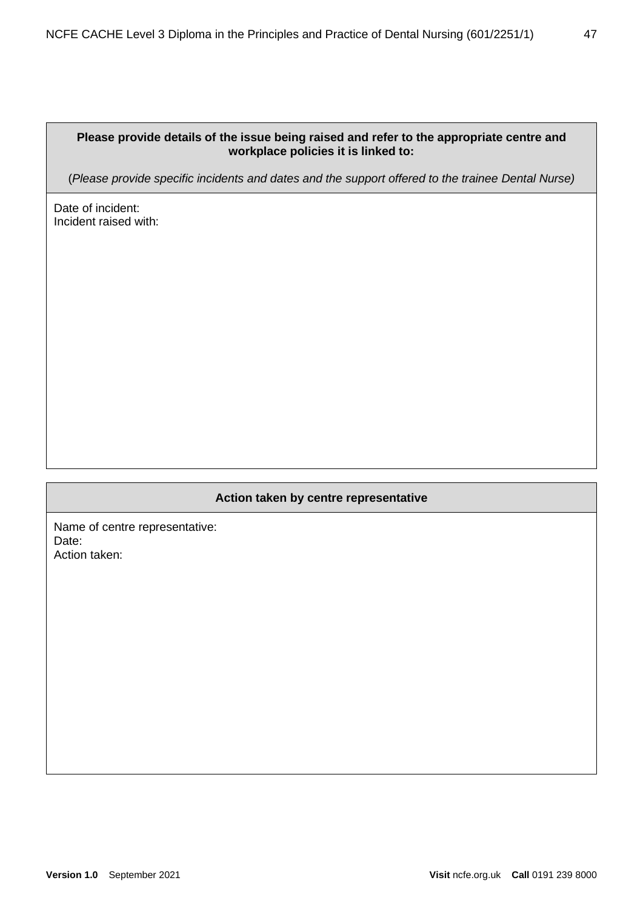| **Please provide details of the issue being raised and refer to the appropriate centre and workplace policies it is linked to:**<br><br>(*Please provide specific incidents and dates and the support offered to the trainee Dental Nurse)* |
| --- |
| Date of incident:<br>Incident raised with: |

| **Action taken by centre representative** |
| --- |
| Name of centre representative:<br>Date:<br>Action taken: |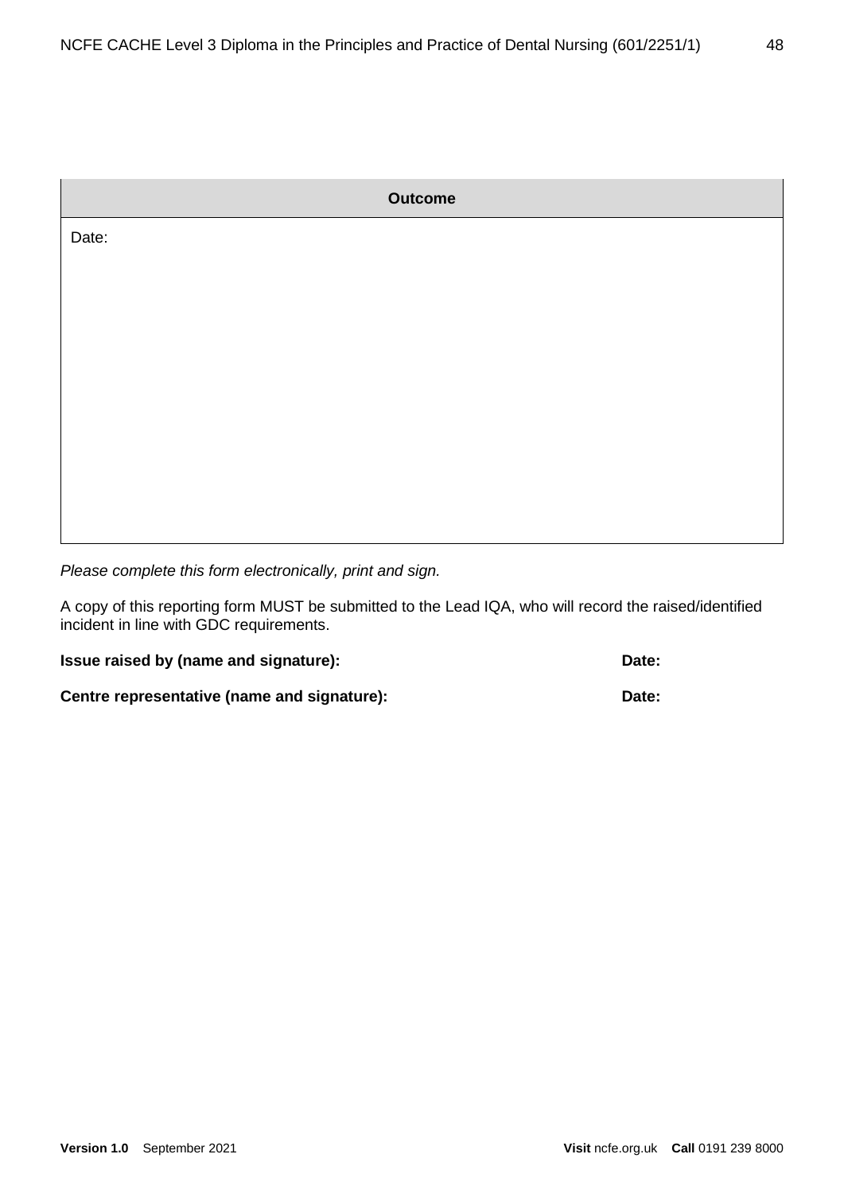| Outcome |
| --- |
| Date: |

*Please complete this form electronically, print and sign.*

A copy of this reporting form MUST be submitted to the Lead IQA, who will record the raised/identified incident in line with GDC requirements.

**Issue raised by (name and signature):** **Date:**

**Centre representative (name and signature):** **Date:**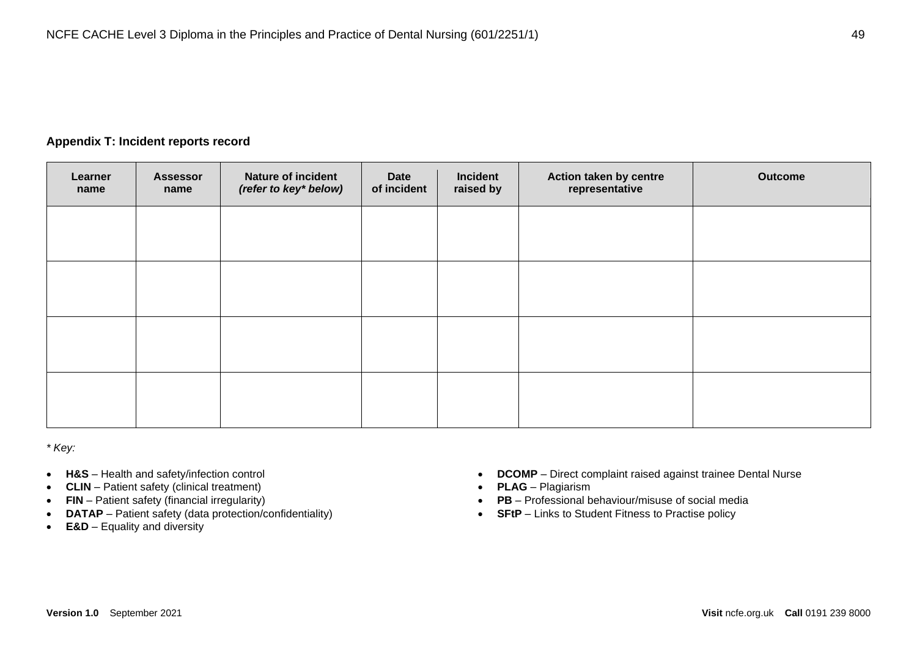**Appendix T: Incident reports record**

| Learner name | Assessor name | Nature of incident *(refer to key* below)* | Date of incident | Incident raised by | Action taken by centre representative | Outcome |
|---|---|---|---|---|---|---|
| | | | | | | |
| | | | | | | |
| | | | | | | |
| | | | | | | |

*\* Key:*

- **H&S** – Health and safety/infection control
- **CLIN** – Patient safety (clinical treatment)
- **FIN** – Patient safety (financial irregularity)
- **DATAP** – Patient safety (data protection/confidentiality)
- **E&D** – Equality and diversity
- **DCOMP** – Direct complaint raised against trainee Dental Nurse
- **PLAG** – Plagiarism
- **PB** – Professional behaviour/misuse of social media
- **SFtP** – Links to Student Fitness to Practise policy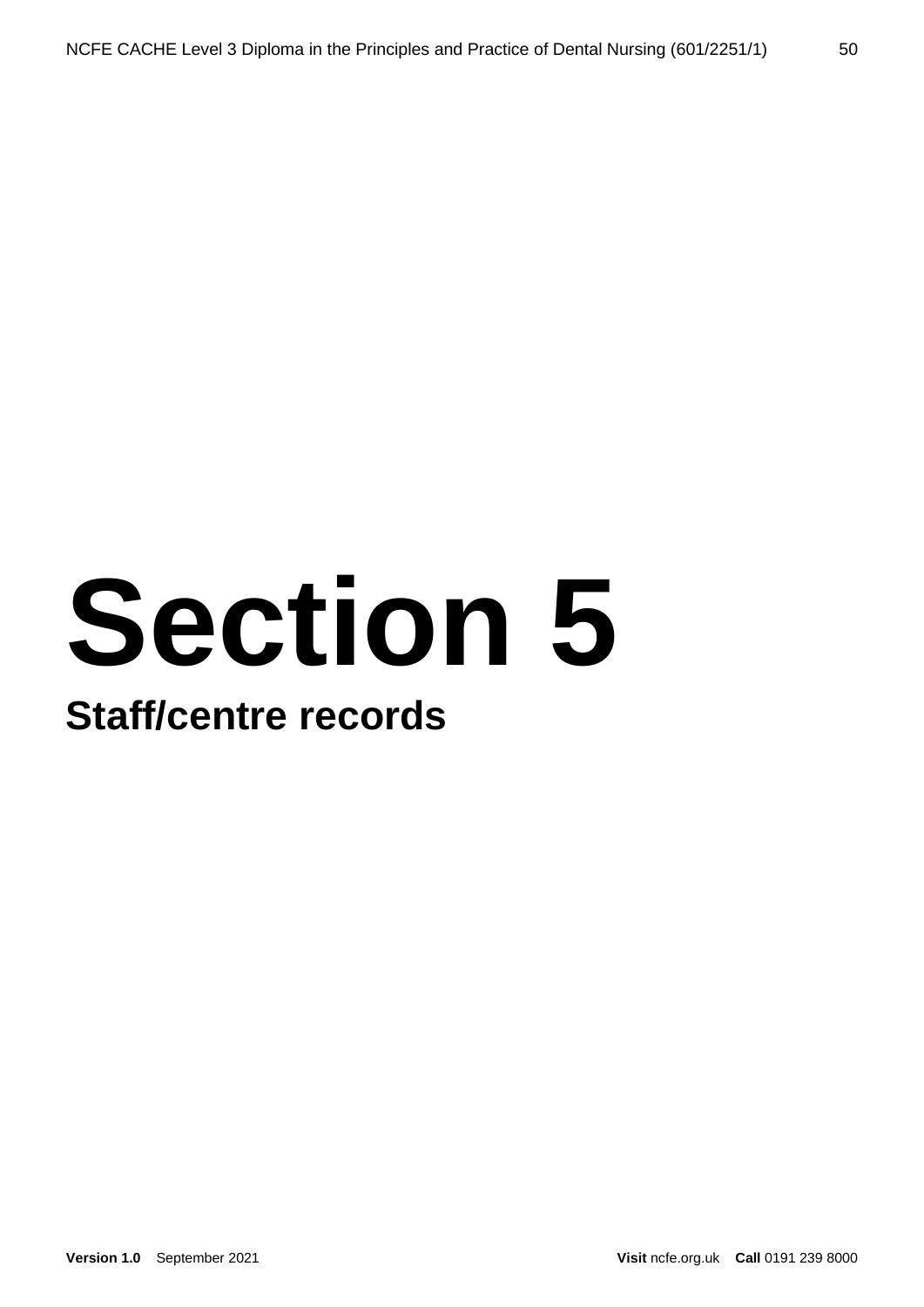# Section 5

## Staff/centre records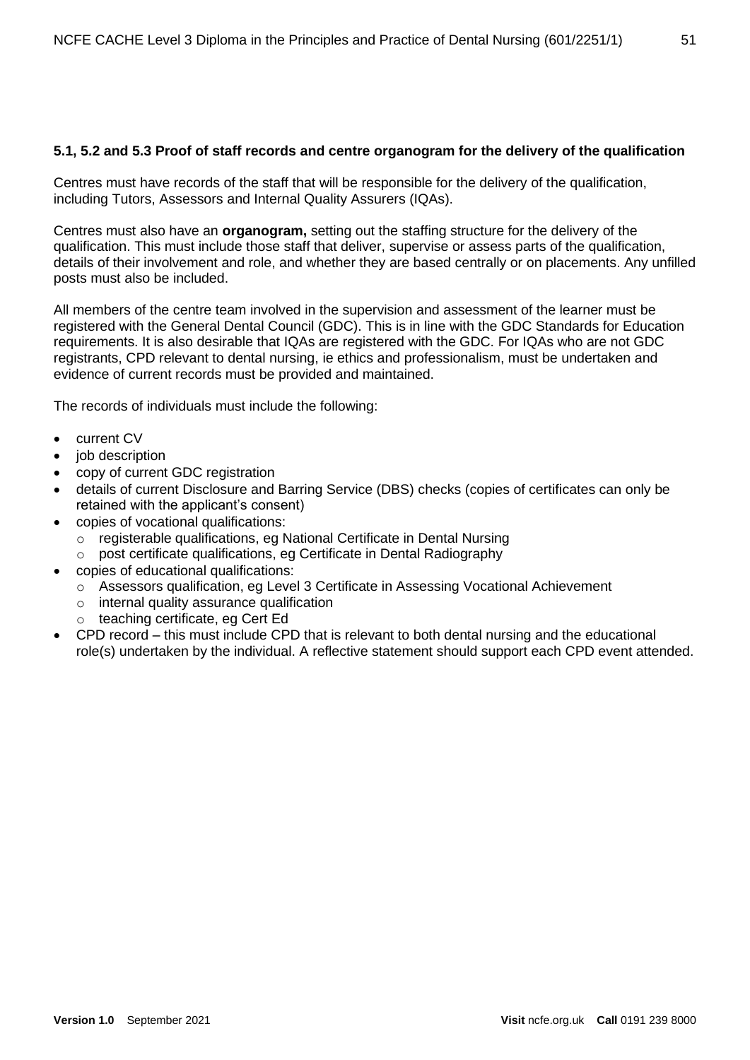**5.1, 5.2 and 5.3 Proof of staff records and centre organogram for the delivery of the qualification**

Centres must have records of the staff that will be responsible for the delivery of the qualification, including Tutors, Assessors and Internal Quality Assurers (IQAs).

Centres must also have an **organogram,** setting out the staffing structure for the delivery of the qualification. This must include those staff that deliver, supervise or assess parts of the qualification, details of their involvement and role, and whether they are based centrally or on placements. Any unfilled posts must also be included.

All members of the centre team involved in the supervision and assessment of the learner must be registered with the General Dental Council (GDC). This is in line with the GDC Standards for Education requirements. It is also desirable that IQAs are registered with the GDC. For IQAs who are not GDC registrants, CPD relevant to dental nursing, ie ethics and professionalism, must be undertaken and evidence of current records must be provided and maintained.

The records of individuals must include the following:

- current CV
- job description
- copy of current GDC registration
- details of current Disclosure and Barring Service (DBS) checks (copies of certificates can only be retained with the applicant's consent)
- copies of vocational qualifications:
  - registerable qualifications, eg National Certificate in Dental Nursing
  - post certificate qualifications, eg Certificate in Dental Radiography
- copies of educational qualifications:
  - Assessors qualification, eg Level 3 Certificate in Assessing Vocational Achievement
  - internal quality assurance qualification
  - teaching certificate, eg Cert Ed
- CPD record – this must include CPD that is relevant to both dental nursing and the educational role(s) undertaken by the individual. A reflective statement should support each CPD event attended.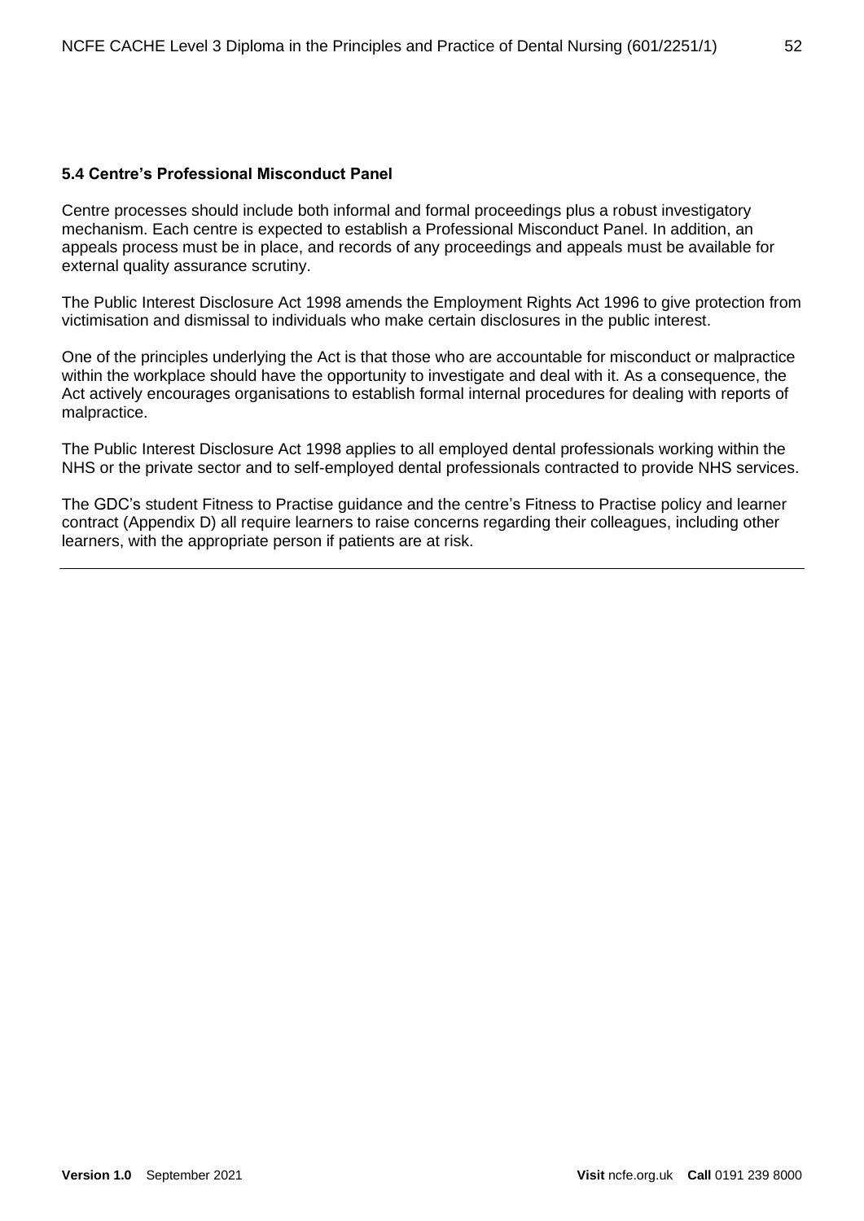### 5.4 Centre's Professional Misconduct Panel

Centre processes should include both informal and formal proceedings plus a robust investigatory mechanism. Each centre is expected to establish a Professional Misconduct Panel. In addition, an appeals process must be in place, and records of any proceedings and appeals must be available for external quality assurance scrutiny.

The Public Interest Disclosure Act 1998 amends the Employment Rights Act 1996 to give protection from victimisation and dismissal to individuals who make certain disclosures in the public interest.

One of the principles underlying the Act is that those who are accountable for misconduct or malpractice within the workplace should have the opportunity to investigate and deal with it. As a consequence, the Act actively encourages organisations to establish formal internal procedures for dealing with reports of malpractice.

The Public Interest Disclosure Act 1998 applies to all employed dental professionals working within the NHS or the private sector and to self-employed dental professionals contracted to provide NHS services.

The GDC's student Fitness to Practise guidance and the centre's Fitness to Practise policy and learner contract (Appendix D) all require learners to raise concerns regarding their colleagues, including other learners, with the appropriate person if patients are at risk.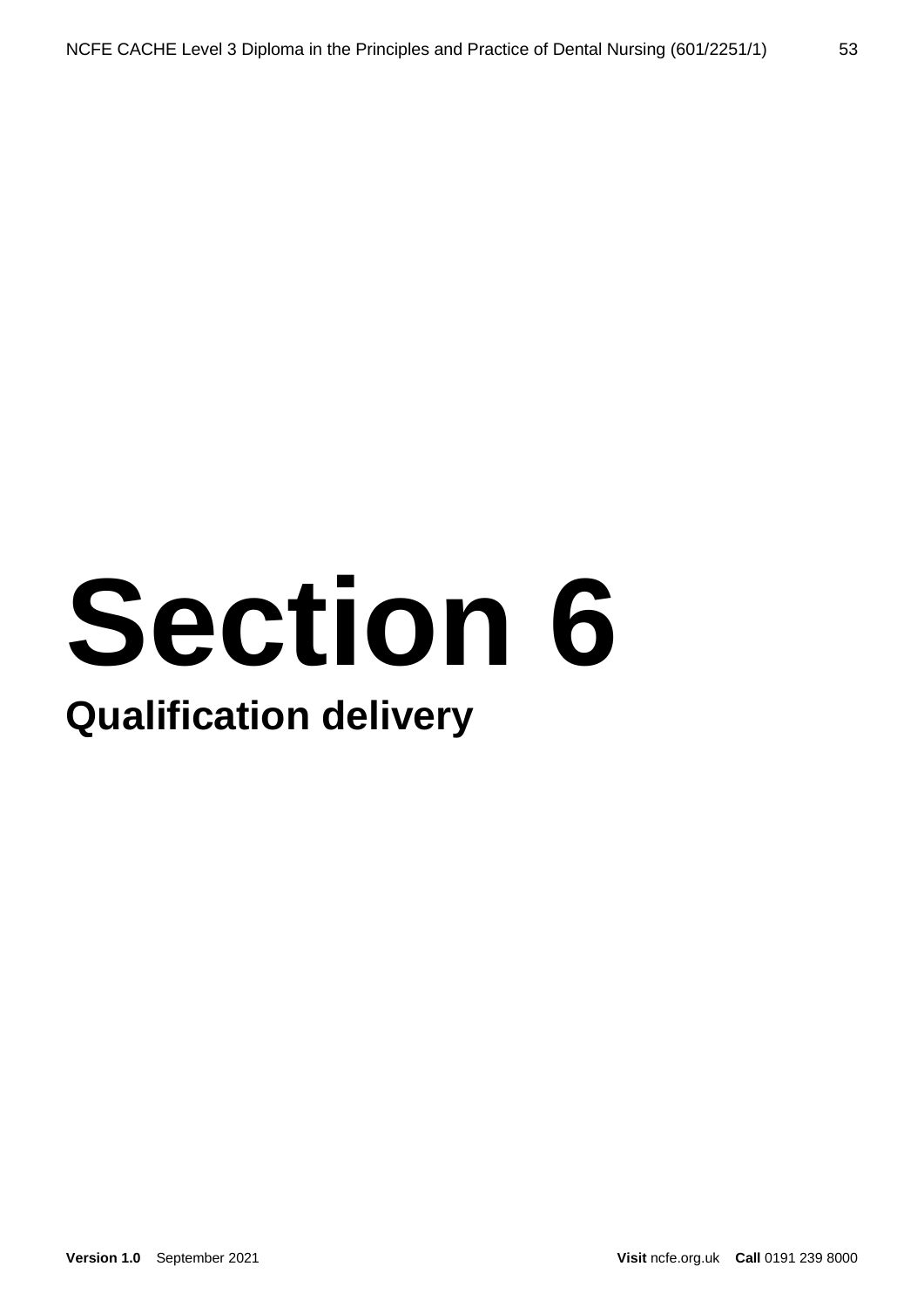# Section 6

## Qualification delivery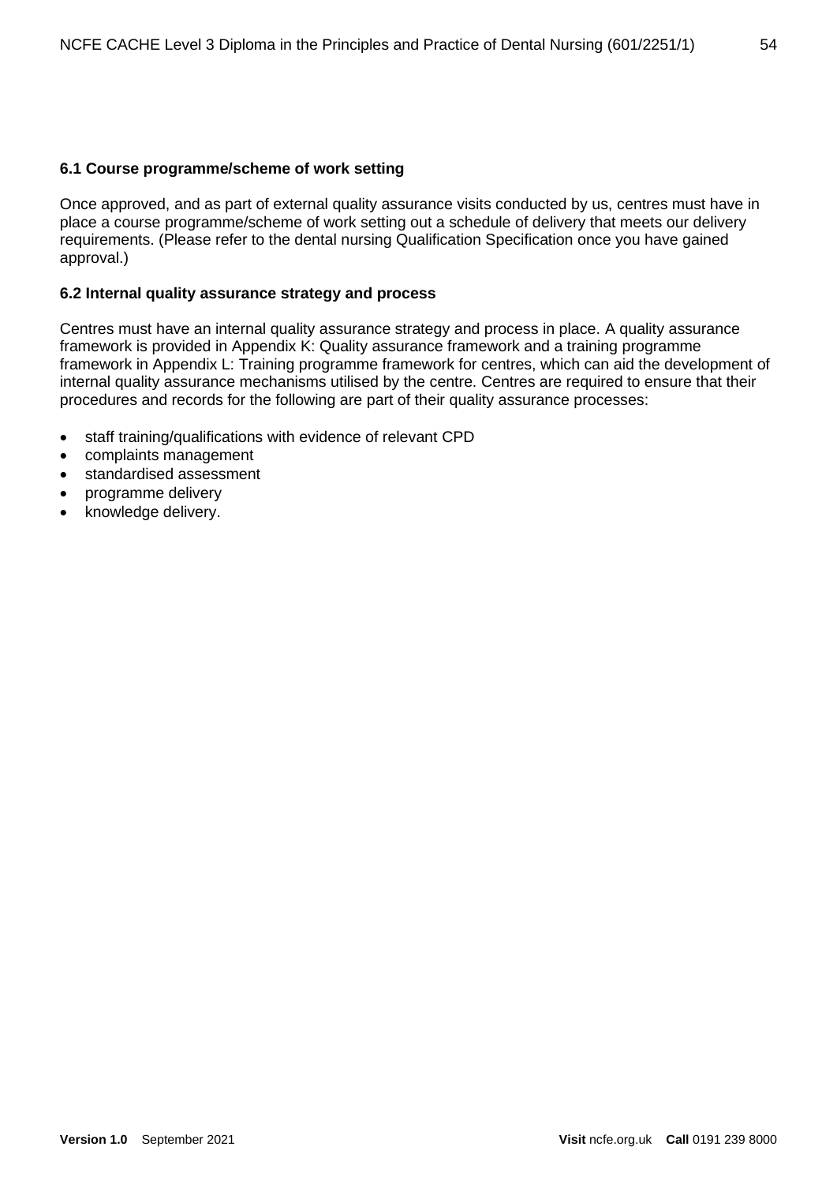### 6.1 Course programme/scheme of work setting

Once approved, and as part of external quality assurance visits conducted by us, centres must have in place a course programme/scheme of work setting out a schedule of delivery that meets our delivery requirements. (Please refer to the dental nursing Qualification Specification once you have gained approval.)

### 6.2 Internal quality assurance strategy and process

Centres must have an internal quality assurance strategy and process in place. A quality assurance framework is provided in Appendix K: Quality assurance framework and a training programme framework in Appendix L: Training programme framework for centres, which can aid the development of internal quality assurance mechanisms utilised by the centre. Centres are required to ensure that their procedures and records for the following are part of their quality assurance processes:

- staff training/qualifications with evidence of relevant CPD
- complaints management
- standardised assessment
- programme delivery
- knowledge delivery.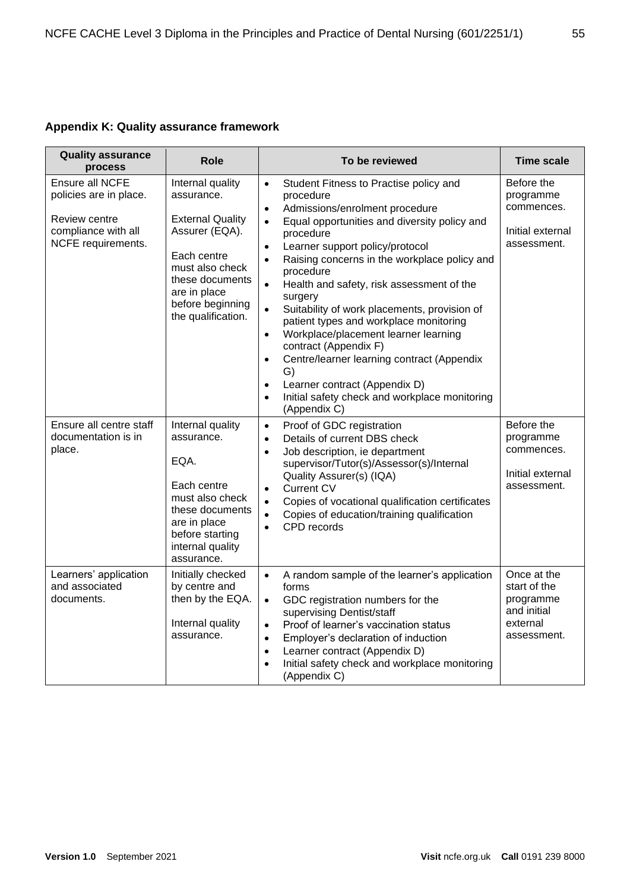## Appendix K: Quality assurance framework

| Quality assurance process | Role | To be reviewed | Time scale |
|---|---|---|---|
| Ensure all NCFE policies are in place.<br><br>Review centre compliance with all NCFE requirements. | Internal quality assurance.<br><br>External Quality Assurer (EQA).<br><br>Each centre must also check these documents are in place before beginning the qualification. | • Student Fitness to Practise policy and procedure<br>• Admissions/enrolment procedure<br>• Equal opportunities and diversity policy and procedure<br>• Learner support policy/protocol<br>• Raising concerns in the workplace policy and procedure<br>• Health and safety, risk assessment of the surgery<br>• Suitability of work placements, provision of patient types and workplace monitoring<br>• Workplace/placement learner learning contract (Appendix F)<br>• Centre/learner learning contract (Appendix G)<br>• Learner contract (Appendix D)<br>• Initial safety check and workplace monitoring (Appendix C) | Before the programme commences.<br><br>Initial external assessment. |
| Ensure all centre staff documentation is in place. | Internal quality assurance.<br><br>EQA.<br><br>Each centre must also check these documents are in place before starting internal quality assurance. | • Proof of GDC registration<br>• Details of current DBS check<br>• Job description, ie department supervisor/Tutor(s)/Assessor(s)/Internal Quality Assurer(s) (IQA)<br>• Current CV<br>• Copies of vocational qualification certificates<br>• Copies of education/training qualification<br>• CPD records | Before the programme commences.<br><br>Initial external assessment. |
| Learners' application and associated documents. | Initially checked by centre and then by the EQA.<br><br>Internal quality assurance. | • A random sample of the learner's application forms<br>• GDC registration numbers for the supervising Dentist/staff<br>• Proof of learner's vaccination status<br>• Employer's declaration of induction<br>• Learner contract (Appendix D)<br>• Initial safety check and workplace monitoring (Appendix C) | Once at the start of the programme and initial external assessment. |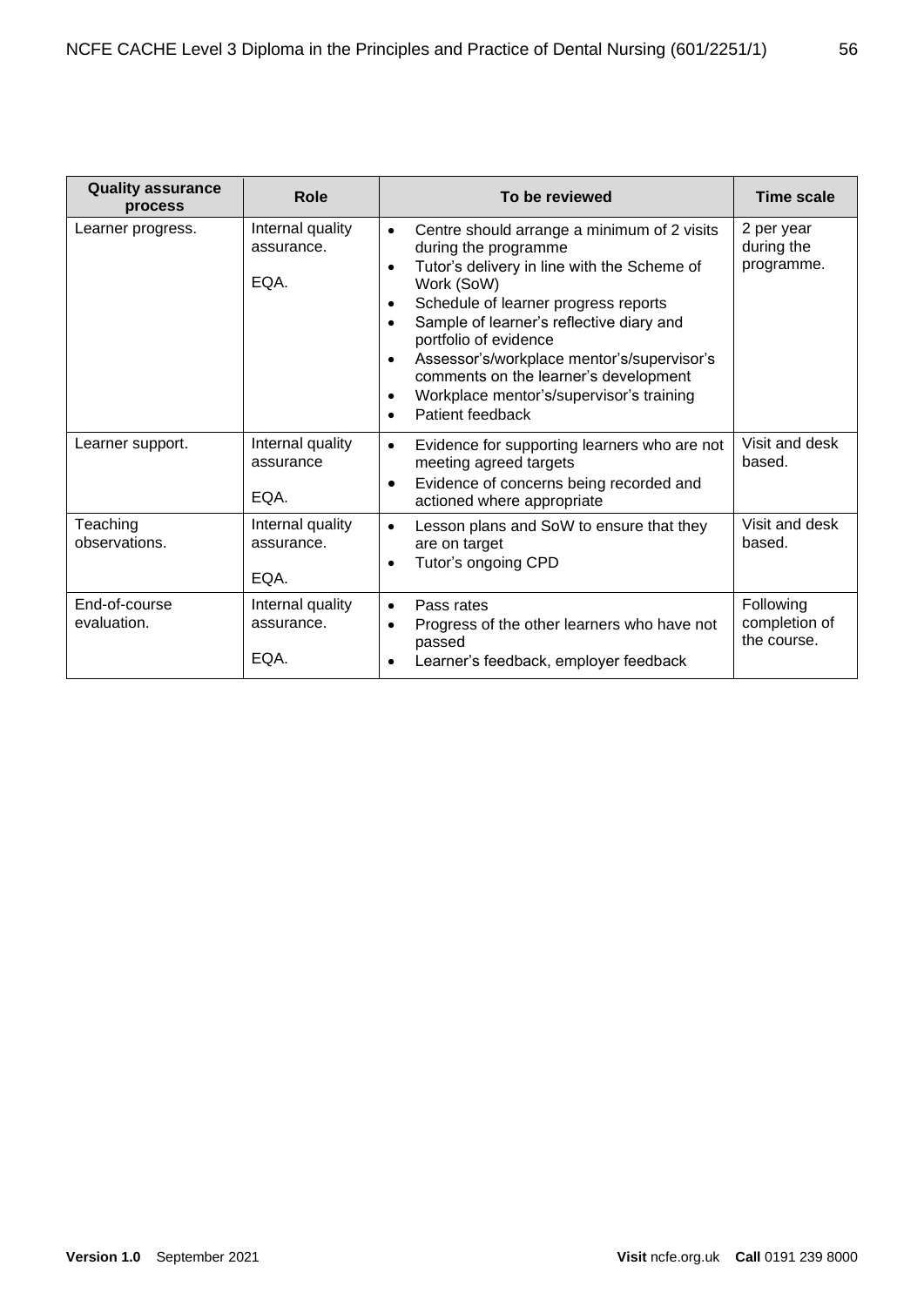| Quality assurance process | Role | To be reviewed | Time scale |
|---|---|---|---|
| Learner progress. | Internal quality assurance.<br><br>EQA. | • Centre should arrange a minimum of 2 visits during the programme<br>• Tutor's delivery in line with the Scheme of Work (SoW)<br>• Schedule of learner progress reports<br>• Sample of learner's reflective diary and portfolio of evidence<br>• Assessor's/workplace mentor's/supervisor's comments on the learner's development<br>• Workplace mentor's/supervisor's training<br>• Patient feedback | 2 per year during the programme. |
| Learner support. | Internal quality assurance<br><br>EQA. | • Evidence for supporting learners who are not meeting agreed targets<br>• Evidence of concerns being recorded and actioned where appropriate | Visit and desk based. |
| Teaching observations. | Internal quality assurance.<br><br>EQA. | • Lesson plans and SoW to ensure that they are on target<br>• Tutor's ongoing CPD | Visit and desk based. |
| End-of-course evaluation. | Internal quality assurance.<br><br>EQA. | • Pass rates<br>• Progress of the other learners who have not passed<br>• Learner's feedback, employer feedback | Following completion of the course. |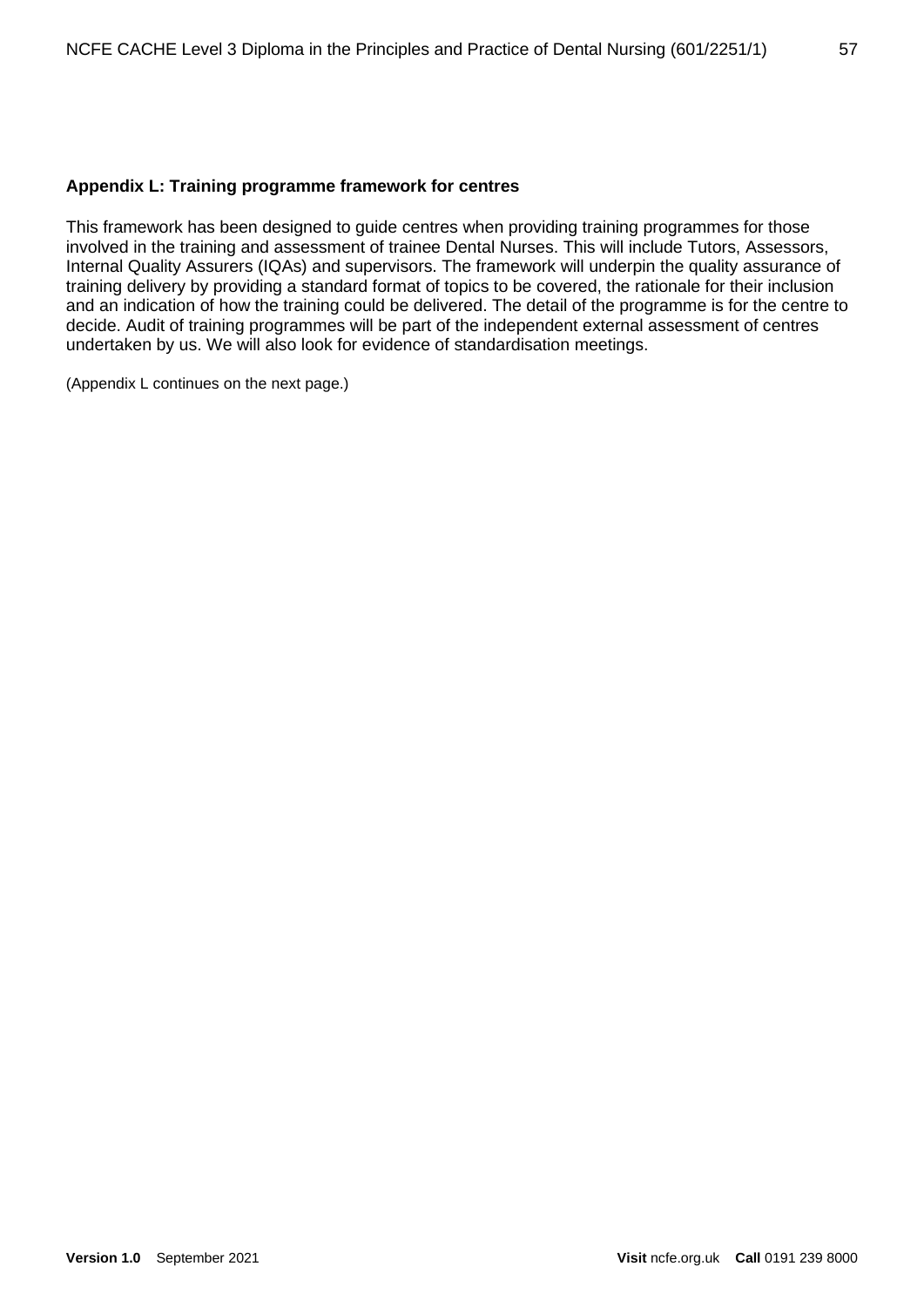**Appendix L: Training programme framework for centres**

This framework has been designed to guide centres when providing training programmes for those involved in the training and assessment of trainee Dental Nurses. This will include Tutors, Assessors, Internal Quality Assurers (IQAs) and supervisors. The framework will underpin the quality assurance of training delivery by providing a standard format of topics to be covered, the rationale for their inclusion and an indication of how the training could be delivered. The detail of the programme is for the centre to decide. Audit of training programmes will be part of the independent external assessment of centres undertaken by us. We will also look for evidence of standardisation meetings.

(Appendix L continues on the next page.)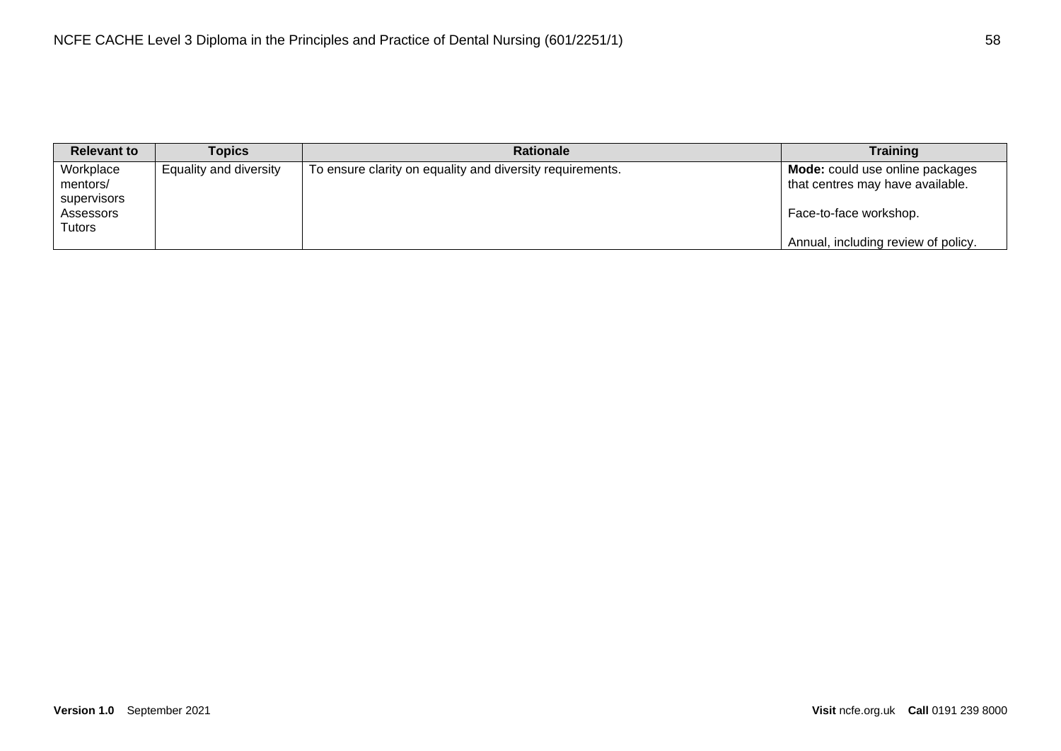| Relevant to | Topics | Rationale | Training |
| --- | --- | --- | --- |
| Workplace mentors/ supervisors<br>Assessors<br>Tutors | Equality and diversity | To ensure clarity on equality and diversity requirements. | **Mode:** could use online packages that centres may have available.<br><br>Face-to-face workshop.<br><br>Annual, including review of policy. |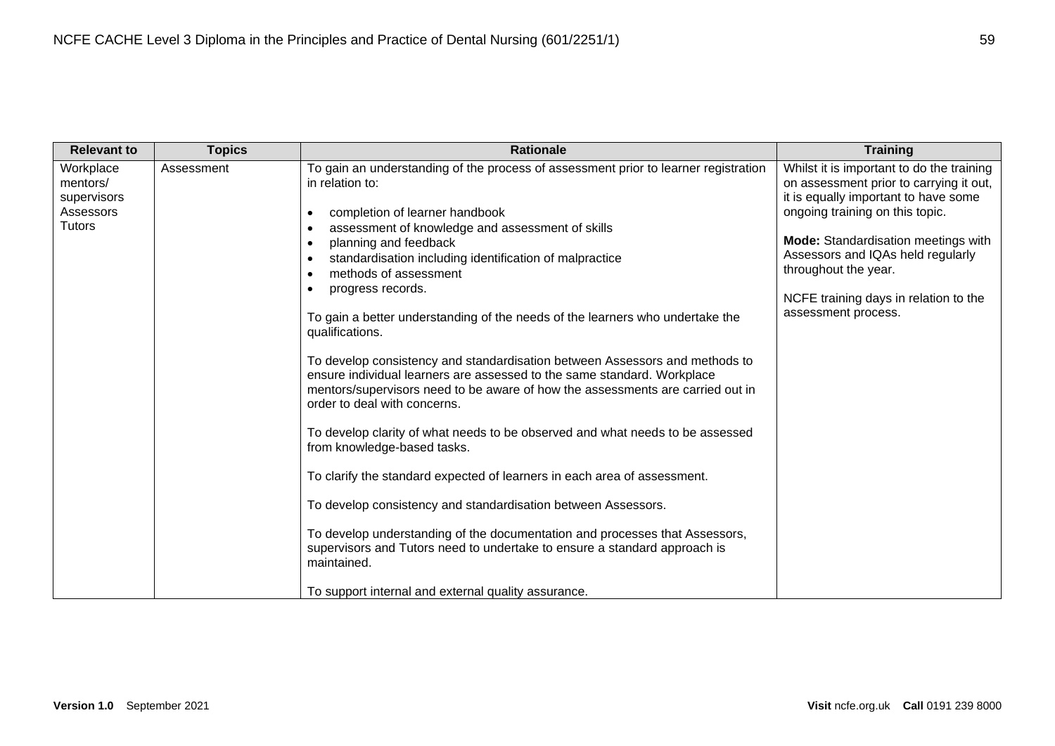| Relevant to | Topics | Rationale | Training |
|---|---|---|---|
| Workplace mentors/ supervisors<br>Assessors<br>Tutors | Assessment | To gain an understanding of the process of assessment prior to learner registration in relation to:<br><br>• completion of learner handbook<br>• assessment of knowledge and assessment of skills<br>• planning and feedback<br>• standardisation including identification of malpractice<br>• methods of assessment<br>• progress records.<br><br>To gain a better understanding of the needs of the learners who undertake the qualifications.<br><br>To develop consistency and standardisation between Assessors and methods to ensure individual learners are assessed to the same standard. Workplace mentors/supervisors need to be aware of how the assessments are carried out in order to deal with concerns.<br><br>To develop clarity of what needs to be observed and what needs to be assessed from knowledge-based tasks.<br><br>To clarify the standard expected of learners in each area of assessment.<br><br>To develop consistency and standardisation between Assessors.<br><br>To develop understanding of the documentation and processes that Assessors, supervisors and Tutors need to undertake to ensure a standard approach is maintained.<br><br>To support internal and external quality assurance. | Whilst it is important to do the training on assessment prior to carrying it out, it is equally important to have some ongoing training on this topic.<br><br>**Mode:** Standardisation meetings with Assessors and IQAs held regularly throughout the year.<br><br>NCFE training days in relation to the assessment process. |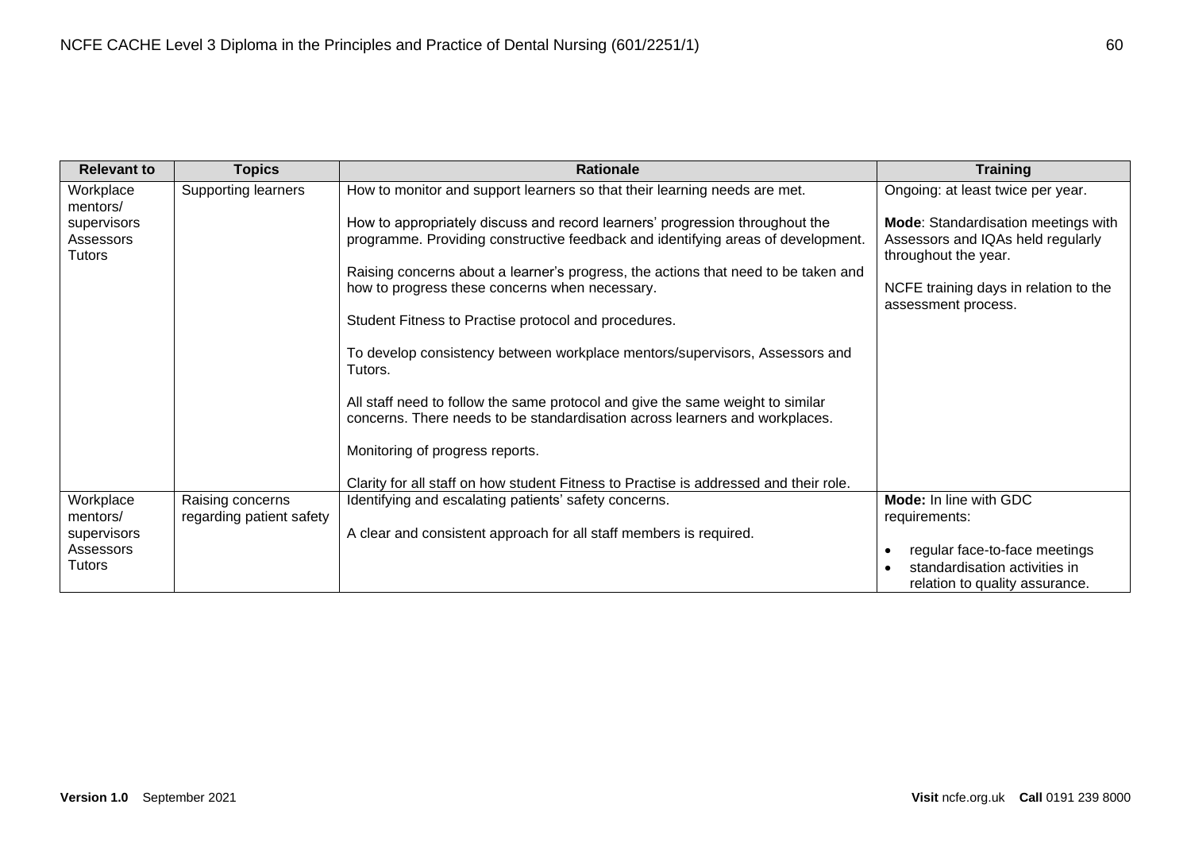| Relevant to | Topics | Rationale | Training |
|---|---|---|---|
| Workplace mentors/ supervisors Assessors Tutors | Supporting learners | How to monitor and support learners so that their learning needs are met.<br><br>How to appropriately discuss and record learners' progression throughout the programme. Providing constructive feedback and identifying areas of development.<br><br>Raising concerns about a learner's progress, the actions that need to be taken and how to progress these concerns when necessary.<br><br>Student Fitness to Practise protocol and procedures.<br><br>To develop consistency between workplace mentors/supervisors, Assessors and Tutors.<br><br>All staff need to follow the same protocol and give the same weight to similar concerns. There needs to be standardisation across learners and workplaces.<br><br>Monitoring of progress reports.<br><br>Clarity for all staff on how student Fitness to Practise is addressed and their role. | Ongoing: at least twice per year.<br><br>**Mode**: Standardisation meetings with Assessors and IQAs held regularly throughout the year.<br><br>NCFE training days in relation to the assessment process. |
| Workplace mentors/ supervisors Assessors Tutors | Raising concerns regarding patient safety | Identifying and escalating patients' safety concerns.<br><br>A clear and consistent approach for all staff members is required. | **Mode:** In line with GDC requirements:<br><br>• regular face-to-face meetings<br>• standardisation activities in relation to quality assurance. |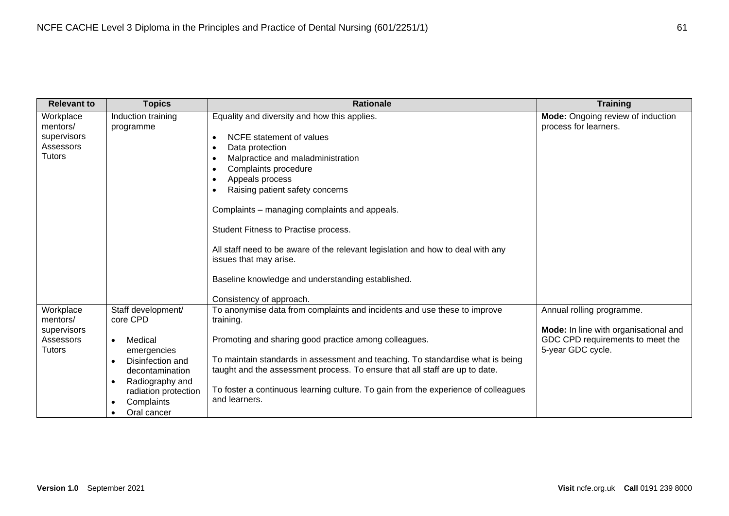| Relevant to | Topics | Rationale | Training |
|---|---|---|---|
| Workplace mentors/ supervisors Assessors Tutors | Induction training programme | Equality and diversity and how this applies.<br><br>• NCFE statement of values<br>• Data protection<br>• Malpractice and maladministration<br>• Complaints procedure<br>• Appeals process<br>• Raising patient safety concerns<br><br>Complaints – managing complaints and appeals.<br><br>Student Fitness to Practise process.<br><br>All staff need to be aware of the relevant legislation and how to deal with any issues that may arise.<br><br>Baseline knowledge and understanding established.<br><br>Consistency of approach. | **Mode:** Ongoing review of induction process for learners. |
| Workplace mentors/ supervisors Assessors Tutors | Staff development/ core CPD<br><br>• Medical emergencies<br>• Disinfection and decontamination<br>• Radiography and radiation protection<br>• Complaints<br>• Oral cancer | To anonymise data from complaints and incidents and use these to improve training.<br><br>Promoting and sharing good practice among colleagues.<br><br>To maintain standards in assessment and teaching. To standardise what is being taught and the assessment process. To ensure that all staff are up to date.<br><br>To foster a continuous learning culture. To gain from the experience of colleagues and learners. | Annual rolling programme.<br><br>**Mode:** In line with organisational and GDC CPD requirements to meet the 5-year GDC cycle. |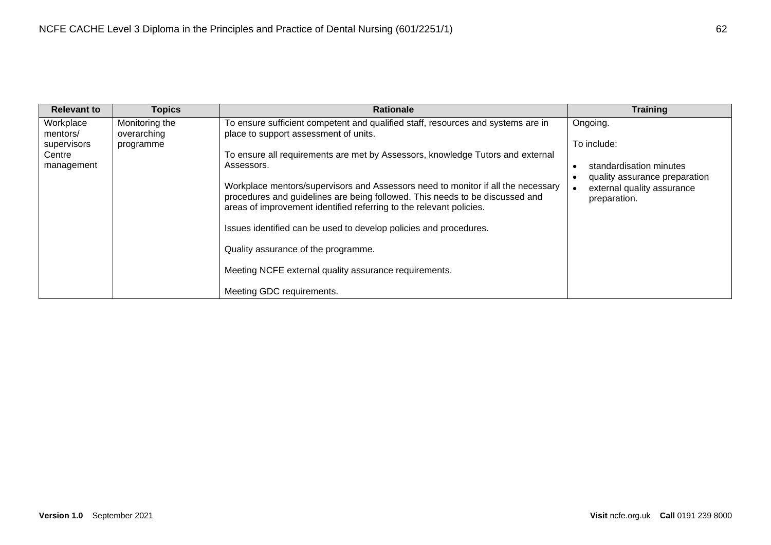| Relevant to | Topics | Rationale | Training |
|---|---|---|---|
| Workplace mentors/ supervisors<br>Centre management | Monitoring the overarching programme | To ensure sufficient competent and qualified staff, resources and systems are in place to support assessment of units.<br><br>To ensure all requirements are met by Assessors, knowledge Tutors and external Assessors.<br><br>Workplace mentors/supervisors and Assessors need to monitor if all the necessary procedures and guidelines are being followed. This needs to be discussed and areas of improvement identified referring to the relevant policies.<br><br>Issues identified can be used to develop policies and procedures.<br><br>Quality assurance of the programme.<br><br>Meeting NCFE external quality assurance requirements.<br><br>Meeting GDC requirements. | Ongoing.<br><br>To include:<br><br>• standardisation minutes<br>• quality assurance preparation<br>• external quality assurance preparation. |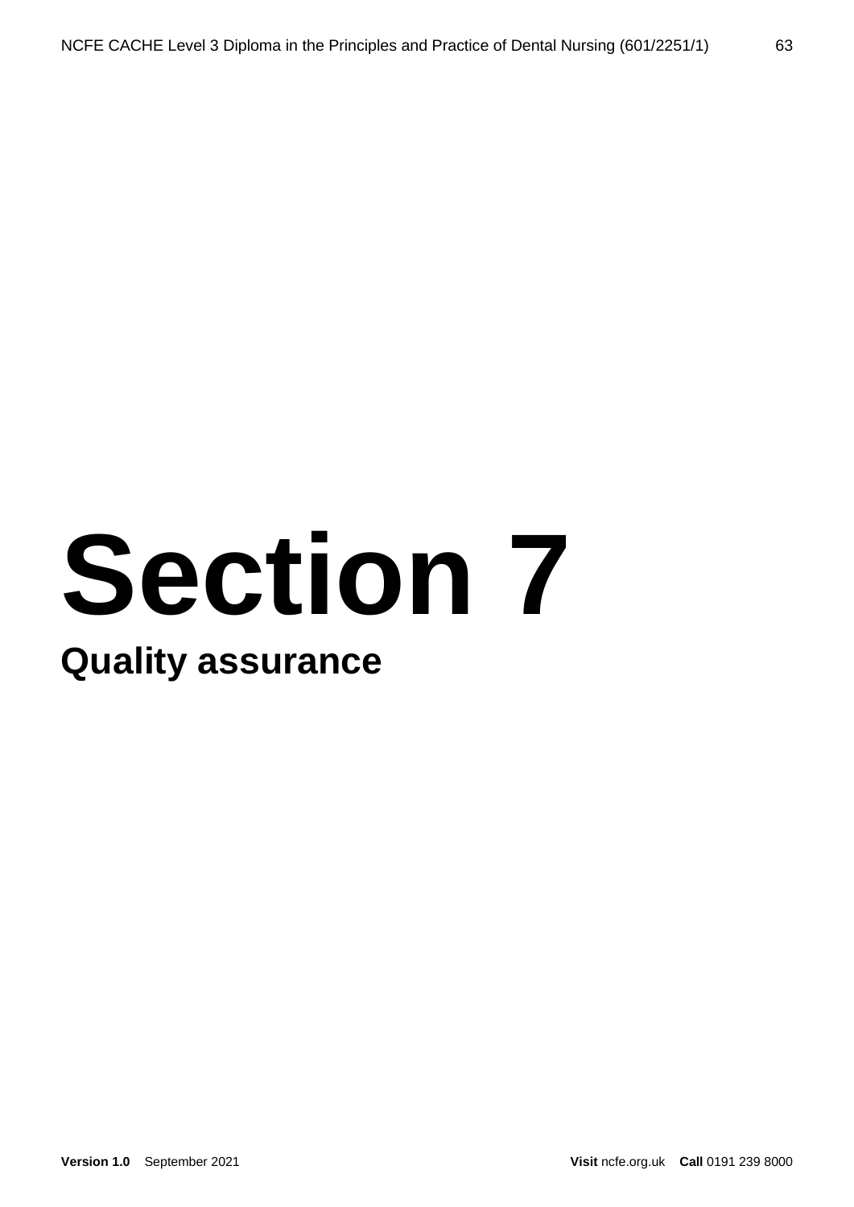# Section 7

## Quality assurance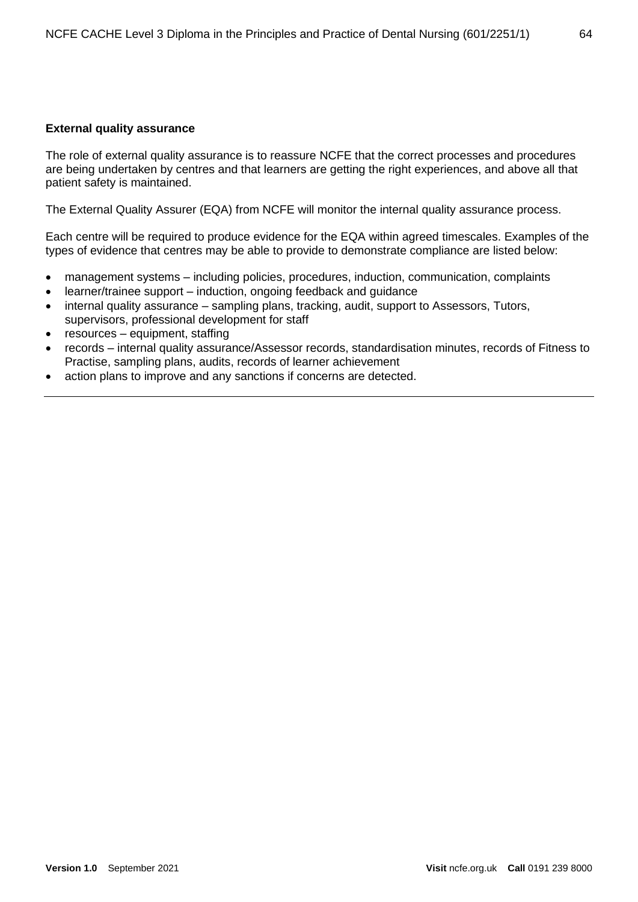**External quality assurance**

The role of external quality assurance is to reassure NCFE that the correct processes and procedures are being undertaken by centres and that learners are getting the right experiences, and above all that patient safety is maintained.

The External Quality Assurer (EQA) from NCFE will monitor the internal quality assurance process.

Each centre will be required to produce evidence for the EQA within agreed timescales. Examples of the types of evidence that centres may be able to provide to demonstrate compliance are listed below:

- management systems – including policies, procedures, induction, communication, complaints
- learner/trainee support – induction, ongoing feedback and guidance
- internal quality assurance – sampling plans, tracking, audit, support to Assessors, Tutors, supervisors, professional development for staff
- resources – equipment, staffing
- records – internal quality assurance/Assessor records, standardisation minutes, records of Fitness to Practise, sampling plans, audits, records of learner achievement
- action plans to improve and any sanctions if concerns are detected.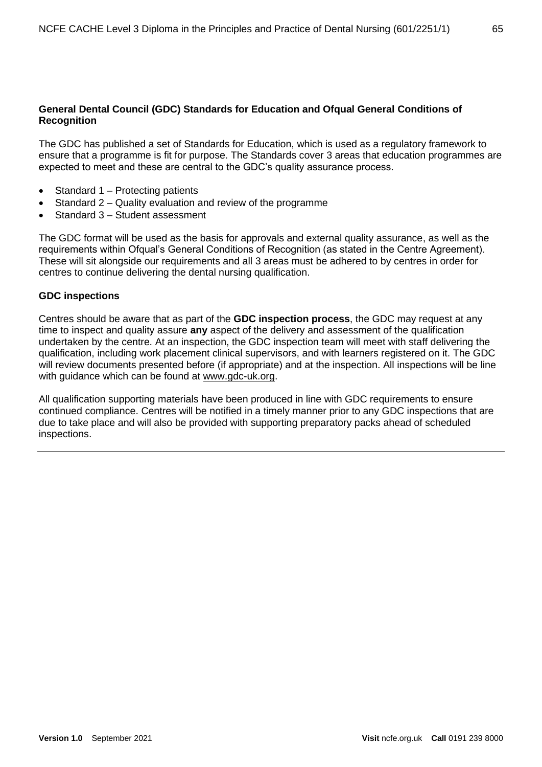**General Dental Council (GDC) Standards for Education and Ofqual General Conditions of Recognition**

The GDC has published a set of Standards for Education, which is used as a regulatory framework to ensure that a programme is fit for purpose. The Standards cover 3 areas that education programmes are expected to meet and these are central to the GDC's quality assurance process.

- Standard 1 – Protecting patients
- Standard 2 – Quality evaluation and review of the programme
- Standard 3 – Student assessment

The GDC format will be used as the basis for approvals and external quality assurance, as well as the requirements within Ofqual's General Conditions of Recognition (as stated in the Centre Agreement). These will sit alongside our requirements and all 3 areas must be adhered to by centres in order for centres to continue delivering the dental nursing qualification.

**GDC inspections**

Centres should be aware that as part of the **GDC inspection process**, the GDC may request at any time to inspect and quality assure **any** aspect of the delivery and assessment of the qualification undertaken by the centre. At an inspection, the GDC inspection team will meet with staff delivering the qualification, including work placement clinical supervisors, and with learners registered on it. The GDC will review documents presented before (if appropriate) and at the inspection. All inspections will be line with guidance which can be found at www.gdc-uk.org.

All qualification supporting materials have been produced in line with GDC requirements to ensure continued compliance. Centres will be notified in a timely manner prior to any GDC inspections that are due to take place and will also be provided with supporting preparatory packs ahead of scheduled inspections.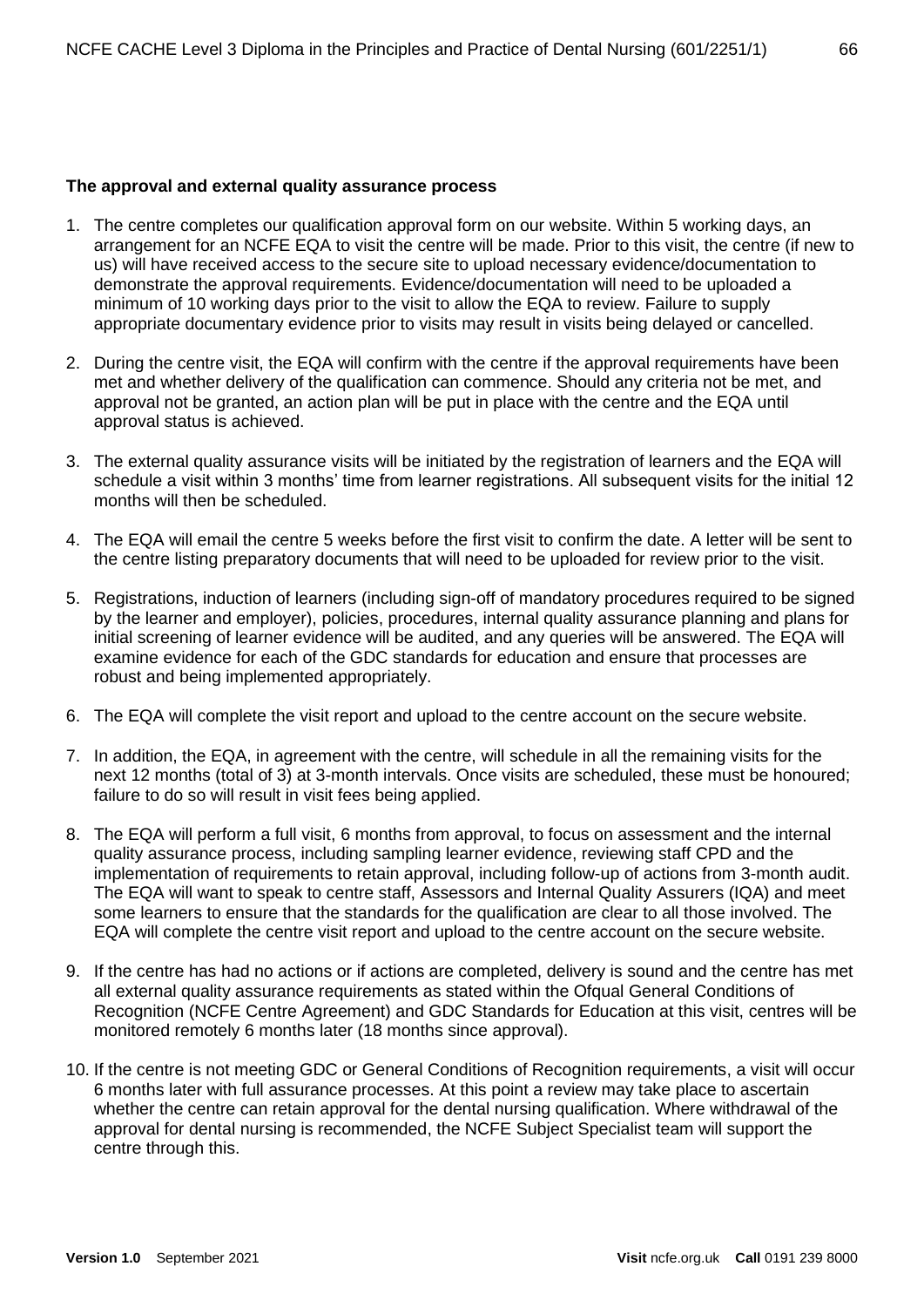**The approval and external quality assurance process**

1. The centre completes our qualification approval form on our website. Within 5 working days, an arrangement for an NCFE EQA to visit the centre will be made. Prior to this visit, the centre (if new to us) will have received access to the secure site to upload necessary evidence/documentation to demonstrate the approval requirements. Evidence/documentation will need to be uploaded a minimum of 10 working days prior to the visit to allow the EQA to review. Failure to supply appropriate documentary evidence prior to visits may result in visits being delayed or cancelled.

2. During the centre visit, the EQA will confirm with the centre if the approval requirements have been met and whether delivery of the qualification can commence. Should any criteria not be met, and approval not be granted, an action plan will be put in place with the centre and the EQA until approval status is achieved.

3. The external quality assurance visits will be initiated by the registration of learners and the EQA will schedule a visit within 3 months' time from learner registrations. All subsequent visits for the initial 12 months will then be scheduled.

4. The EQA will email the centre 5 weeks before the first visit to confirm the date. A letter will be sent to the centre listing preparatory documents that will need to be uploaded for review prior to the visit.

5. Registrations, induction of learners (including sign-off of mandatory procedures required to be signed by the learner and employer), policies, procedures, internal quality assurance planning and plans for initial screening of learner evidence will be audited, and any queries will be answered. The EQA will examine evidence for each of the GDC standards for education and ensure that processes are robust and being implemented appropriately.

6. The EQA will complete the visit report and upload to the centre account on the secure website.

7. In addition, the EQA, in agreement with the centre, will schedule in all the remaining visits for the next 12 months (total of 3) at 3-month intervals. Once visits are scheduled, these must be honoured; failure to do so will result in visit fees being applied.

8. The EQA will perform a full visit, 6 months from approval, to focus on assessment and the internal quality assurance process, including sampling learner evidence, reviewing staff CPD and the implementation of requirements to retain approval, including follow-up of actions from 3-month audit. The EQA will want to speak to centre staff, Assessors and Internal Quality Assurers (IQA) and meet some learners to ensure that the standards for the qualification are clear to all those involved. The EQA will complete the centre visit report and upload to the centre account on the secure website.

9. If the centre has had no actions or if actions are completed, delivery is sound and the centre has met all external quality assurance requirements as stated within the Ofqual General Conditions of Recognition (NCFE Centre Agreement) and GDC Standards for Education at this visit, centres will be monitored remotely 6 months later (18 months since approval).

10. If the centre is not meeting GDC or General Conditions of Recognition requirements, a visit will occur 6 months later with full assurance processes. At this point a review may take place to ascertain whether the centre can retain approval for the dental nursing qualification. Where withdrawal of the approval for dental nursing is recommended, the NCFE Subject Specialist team will support the centre through this.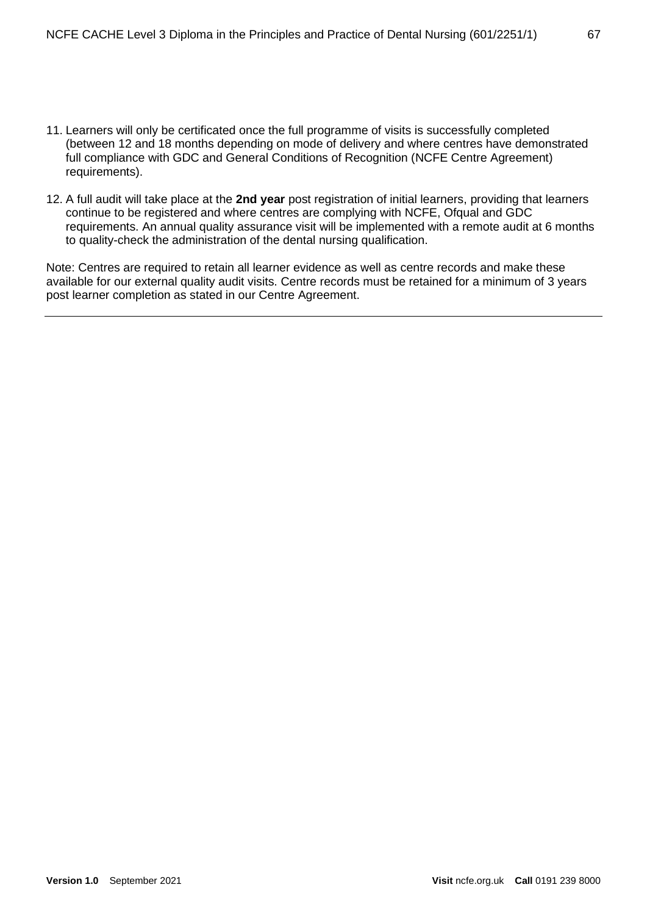11. Learners will only be certificated once the full programme of visits is successfully completed (between 12 and 18 months depending on mode of delivery and where centres have demonstrated full compliance with GDC and General Conditions of Recognition (NCFE Centre Agreement) requirements).

12. A full audit will take place at the **2nd year** post registration of initial learners, providing that learners continue to be registered and where centres are complying with NCFE, Ofqual and GDC requirements. An annual quality assurance visit will be implemented with a remote audit at 6 months to quality-check the administration of the dental nursing qualification.

Note: Centres are required to retain all learner evidence as well as centre records and make these available for our external quality audit visits. Centre records must be retained for a minimum of 3 years post learner completion as stated in our Centre Agreement.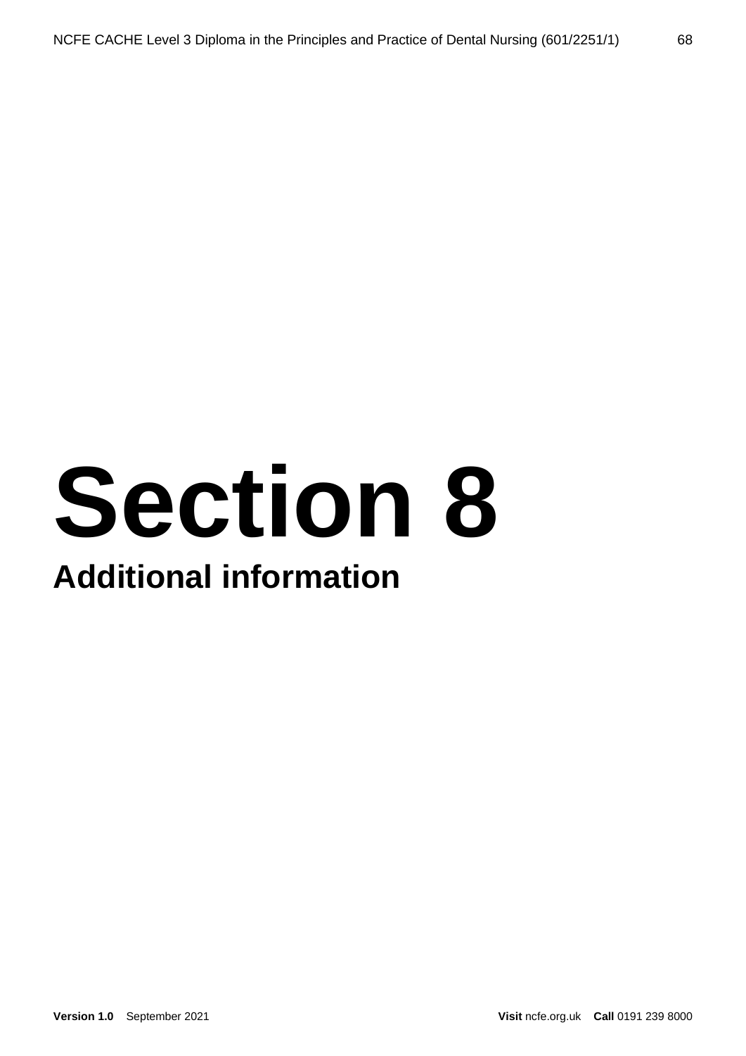# Section 8

## Additional information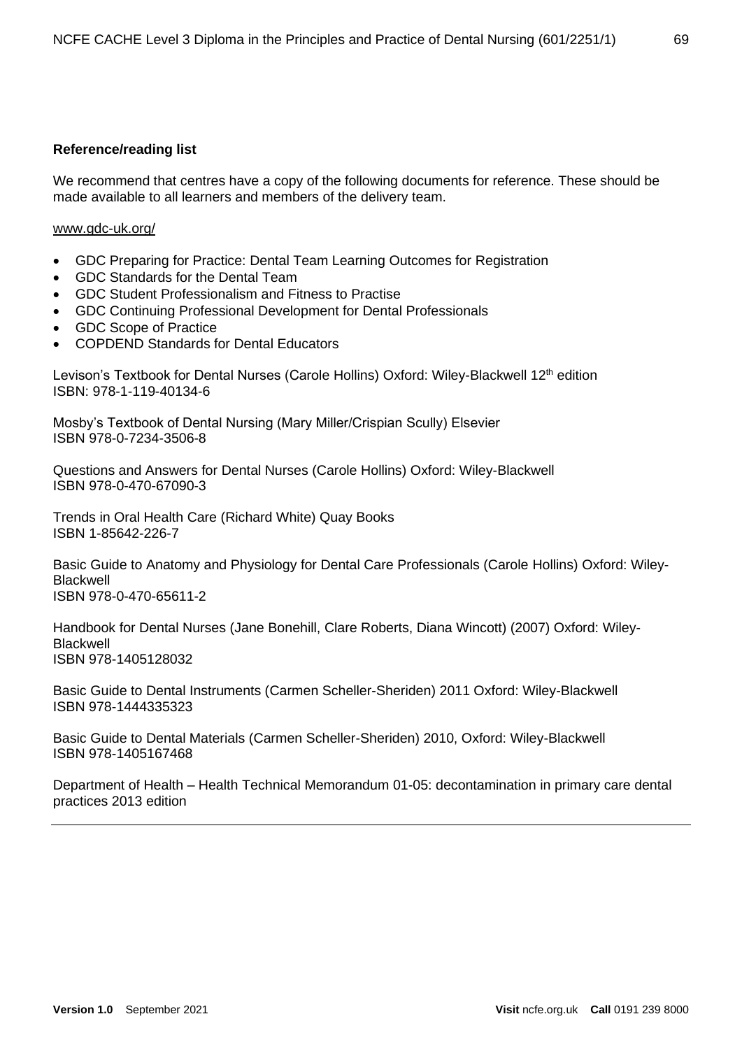**Reference/reading list**

We recommend that centres have a copy of the following documents for reference. These should be made available to all learners and members of the delivery team.

www.gdc-uk.org/

- GDC Preparing for Practice: Dental Team Learning Outcomes for Registration
- GDC Standards for the Dental Team
- GDC Student Professionalism and Fitness to Practise
- GDC Continuing Professional Development for Dental Professionals
- GDC Scope of Practice
- COPDEND Standards for Dental Educators

Levison's Textbook for Dental Nurses (Carole Hollins) Oxford: Wiley-Blackwell 12th edition
ISBN: 978-1-119-40134-6

Mosby's Textbook of Dental Nursing (Mary Miller/Crispian Scully) Elsevier
ISBN 978-0-7234-3506-8

Questions and Answers for Dental Nurses (Carole Hollins) Oxford: Wiley-Blackwell
ISBN 978-0-470-67090-3

Trends in Oral Health Care (Richard White) Quay Books
ISBN 1-85642-226-7

Basic Guide to Anatomy and Physiology for Dental Care Professionals (Carole Hollins) Oxford: Wiley-Blackwell
ISBN 978-0-470-65611-2

Handbook for Dental Nurses (Jane Bonehill, Clare Roberts, Diana Wincott) (2007) Oxford: Wiley-Blackwell
ISBN 978-1405128032

Basic Guide to Dental Instruments (Carmen Scheller-Sheriden) 2011 Oxford: Wiley-Blackwell
ISBN 978-1444335323

Basic Guide to Dental Materials (Carmen Scheller-Sheriden) 2010, Oxford: Wiley-Blackwell
ISBN 978-1405167468

Department of Health – Health Technical Memorandum 01-05: decontamination in primary care dental practices 2013 edition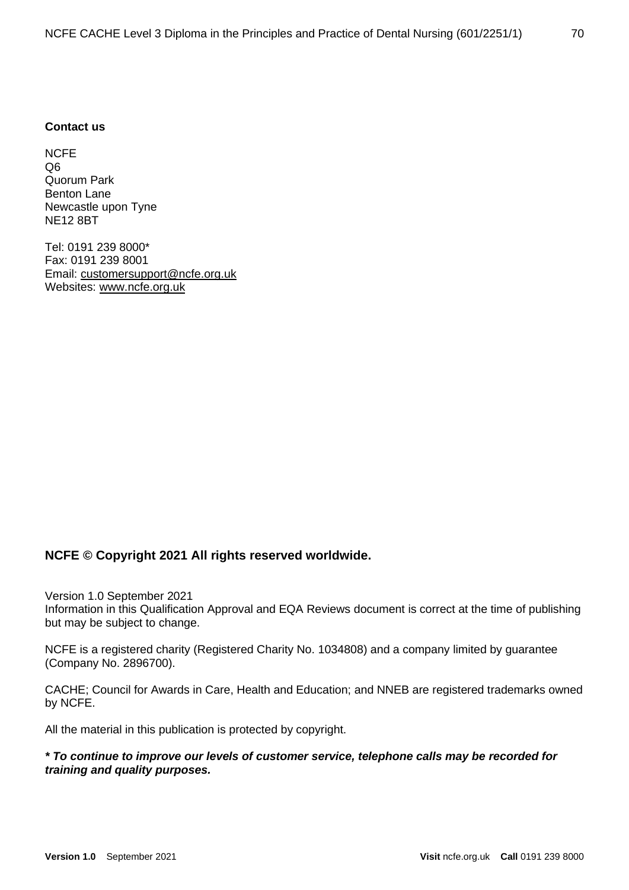**Contact us**

NCFE
Q6
Quorum Park
Benton Lane
Newcastle upon Tyne
NE12 8BT

Tel: 0191 239 8000*
Fax: 0191 239 8001
Email: customersupport@ncfe.org.uk
Websites: www.ncfe.org.uk

**NCFE © Copyright 2021 All rights reserved worldwide.**

Version 1.0 September 2021
Information in this Qualification Approval and EQA Reviews document is correct at the time of publishing but may be subject to change.

NCFE is a registered charity (Registered Charity No. 1034808) and a company limited by guarantee (Company No. 2896700).

CACHE; Council for Awards in Care, Health and Education; and NNEB are registered trademarks owned by NCFE.

All the material in this publication is protected by copyright.

***\* To continue to improve our levels of customer service, telephone calls may be recorded for training and quality purposes.***